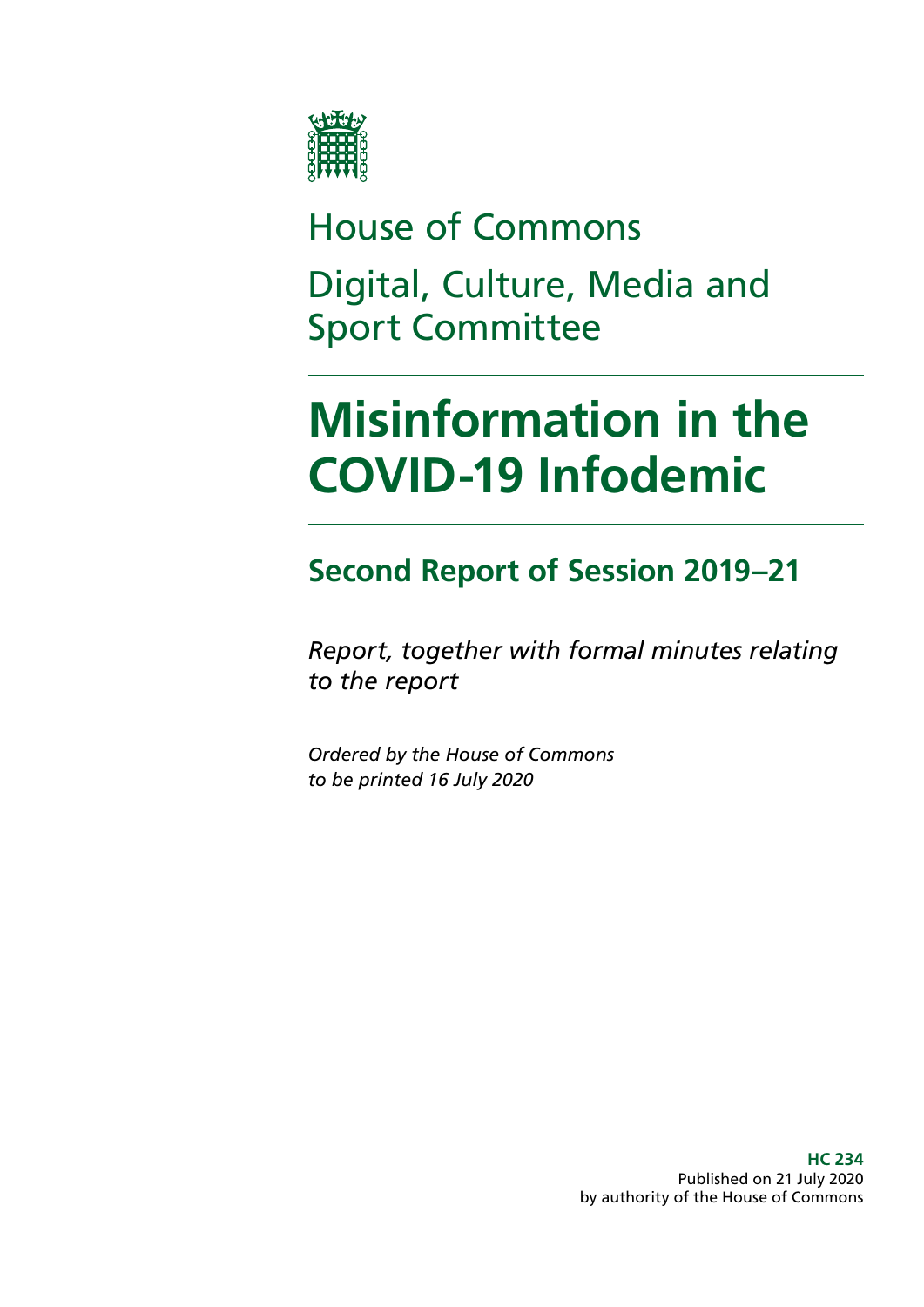House of Commons

Digital, Culture, Media and Sport Committee

# Misinformation in the COVID-19 Infodemic

## Second Report of Session 2019–21

*Report, together with formal minutes relating to the report*

*Ordered by the House of Commons to be printed 16 July 2020*

**HC 234**
Published on 21 July 2020
by authority of the House of Commons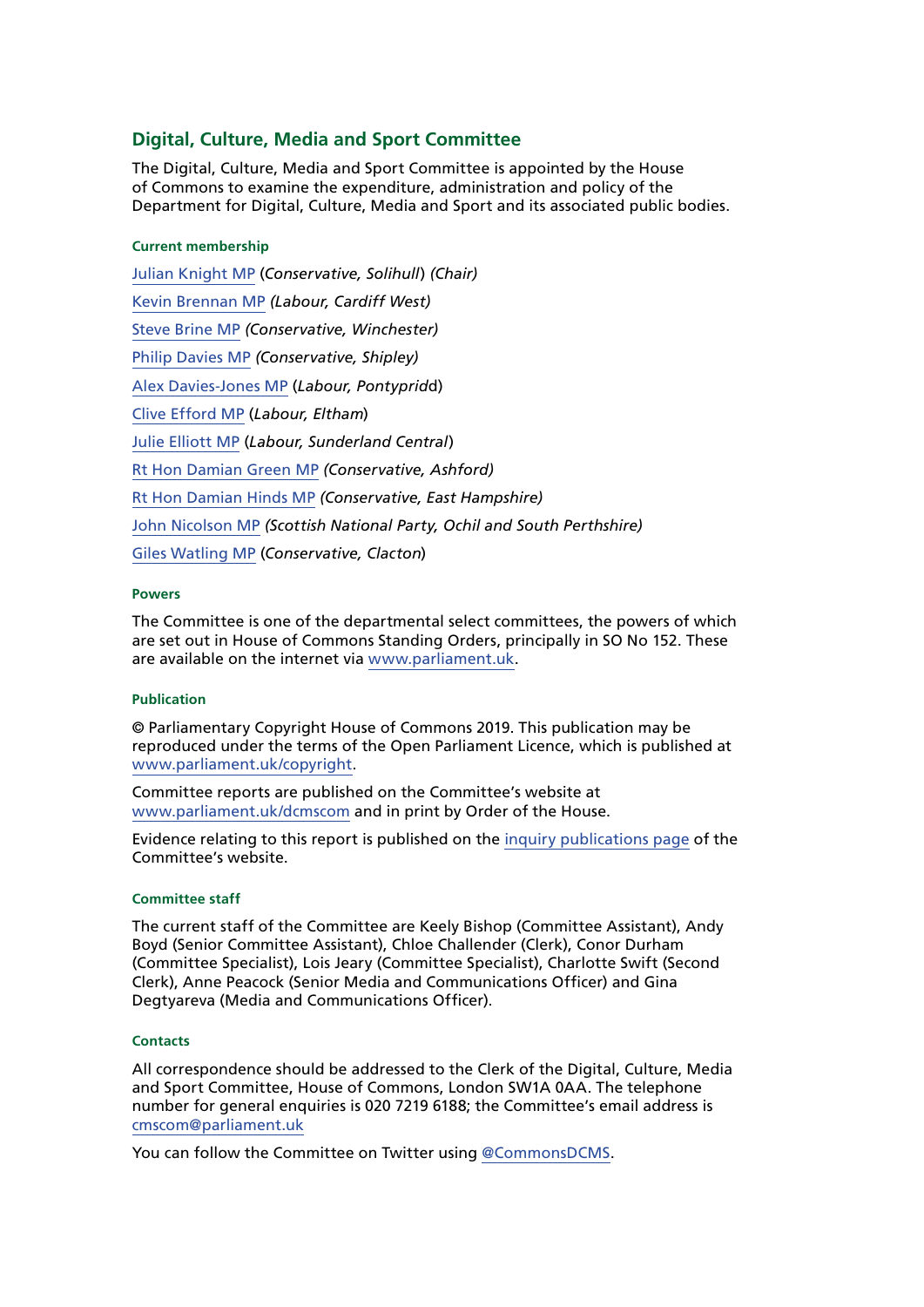## Digital, Culture, Media and Sport Committee

The Digital, Culture, Media and Sport Committee is appointed by the House of Commons to examine the expenditure, administration and policy of the Department for Digital, Culture, Media and Sport and its associated public bodies.

#### Current membership

[Julian Knight MP](#) (*Conservative, Solihull*) *(Chair)*

[Kevin Brennan MP](#) *(Labour, Cardiff West)*

[Steve Brine MP](#) *(Conservative, Winchester)*

[Philip Davies MP](#) *(Conservative, Shipley)*

[Alex Davies-Jones MP](#) (*Labour, Pontypridd*)

[Clive Efford MP](#) (*Labour, Eltham*)

[Julie Elliott MP](#) (*Labour, Sunderland Central*)

[Rt Hon Damian Green MP](#) *(Conservative, Ashford)*

[Rt Hon Damian Hinds MP](#) *(Conservative, East Hampshire)*

[John Nicolson MP](#) *(Scottish National Party, Ochil and South Perthshire)*

[Giles Watling MP](#) (*Conservative, Clacton*)

#### Powers

The Committee is one of the departmental select committees, the powers of which are set out in House of Commons Standing Orders, principally in SO No 152. These are available on the internet via [www.parliament.uk](#).

#### Publication

© Parliamentary Copyright House of Commons 2019. This publication may be reproduced under the terms of the Open Parliament Licence, which is published at [www.parliament.uk/copyright](#).

Committee reports are published on the Committee's website at [www.parliament.uk/dcmscom](#) and in print by Order of the House.

Evidence relating to this report is published on the [inquiry publications page](#) of the Committee's website.

#### Committee staff

The current staff of the Committee are Keely Bishop (Committee Assistant), Andy Boyd (Senior Committee Assistant), Chloe Challender (Clerk), Conor Durham (Committee Specialist), Lois Jeary (Committee Specialist), Charlotte Swift (Second Clerk), Anne Peacock (Senior Media and Communications Officer) and Gina Degtyareva (Media and Communications Officer).

#### Contacts

All correspondence should be addressed to the Clerk of the Digital, Culture, Media and Sport Committee, House of Commons, London SW1A 0AA. The telephone number for general enquiries is 020 7219 6188; the Committee's email address is [cmscom@parliament.uk](#)

You can follow the Committee on Twitter using [@CommonsDCMS](#).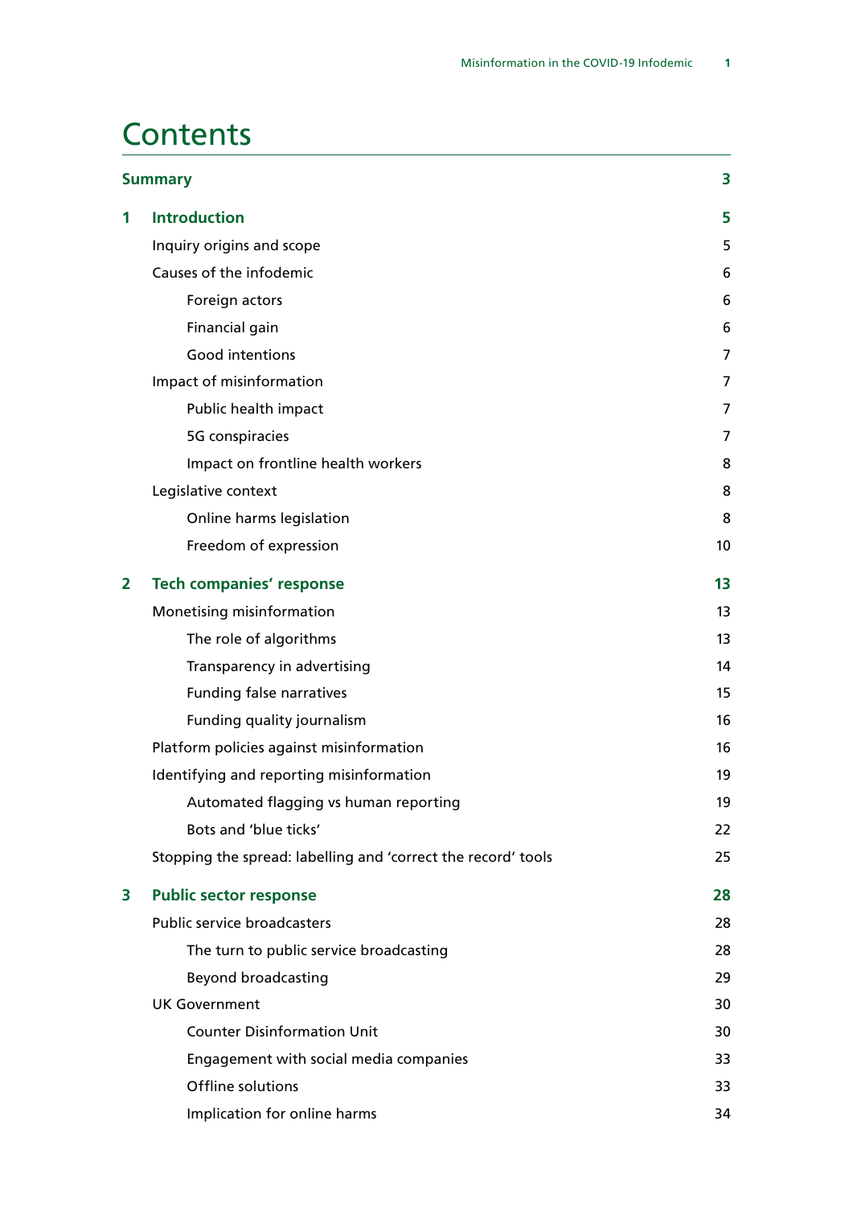# Contents

| | | |
|---|---|---|
| **Summary** | | **3** |
| **1** | **Introduction** | **5** |
| | Inquiry origins and scope | 5 |
| | Causes of the infodemic | 6 |
| | Foreign actors | 6 |
| | Financial gain | 6 |
| | Good intentions | 7 |
| | Impact of misinformation | 7 |
| | Public health impact | 7 |
| | 5G conspiracies | 7 |
| | Impact on frontline health workers | 8 |
| | Legislative context | 8 |
| | Online harms legislation | 8 |
| | Freedom of expression | 10 |
| **2** | **Tech companies' response** | **13** |
| | Monetising misinformation | 13 |
| | The role of algorithms | 13 |
| | Transparency in advertising | 14 |
| | Funding false narratives | 15 |
| | Funding quality journalism | 16 |
| | Platform policies against misinformation | 16 |
| | Identifying and reporting misinformation | 19 |
| | Automated flagging vs human reporting | 19 |
| | Bots and 'blue ticks' | 22 |
| | Stopping the spread: labelling and 'correct the record' tools | 25 |
| **3** | **Public sector response** | **28** |
| | Public service broadcasters | 28 |
| | The turn to public service broadcasting | 28 |
| | Beyond broadcasting | 29 |
| | UK Government | 30 |
| | Counter Disinformation Unit | 30 |
| | Engagement with social media companies | 33 |
| | Offline solutions | 33 |
| | Implication for online harms | 34 |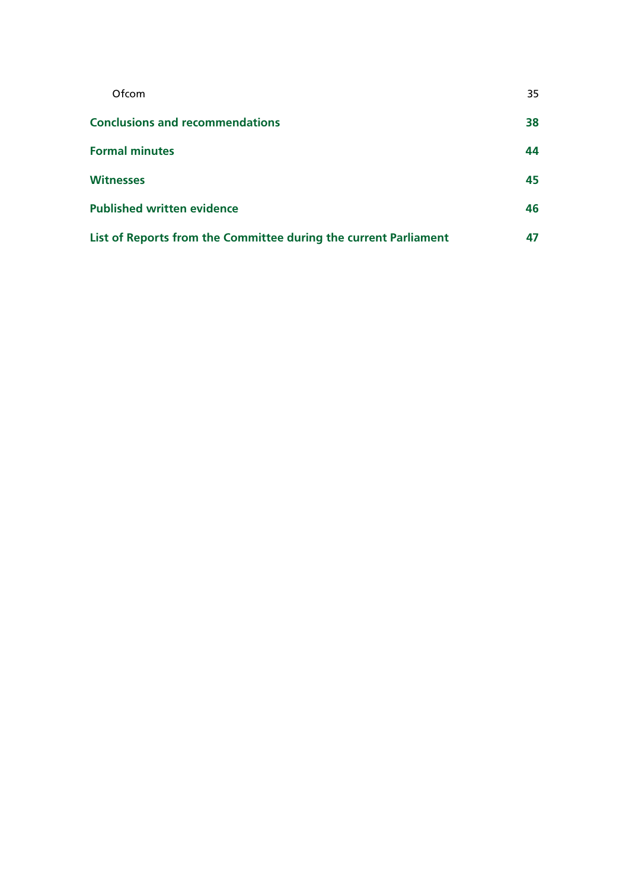Ofcom 35

**Conclusions and recommendations** **38**

**Formal minutes** **44**

**Witnesses** **45**

**Published written evidence** **46**

**List of Reports from the Committee during the current Parliament** **47**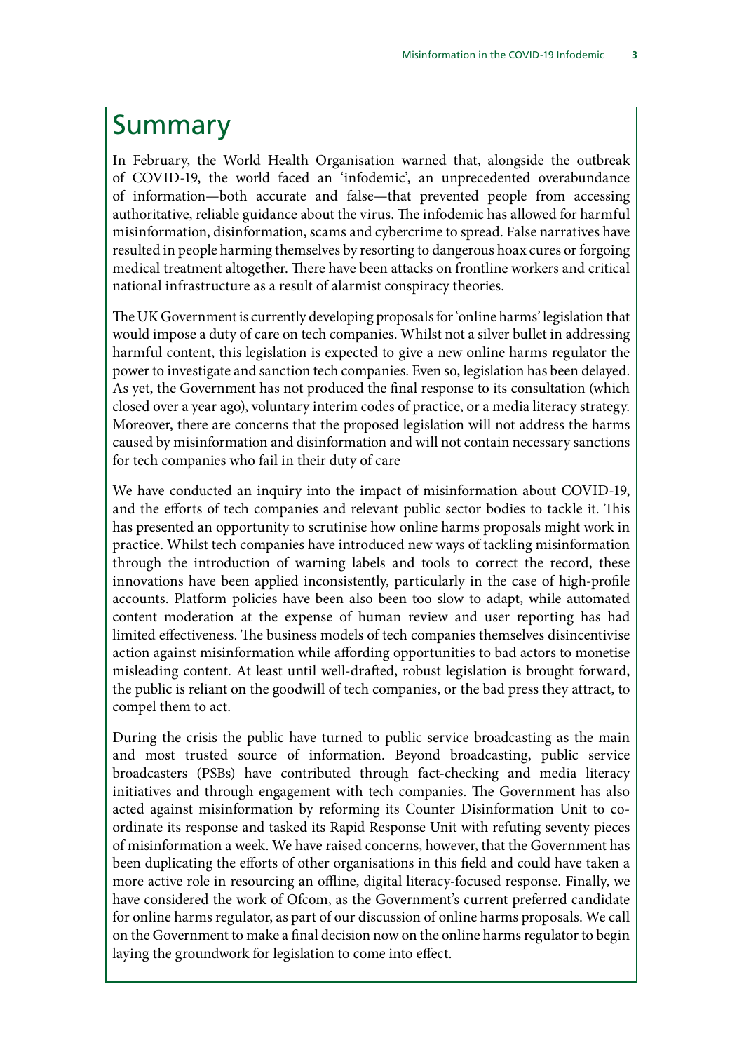# Summary

In February, the World Health Organisation warned that, alongside the outbreak of COVID-19, the world faced an 'infodemic', an unprecedented overabundance of information—both accurate and false—that prevented people from accessing authoritative, reliable guidance about the virus. The infodemic has allowed for harmful misinformation, disinformation, scams and cybercrime to spread. False narratives have resulted in people harming themselves by resorting to dangerous hoax cures or forgoing medical treatment altogether. There have been attacks on frontline workers and critical national infrastructure as a result of alarmist conspiracy theories.

The UK Government is currently developing proposals for 'online harms' legislation that would impose a duty of care on tech companies. Whilst not a silver bullet in addressing harmful content, this legislation is expected to give a new online harms regulator the power to investigate and sanction tech companies. Even so, legislation has been delayed. As yet, the Government has not produced the final response to its consultation (which closed over a year ago), voluntary interim codes of practice, or a media literacy strategy. Moreover, there are concerns that the proposed legislation will not address the harms caused by misinformation and disinformation and will not contain necessary sanctions for tech companies who fail in their duty of care

We have conducted an inquiry into the impact of misinformation about COVID-19, and the efforts of tech companies and relevant public sector bodies to tackle it. This has presented an opportunity to scrutinise how online harms proposals might work in practice. Whilst tech companies have introduced new ways of tackling misinformation through the introduction of warning labels and tools to correct the record, these innovations have been applied inconsistently, particularly in the case of high-profile accounts. Platform policies have been also been too slow to adapt, while automated content moderation at the expense of human review and user reporting has had limited effectiveness. The business models of tech companies themselves disincentivise action against misinformation while affording opportunities to bad actors to monetise misleading content. At least until well-drafted, robust legislation is brought forward, the public is reliant on the goodwill of tech companies, or the bad press they attract, to compel them to act.

During the crisis the public have turned to public service broadcasting as the main and most trusted source of information. Beyond broadcasting, public service broadcasters (PSBs) have contributed through fact-checking and media literacy initiatives and through engagement with tech companies. The Government has also acted against misinformation by reforming its Counter Disinformation Unit to co-ordinate its response and tasked its Rapid Response Unit with refuting seventy pieces of misinformation a week. We have raised concerns, however, that the Government has been duplicating the efforts of other organisations in this field and could have taken a more active role in resourcing an offline, digital literacy-focused response. Finally, we have considered the work of Ofcom, as the Government's current preferred candidate for online harms regulator, as part of our discussion of online harms proposals. We call on the Government to make a final decision now on the online harms regulator to begin laying the groundwork for legislation to come into effect.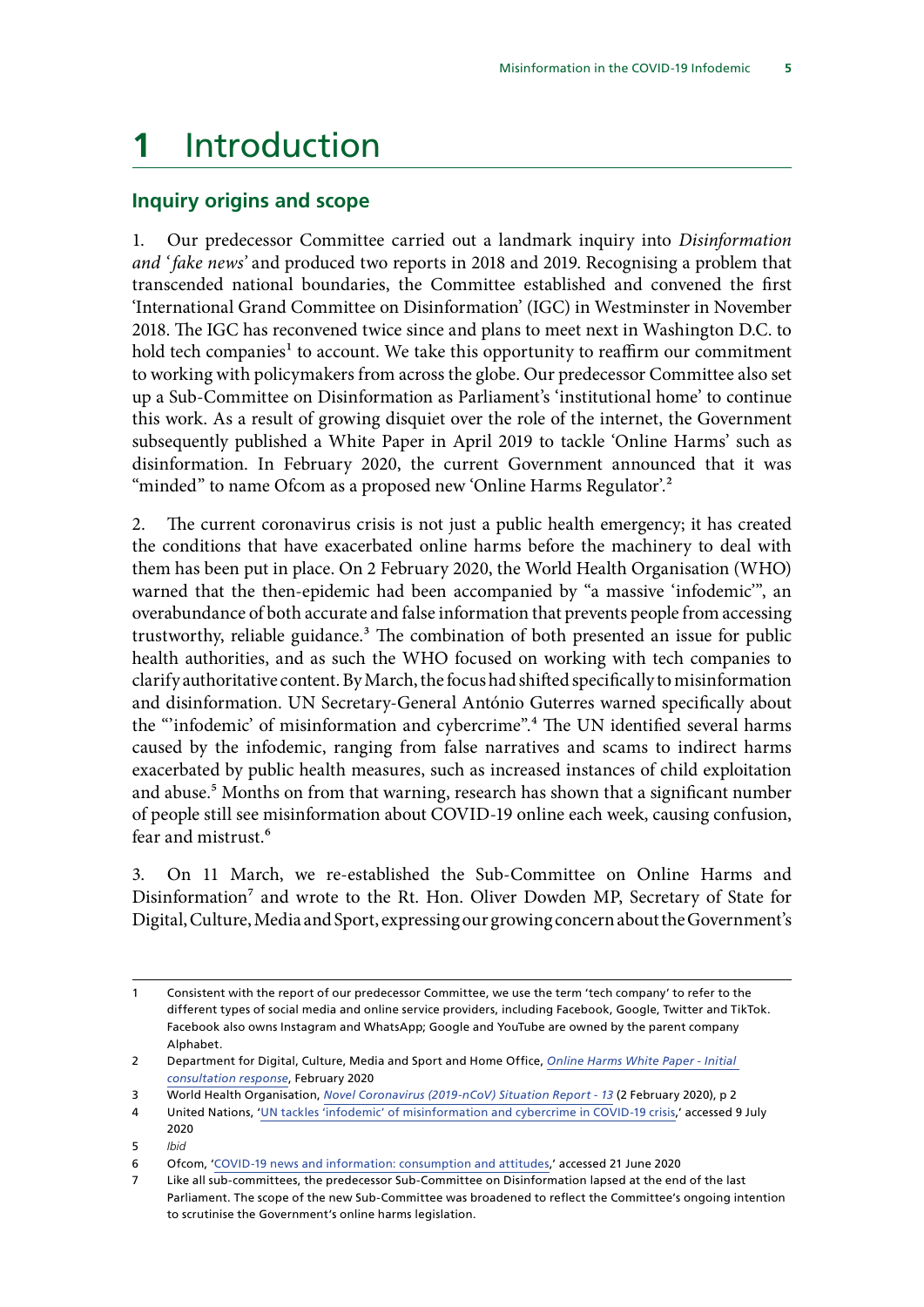# 1 Introduction

## Inquiry origins and scope

1. Our predecessor Committee carried out a landmark inquiry into *Disinformation and 'fake news'* and produced two reports in 2018 and 2019. Recognising a problem that transcended national boundaries, the Committee established and convened the first 'International Grand Committee on Disinformation' (IGC) in Westminster in November 2018. The IGC has reconvened twice since and plans to meet next in Washington D.C. to hold tech companies[1] to account. We take this opportunity to reaffirm our commitment to working with policymakers from across the globe. Our predecessor Committee also set up a Sub-Committee on Disinformation as Parliament's 'institutional home' to continue this work. As a result of growing disquiet over the role of the internet, the Government subsequently published a White Paper in April 2019 to tackle 'Online Harms' such as disinformation. In February 2020, the current Government announced that it was "minded" to name Ofcom as a proposed new 'Online Harms Regulator'.[2]

2. The current coronavirus crisis is not just a public health emergency; it has created the conditions that have exacerbated online harms before the machinery to deal with them has been put in place. On 2 February 2020, the World Health Organisation (WHO) warned that the then-epidemic had been accompanied by "a massive 'infodemic'", an overabundance of both accurate and false information that prevents people from accessing trustworthy, reliable guidance.[3] The combination of both presented an issue for public health authorities, and as such the WHO focused on working with tech companies to clarify authoritative content. By March, the focus had shifted specifically to misinformation and disinformation. UN Secretary-General António Guterres warned specifically about the "'infodemic' of misinformation and cybercrime".[4] The UN identified several harms caused by the infodemic, ranging from false narratives and scams to indirect harms exacerbated by public health measures, such as increased instances of child exploitation and abuse.[5] Months on from that warning, research has shown that a significant number of people still see misinformation about COVID-19 online each week, causing confusion, fear and mistrust.[6]

3. On 11 March, we re-established the Sub-Committee on Online Harms and Disinformation[7] and wrote to the Rt. Hon. Oliver Dowden MP, Secretary of State for Digital, Culture, Media and Sport, expressing our growing concern about the Government's

---

1 Consistent with the report of our predecessor Committee, we use the term 'tech company' to refer to the different types of social media and online service providers, including Facebook, Google, Twitter and TikTok. Facebook also owns Instagram and WhatsApp; Google and YouTube are owned by the parent company Alphabet.

2 Department for Digital, Culture, Media and Sport and Home Office, *Online Harms White Paper - Initial consultation response*, February 2020

3 World Health Organisation, *Novel Coronavirus (2019-nCoV) Situation Report - 13* (2 February 2020), p 2

4 United Nations, 'UN tackles 'infodemic' of misinformation and cybercrime in COVID-19 crisis,' accessed 9 July 2020

5 *Ibid*

6 Ofcom, 'COVID-19 news and information: consumption and attitudes,' accessed 21 June 2020

7 Like all sub-committees, the predecessor Sub-Committee on Disinformation lapsed at the end of the last Parliament. The scope of the new Sub-Committee was broadened to reflect the Committee's ongoing intention to scrutinise the Government's online harms legislation.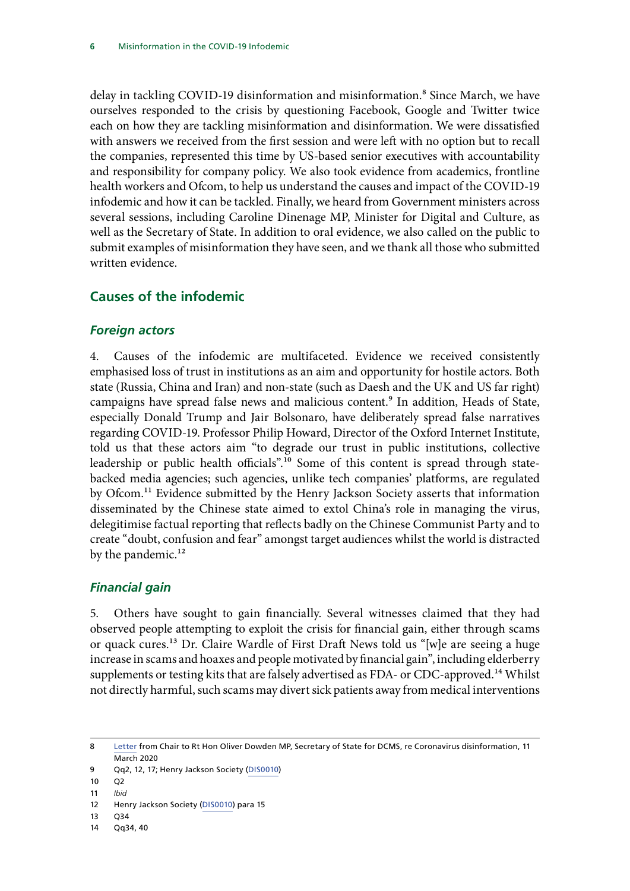delay in tackling COVID-19 disinformation and misinformation.[8] Since March, we have ourselves responded to the crisis by questioning Facebook, Google and Twitter twice each on how they are tackling misinformation and disinformation. We were dissatisfied with answers we received from the first session and were left with no option but to recall the companies, represented this time by US-based senior executives with accountability and responsibility for company policy. We also took evidence from academics, frontline health workers and Ofcom, to help us understand the causes and impact of the COVID-19 infodemic and how it can be tackled. Finally, we heard from Government ministers across several sessions, including Caroline Dinenage MP, Minister for Digital and Culture, as well as the Secretary of State. In addition to oral evidence, we also called on the public to submit examples of misinformation they have seen, and we thank all those who submitted written evidence.

## Causes of the infodemic

### *Foreign actors*

4. Causes of the infodemic are multifaceted. Evidence we received consistently emphasised loss of trust in institutions as an aim and opportunity for hostile actors. Both state (Russia, China and Iran) and non-state (such as Daesh and the UK and US far right) campaigns have spread false news and malicious content.[9] In addition, Heads of State, especially Donald Trump and Jair Bolsonaro, have deliberately spread false narratives regarding COVID-19. Professor Philip Howard, Director of the Oxford Internet Institute, told us that these actors aim "to degrade our trust in public institutions, collective leadership or public health officials".[10] Some of this content is spread through state-backed media agencies; such agencies, unlike tech companies' platforms, are regulated by Ofcom.[11] Evidence submitted by the Henry Jackson Society asserts that information disseminated by the Chinese state aimed to extol China's role in managing the virus, delegitimise factual reporting that reflects badly on the Chinese Communist Party and to create "doubt, confusion and fear" amongst target audiences whilst the world is distracted by the pandemic.[12]

### *Financial gain*

5. Others have sought to gain financially. Several witnesses claimed that they had observed people attempting to exploit the crisis for financial gain, either through scams or quack cures.[13] Dr. Claire Wardle of First Draft News told us "[w]e are seeing a huge increase in scams and hoaxes and people motivated by financial gain", including elderberry supplements or testing kits that are falsely advertised as FDA- or CDC-approved.[14] Whilst not directly harmful, such scams may divert sick patients away from medical interventions

---

8 Letter from Chair to Rt Hon Oliver Dowden MP, Secretary of State for DCMS, re Coronavirus disinformation, 11 March 2020

9 Qq2, 12, 17; Henry Jackson Society (DIS0010)

10 Q2

11 *Ibid*

12 Henry Jackson Society (DIS0010) para 15

13 Q34

14 Qq34, 40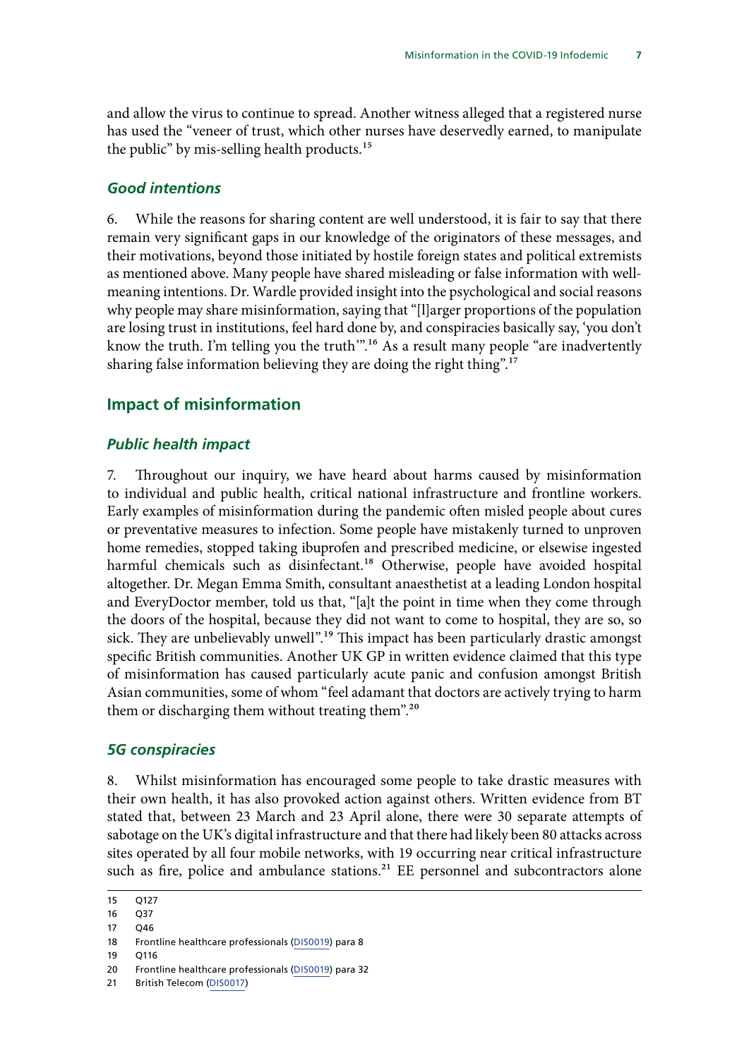and allow the virus to continue to spread. Another witness alleged that a registered nurse has used the "veneer of trust, which other nurses have deservedly earned, to manipulate the public" by mis-selling health products.[15]

### *Good intentions*

6. While the reasons for sharing content are well understood, it is fair to say that there remain very significant gaps in our knowledge of the originators of these messages, and their motivations, beyond those initiated by hostile foreign states and political extremists as mentioned above. Many people have shared misleading or false information with well-meaning intentions. Dr. Wardle provided insight into the psychological and social reasons why people may share misinformation, saying that "[l]arger proportions of the population are losing trust in institutions, feel hard done by, and conspiracies basically say, 'you don't know the truth. I'm telling you the truth'".[16] As a result many people "are inadvertently sharing false information believing they are doing the right thing".[17]

## Impact of misinformation

### *Public health impact*

7. Throughout our inquiry, we have heard about harms caused by misinformation to individual and public health, critical national infrastructure and frontline workers. Early examples of misinformation during the pandemic often misled people about cures or preventative measures to infection. Some people have mistakenly turned to unproven home remedies, stopped taking ibuprofen and prescribed medicine, or elsewise ingested harmful chemicals such as disinfectant.[18] Otherwise, people have avoided hospital altogether. Dr. Megan Emma Smith, consultant anaesthetist at a leading London hospital and EveryDoctor member, told us that, "[a]t the point in time when they come through the doors of the hospital, because they did not want to come to hospital, they are so, so sick. They are unbelievably unwell".[19] This impact has been particularly drastic amongst specific British communities. Another UK GP in written evidence claimed that this type of misinformation has caused particularly acute panic and confusion amongst British Asian communities, some of whom "feel adamant that doctors are actively trying to harm them or discharging them without treating them".[20]

### *5G conspiracies*

8. Whilst misinformation has encouraged some people to take drastic measures with their own health, it has also provoked action against others. Written evidence from BT stated that, between 23 March and 23 April alone, there were 30 separate attempts of sabotage on the UK's digital infrastructure and that there had likely been 80 attacks across sites operated by all four mobile networks, with 19 occurring near critical infrastructure such as fire, police and ambulance stations.[21] EE personnel and subcontractors alone

---

15 Q127

16 Q37

17 Q46

18 Frontline healthcare professionals (DIS0019) para 8

19 Q116

20 Frontline healthcare professionals (DIS0019) para 32

21 British Telecom (DIS0017)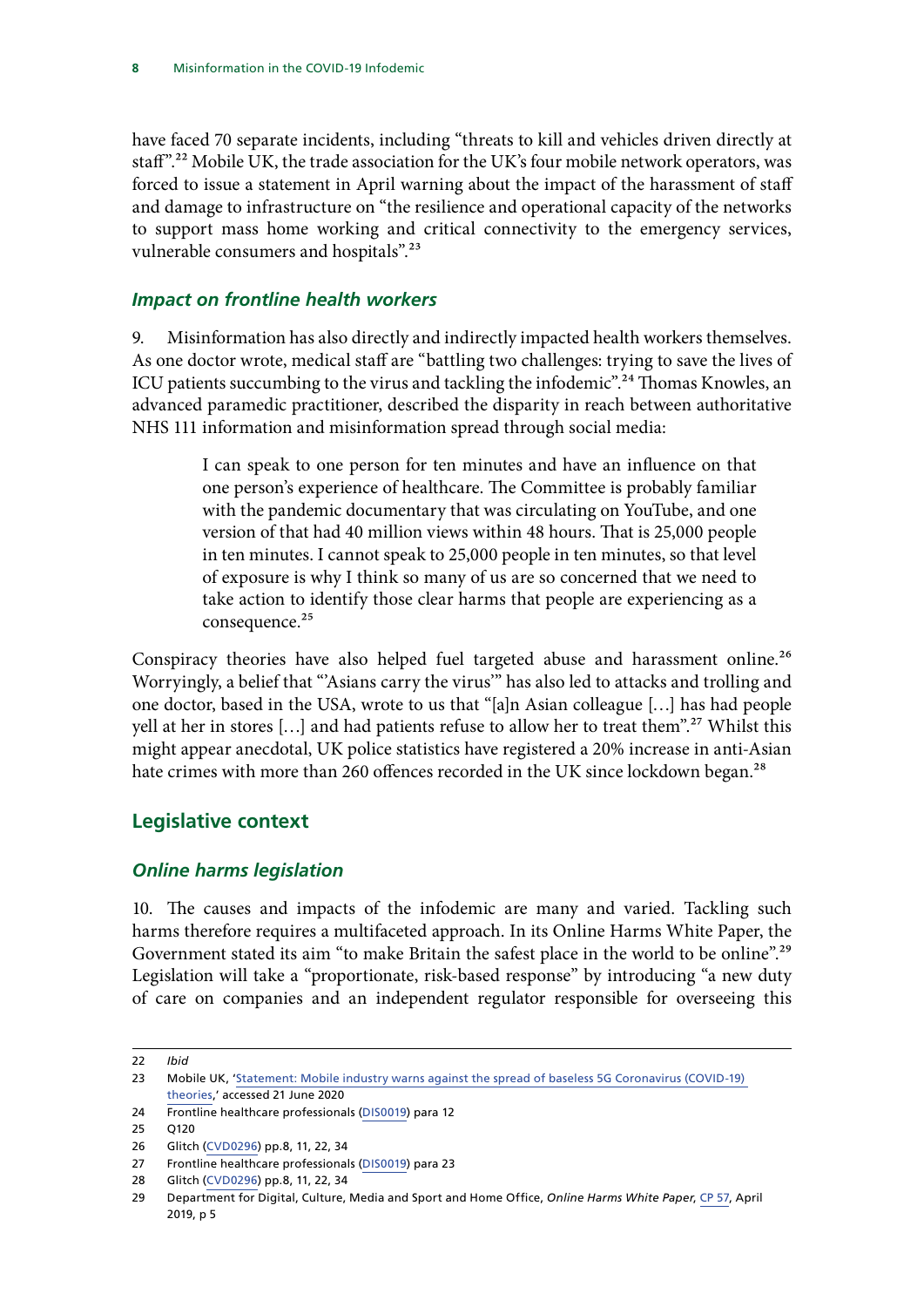have faced 70 separate incidents, including "threats to kill and vehicles driven directly at staff".[22] Mobile UK, the trade association for the UK's four mobile network operators, was forced to issue a statement in April warning about the impact of the harassment of staff and damage to infrastructure on "the resilience and operational capacity of the networks to support mass home working and critical connectivity to the emergency services, vulnerable consumers and hospitals".[23]

### *Impact on frontline health workers*

9. Misinformation has also directly and indirectly impacted health workers themselves. As one doctor wrote, medical staff are "battling two challenges: trying to save the lives of ICU patients succumbing to the virus and tackling the infodemic".[24] Thomas Knowles, an advanced paramedic practitioner, described the disparity in reach between authoritative NHS 111 information and misinformation spread through social media:

> I can speak to one person for ten minutes and have an influence on that one person's experience of healthcare. The Committee is probably familiar with the pandemic documentary that was circulating on YouTube, and one version of that had 40 million views within 48 hours. That is 25,000 people in ten minutes. I cannot speak to 25,000 people in ten minutes, so that level of exposure is why I think so many of us are so concerned that we need to take action to identify those clear harms that people are experiencing as a consequence.[25]

Conspiracy theories have also helped fuel targeted abuse and harassment online.[26] Worryingly, a belief that "'Asians carry the virus'" has also led to attacks and trolling and one doctor, based in the USA, wrote to us that "[a]n Asian colleague […] has had people yell at her in stores […] and had patients refuse to allow her to treat them".[27] Whilst this might appear anecdotal, UK police statistics have registered a 20% increase in anti-Asian hate crimes with more than 260 offences recorded in the UK since lockdown began.[28]

## Legislative context

### *Online harms legislation*

10. The causes and impacts of the infodemic are many and varied. Tackling such harms therefore requires a multifaceted approach. In its Online Harms White Paper, the Government stated its aim "to make Britain the safest place in the world to be online".[29] Legislation will take a "proportionate, risk-based response" by introducing "a new duty of care on companies and an independent regulator responsible for overseeing this

---

22 *Ibid*

23 Mobile UK, 'Statement: Mobile industry warns against the spread of baseless 5G Coronavirus (COVID-19) theories,' accessed 21 June 2020

24 Frontline healthcare professionals (DIS0019) para 12

25 Q120

26 Glitch (CVD0296) pp.8, 11, 22, 34

27 Frontline healthcare professionals (DIS0019) para 23

28 Glitch (CVD0296) pp.8, 11, 22, 34

29 Department for Digital, Culture, Media and Sport and Home Office, *Online Harms White Paper*, CP 57, April 2019, p 5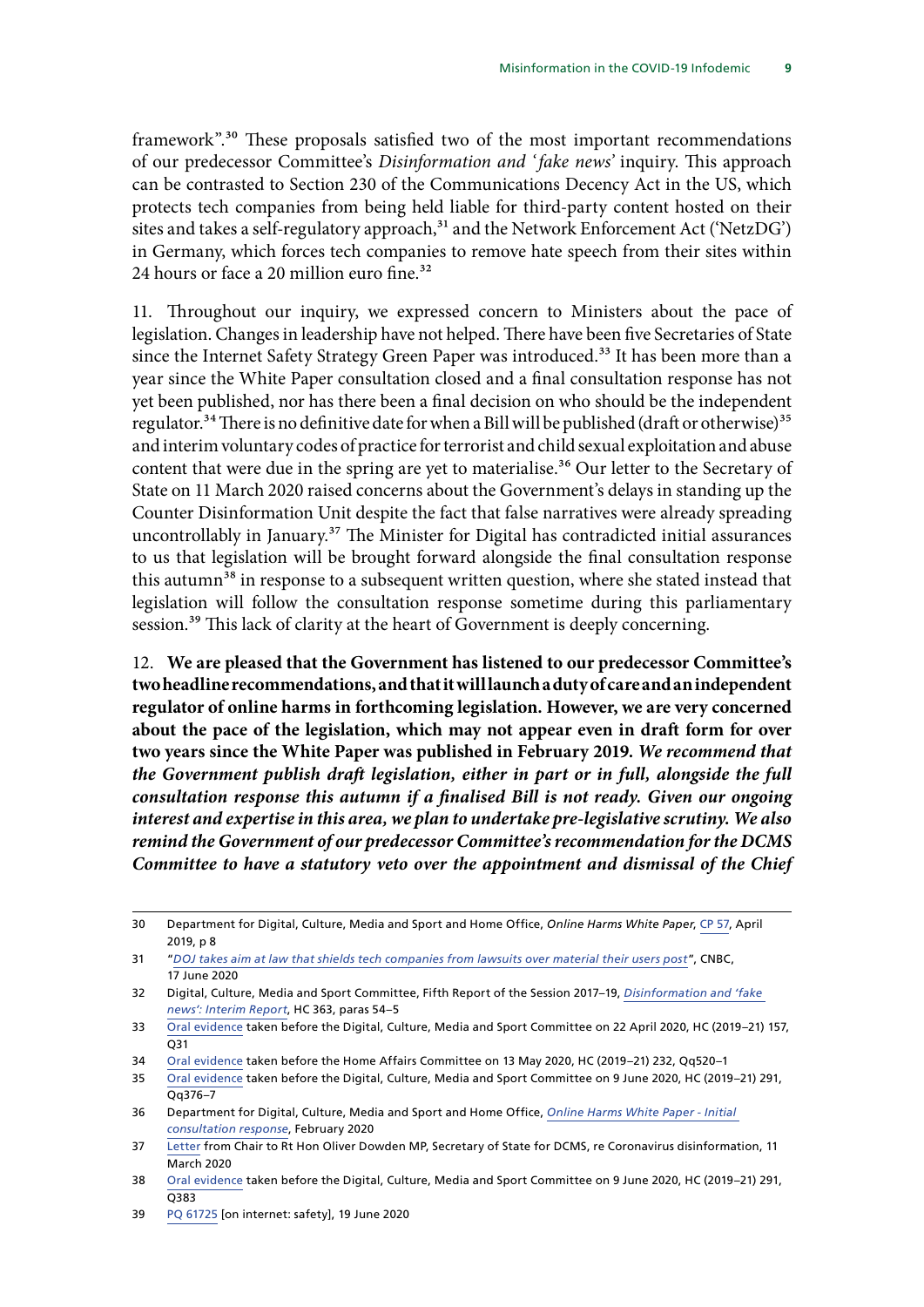framework".[30] These proposals satisfied two of the most important recommendations of our predecessor Committee's *Disinformation and 'fake news'* inquiry. This approach can be contrasted to Section 230 of the Communications Decency Act in the US, which protects tech companies from being held liable for third-party content hosted on their sites and takes a self-regulatory approach,[31] and the Network Enforcement Act ('NetzDG') in Germany, which forces tech companies to remove hate speech from their sites within 24 hours or face a 20 million euro fine.[32]

11. Throughout our inquiry, we expressed concern to Ministers about the pace of legislation. Changes in leadership have not helped. There have been five Secretaries of State since the Internet Safety Strategy Green Paper was introduced.[33] It has been more than a year since the White Paper consultation closed and a final consultation response has not yet been published, nor has there been a final decision on who should be the independent regulator.[34] There is no definitive date for when a Bill will be published (draft or otherwise)[35] and interim voluntary codes of practice for terrorist and child sexual exploitation and abuse content that were due in the spring are yet to materialise.[36] Our letter to the Secretary of State on 11 March 2020 raised concerns about the Government's delays in standing up the Counter Disinformation Unit despite the fact that false narratives were already spreading uncontrollably in January.[37] The Minister for Digital has contradicted initial assurances to us that legislation will be brought forward alongside the final consultation response this autumn[38] in response to a subsequent written question, where she stated instead that legislation will follow the consultation response sometime during this parliamentary session.[39] This lack of clarity at the heart of Government is deeply concerning.

12. **We are pleased that the Government has listened to our predecessor Committee's two headline recommendations, and that it will launch a duty of care and an independent regulator of online harms in forthcoming legislation. However, we are very concerned about the pace of the legislation, which may not appear even in draft form for over two years since the White Paper was published in February 2019.** ***We recommend that the Government publish draft legislation, either in part or in full, alongside the full consultation response this autumn if a finalised Bill is not ready. Given our ongoing interest and expertise in this area, we plan to undertake pre-legislative scrutiny. We also remind the Government of our predecessor Committee's recommendation for the DCMS Committee to have a statutory veto over the appointment and dismissal of the Chief***

30 Department for Digital, Culture, Media and Sport and Home Office, *Online Harms White Paper*, CP 57, April 2019, p 8

31 "*DOJ takes aim at law that shields tech companies from lawsuits over material their users post*", CNBC, 17 June 2020

32 Digital, Culture, Media and Sport Committee, Fifth Report of the Session 2017–19, *Disinformation and 'fake news': Interim Report*, HC 363, paras 54–5

33 Oral evidence taken before the Digital, Culture, Media and Sport Committee on 22 April 2020, HC (2019–21) 157, Q31

34 Oral evidence taken before the Home Affairs Committee on 13 May 2020, HC (2019–21) 232, Qq520–1

35 Oral evidence taken before the Digital, Culture, Media and Sport Committee on 9 June 2020, HC (2019–21) 291, Qq376–7

36 Department for Digital, Culture, Media and Sport and Home Office, *Online Harms White Paper - Initial consultation response*, February 2020

37 Letter from Chair to Rt Hon Oliver Dowden MP, Secretary of State for DCMS, re Coronavirus disinformation, 11 March 2020

38 Oral evidence taken before the Digital, Culture, Media and Sport Committee on 9 June 2020, HC (2019–21) 291, Q383

39 PQ 61725 [on internet: safety], 19 June 2020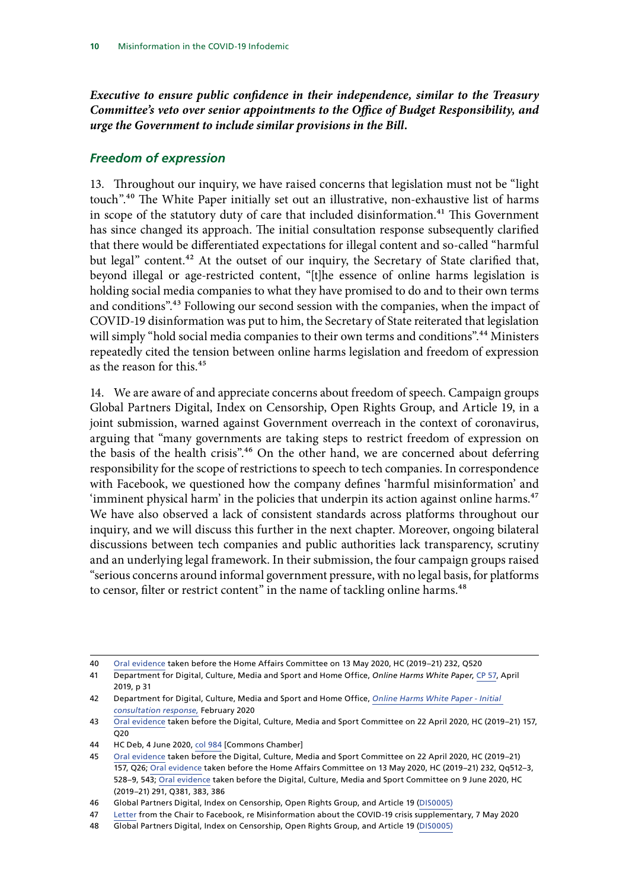***Executive to ensure public confidence in their independence, similar to the Treasury Committee's veto over senior appointments to the Office of Budget Responsibility, and urge the Government to include similar provisions in the Bill.***

### *Freedom of expression*

13. Throughout our inquiry, we have raised concerns that legislation must not be "light touch".[40] The White Paper initially set out an illustrative, non-exhaustive list of harms in scope of the statutory duty of care that included disinformation.[41] This Government has since changed its approach. The initial consultation response subsequently clarified that there would be differentiated expectations for illegal content and so-called "harmful but legal" content.[42] At the outset of our inquiry, the Secretary of State clarified that, beyond illegal or age-restricted content, "[t]he essence of online harms legislation is holding social media companies to what they have promised to do and to their own terms and conditions".[43] Following our second session with the companies, when the impact of COVID-19 disinformation was put to him, the Secretary of State reiterated that legislation will simply "hold social media companies to their own terms and conditions".[44] Ministers repeatedly cited the tension between online harms legislation and freedom of expression as the reason for this.[45]

14. We are aware of and appreciate concerns about freedom of speech. Campaign groups Global Partners Digital, Index on Censorship, Open Rights Group, and Article 19, in a joint submission, warned against Government overreach in the context of coronavirus, arguing that "many governments are taking steps to restrict freedom of expression on the basis of the health crisis".[46] On the other hand, we are concerned about deferring responsibility for the scope of restrictions to speech to tech companies. In correspondence with Facebook, we questioned how the company defines 'harmful misinformation' and 'imminent physical harm' in the policies that underpin its action against online harms.[47] We have also observed a lack of consistent standards across platforms throughout our inquiry, and we will discuss this further in the next chapter. Moreover, ongoing bilateral discussions between tech companies and public authorities lack transparency, scrutiny and an underlying legal framework. In their submission, the four campaign groups raised "serious concerns around informal government pressure, with no legal basis, for platforms to censor, filter or restrict content" in the name of tackling online harms.[48]

---

40 Oral evidence taken before the Home Affairs Committee on 13 May 2020, HC (2019–21) 232, Q520

41 Department for Digital, Culture, Media and Sport and Home Office, *Online Harms White Paper*, CP 57, April 2019, p 31

42 Department for Digital, Culture, Media and Sport and Home Office, *Online Harms White Paper - Initial consultation response*, February 2020

43 Oral evidence taken before the Digital, Culture, Media and Sport Committee on 22 April 2020, HC (2019–21) 157, Q20

44 HC Deb, 4 June 2020, col 984 [Commons Chamber]

45 Oral evidence taken before the Digital, Culture, Media and Sport Committee on 22 April 2020, HC (2019–21) 157, Q26; Oral evidence taken before the Home Affairs Committee on 13 May 2020, HC (2019–21) 232, Qq512–3, 528–9, 543; Oral evidence taken before the Digital, Culture, Media and Sport Committee on 9 June 2020, HC (2019–21) 291, Q381, 383, 386

46 Global Partners Digital, Index on Censorship, Open Rights Group, and Article 19 (DIS0005)

47 Letter from the Chair to Facebook, re Misinformation about the COVID-19 crisis supplementary, 7 May 2020

48 Global Partners Digital, Index on Censorship, Open Rights Group, and Article 19 (DIS0005)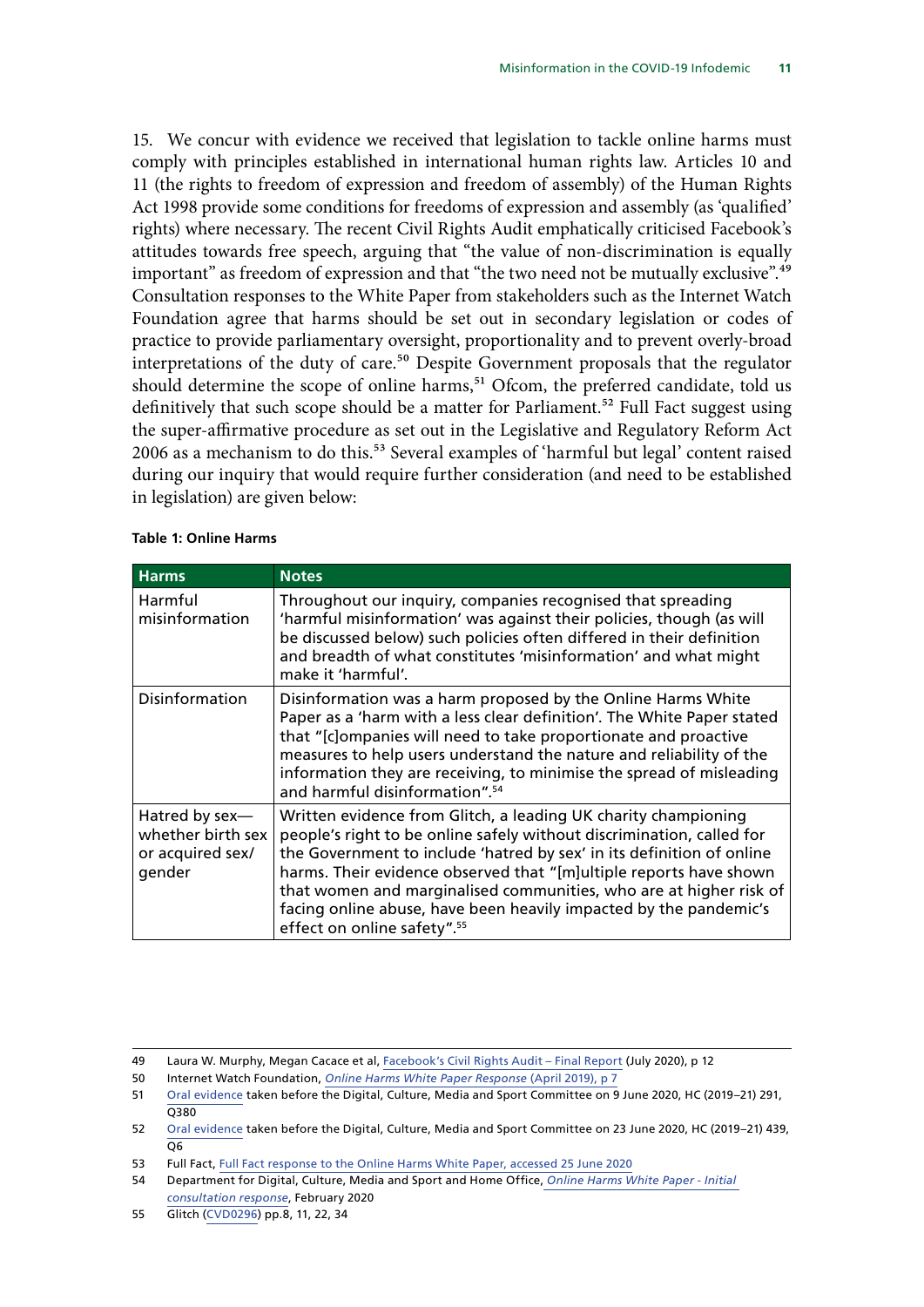15. We concur with evidence we received that legislation to tackle online harms must comply with principles established in international human rights law. Articles 10 and 11 (the rights to freedom of expression and freedom of assembly) of the Human Rights Act 1998 provide some conditions for freedoms of expression and assembly (as 'qualified' rights) where necessary. The recent Civil Rights Audit emphatically criticised Facebook's attitudes towards free speech, arguing that "the value of non-discrimination is equally important" as freedom of expression and that "the two need not be mutually exclusive".[49] Consultation responses to the White Paper from stakeholders such as the Internet Watch Foundation agree that harms should be set out in secondary legislation or codes of practice to provide parliamentary oversight, proportionality and to prevent overly-broad interpretations of the duty of care.[50] Despite Government proposals that the regulator should determine the scope of online harms,[51] Ofcom, the preferred candidate, told us definitively that such scope should be a matter for Parliament.[52] Full Fact suggest using the super-affirmative procedure as set out in the Legislative and Regulatory Reform Act 2006 as a mechanism to do this.[53] Several examples of 'harmful but legal' content raised during our inquiry that would require further consideration (and need to be established in legislation) are given below:

**Table 1: Online Harms**

| Harms | Notes |
| --- | --- |
| Harmful misinformation | Throughout our inquiry, companies recognised that spreading 'harmful misinformation' was against their policies, though (as will be discussed below) such policies often differed in their definition and breadth of what constitutes 'misinformation' and what might make it 'harmful'. |
| Disinformation | Disinformation was a harm proposed by the Online Harms White Paper as a 'harm with a less clear definition'. The White Paper stated that "[c]ompanies will need to take proportionate and proactive measures to help users understand the nature and reliability of the information they are receiving, to minimise the spread of misleading and harmful disinformation".[54] |
| Hatred by sex—whether birth sex or acquired sex/gender | Written evidence from Glitch, a leading UK charity championing people's right to be online safely without discrimination, called for the Government to include 'hatred by sex' in its definition of online harms. Their evidence observed that "[m]ultiple reports have shown that women and marginalised communities, who are at higher risk of facing online abuse, have been heavily impacted by the pandemic's effect on online safety".[55] |

49 Laura W. Murphy, Megan Cacace et al, Facebook's Civil Rights Audit – Final Report (July 2020), p 12

50 Internet Watch Foundation, *Online Harms White Paper Response* (April 2019), p 7

51 Oral evidence taken before the Digital, Culture, Media and Sport Committee on 9 June 2020, HC (2019–21) 291, Q380

52 Oral evidence taken before the Digital, Culture, Media and Sport Committee on 23 June 2020, HC (2019–21) 439, Q6

53 Full Fact, Full Fact response to the Online Harms White Paper, accessed 25 June 2020

54 Department for Digital, Culture, Media and Sport and Home Office, *Online Harms White Paper - Initial consultation response*, February 2020

55 Glitch (CVD0296) pp.8, 11, 22, 34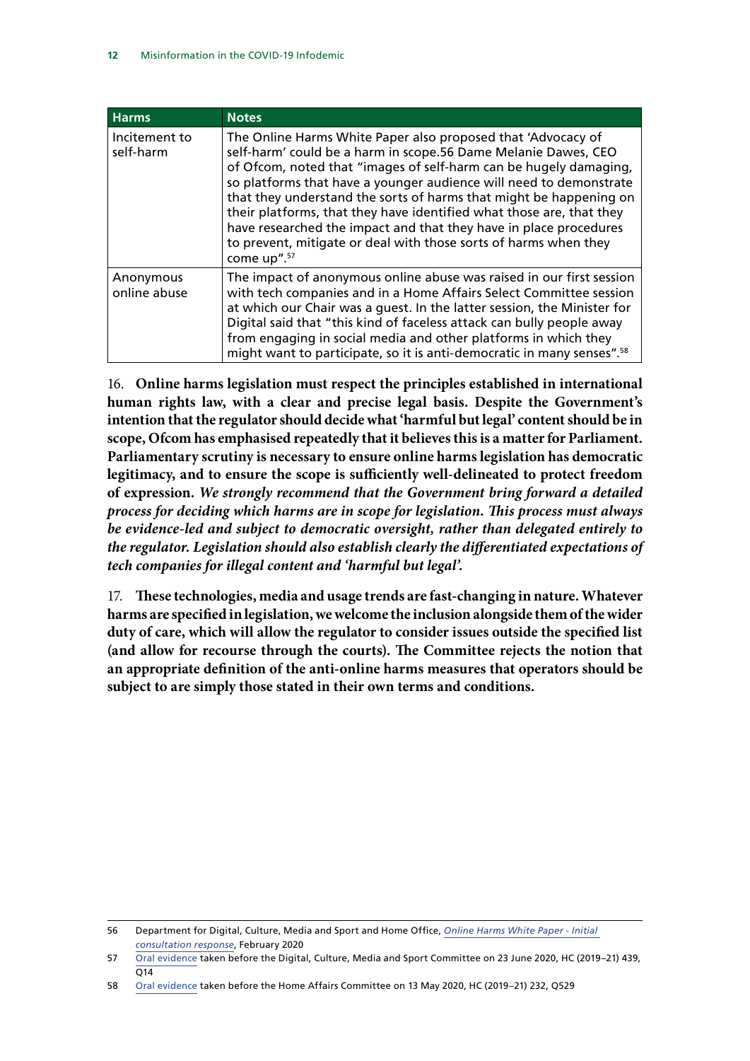| Harms | Notes |
|---|---|
| Incitement to self-harm | The Online Harms White Paper also proposed that 'Advocacy of self-harm' could be a harm in scope.56 Dame Melanie Dawes, CEO of Ofcom, noted that "images of self-harm can be hugely damaging, so platforms that have a younger audience will need to demonstrate that they understand the sorts of harms that might be happening on their platforms, that they have identified what those are, that they have researched the impact and that they have in place procedures to prevent, mitigate or deal with those sorts of harms when they come up".[57] |
| Anonymous online abuse | The impact of anonymous online abuse was raised in our first session with tech companies and in a Home Affairs Select Committee session at which our Chair was a guest. In the latter session, the Minister for Digital said that "this kind of faceless attack can bully people away from engaging in social media and other platforms in which they might want to participate, so it is anti-democratic in many senses".[58] |

16. **Online harms legislation must respect the principles established in international human rights law, with a clear and precise legal basis. Despite the Government's intention that the regulator should decide what 'harmful but legal' content should be in scope, Ofcom has emphasised repeatedly that it believes this is a matter for Parliament. Parliamentary scrutiny is necessary to ensure online harms legislation has democratic legitimacy, and to ensure the scope is sufficiently well-delineated to protect freedom of expression.** ***We strongly recommend that the Government bring forward a detailed process for deciding which harms are in scope for legislation. This process must always be evidence-led and subject to democratic oversight, rather than delegated entirely to the regulator. Legislation should also establish clearly the differentiated expectations of tech companies for illegal content and 'harmful but legal'.***

17. **These technologies, media and usage trends are fast-changing in nature. Whatever harms are specified in legislation, we welcome the inclusion alongside them of the wider duty of care, which will allow the regulator to consider issues outside the specified list (and allow for recourse through the courts). The Committee rejects the notion that an appropriate definition of the anti-online harms measures that operators should be subject to are simply those stated in their own terms and conditions.**

56 Department for Digital, Culture, Media and Sport and Home Office, *Online Harms White Paper - Initial consultation response*, February 2020

57 Oral evidence taken before the Digital, Culture, Media and Sport Committee on 23 June 2020, HC (2019–21) 439, Q14

58 Oral evidence taken before the Home Affairs Committee on 13 May 2020, HC (2019–21) 232, Q529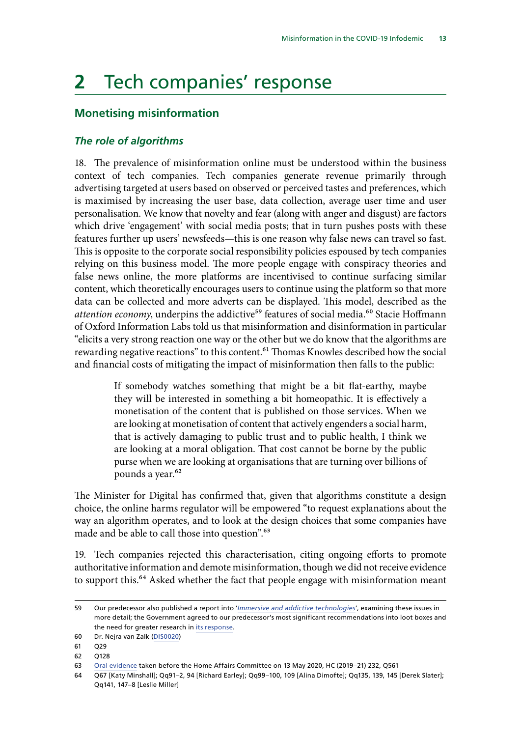# 2 Tech companies' response

## Monetising misinformation

### *The role of algorithms*

18. The prevalence of misinformation online must be understood within the business context of tech companies. Tech companies generate revenue primarily through advertising targeted at users based on observed or perceived tastes and preferences, which is maximised by increasing the user base, data collection, average user time and user personalisation. We know that novelty and fear (along with anger and disgust) are factors which drive 'engagement' with social media posts; that in turn pushes posts with these features further up users' newsfeeds—this is one reason why false news can travel so fast. This is opposite to the corporate social responsibility policies espoused by tech companies relying on this business model. The more people engage with conspiracy theories and false news online, the more platforms are incentivised to continue surfacing similar content, which theoretically encourages users to continue using the platform so that more data can be collected and more adverts can be displayed. This model, described as the *attention economy*, underpins the addictive[59] features of social media.[60] Stacie Hoffmann of Oxford Information Labs told us that misinformation and disinformation in particular "elicits a very strong reaction one way or the other but we do know that the algorithms are rewarding negative reactions" to this content.[61] Thomas Knowles described how the social and financial costs of mitigating the impact of misinformation then falls to the public:

> If somebody watches something that might be a bit flat-earthy, maybe they will be interested in something a bit homeopathic. It is effectively a monetisation of the content that is published on those services. When we are looking at monetisation of content that actively engenders a social harm, that is actively damaging to public trust and to public health, I think we are looking at a moral obligation. That cost cannot be borne by the public purse when we are looking at organisations that are turning over billions of pounds a year.[62]

The Minister for Digital has confirmed that, given that algorithms constitute a design choice, the online harms regulator will be empowered "to request explanations about the way an algorithm operates, and to look at the design choices that some companies have made and be able to call those into question".[63]

19. Tech companies rejected this characterisation, citing ongoing efforts to promote authoritative information and demote misinformation, though we did not receive evidence to support this.[64] Asked whether the fact that people engage with misinformation meant

---

59 Our predecessor also published a report into '*Immersive and addictive technologies*', examining these issues in more detail; the Government agreed to our predecessor's most significant recommendations into loot boxes and the need for greater research in its response.

60 Dr. Nejra van Zalk (DIS0020)

61 Q29

62 Q128

63 Oral evidence taken before the Home Affairs Committee on 13 May 2020, HC (2019–21) 232, Q561

64 Q67 [Katy Minshall]; Qq91–2, 94 [Richard Earley]; Qq99–100, 109 [Alina Dimofte]; Qq135, 139, 145 [Derek Slater]; Qq141, 147–8 [Leslie Miller]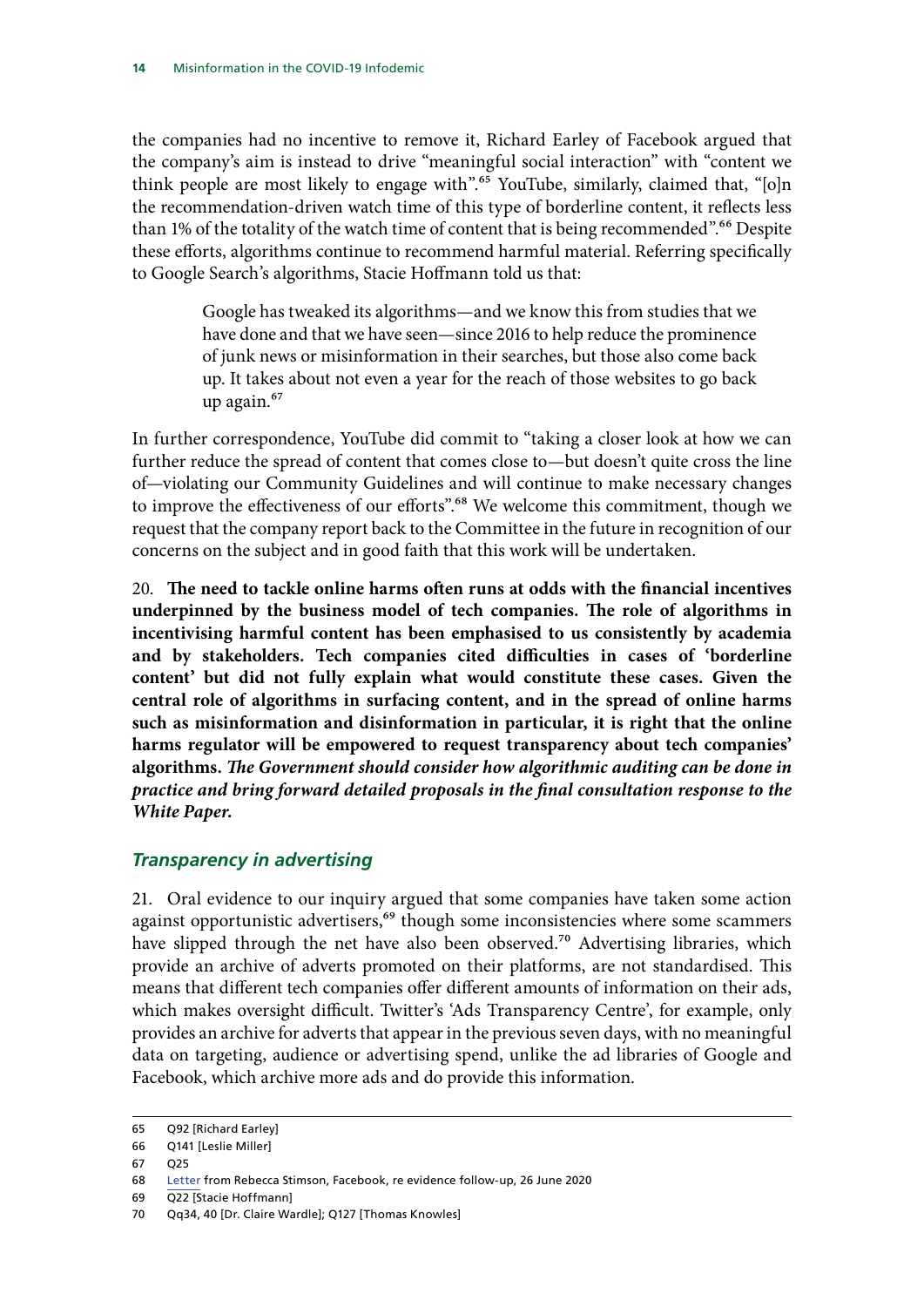the companies had no incentive to remove it, Richard Earley of Facebook argued that the company's aim is instead to drive "meaningful social interaction" with "content we think people are most likely to engage with".[65] YouTube, similarly, claimed that, "[o]n the recommendation-driven watch time of this type of borderline content, it reflects less than 1% of the totality of the watch time of content that is being recommended".[66] Despite these efforts, algorithms continue to recommend harmful material. Referring specifically to Google Search's algorithms, Stacie Hoffmann told us that:

> Google has tweaked its algorithms—and we know this from studies that we have done and that we have seen—since 2016 to help reduce the prominence of junk news or misinformation in their searches, but those also come back up. It takes about not even a year for the reach of those websites to go back up again.[67]

In further correspondence, YouTube did commit to "taking a closer look at how we can further reduce the spread of content that comes close to—but doesn't quite cross the line of—violating our Community Guidelines and will continue to make necessary changes to improve the effectiveness of our efforts".[68] We welcome this commitment, though we request that the company report back to the Committee in the future in recognition of our concerns on the subject and in good faith that this work will be undertaken.

20. **The need to tackle online harms often runs at odds with the financial incentives underpinned by the business model of tech companies. The role of algorithms in incentivising harmful content has been emphasised to us consistently by academia and by stakeholders. Tech companies cited difficulties in cases of 'borderline content' but did not fully explain what would constitute these cases. Given the central role of algorithms in surfacing content, and in the spread of online harms such as misinformation and disinformation in particular, it is right that the online harms regulator will be empowered to request transparency about tech companies' algorithms. *The Government should consider how algorithmic auditing can be done in practice and bring forward detailed proposals in the final consultation response to the White Paper.***

### *Transparency in advertising*

21. Oral evidence to our inquiry argued that some companies have taken some action against opportunistic advertisers,[69] though some inconsistencies where some scammers have slipped through the net have also been observed.[70] Advertising libraries, which provide an archive of adverts promoted on their platforms, are not standardised. This means that different tech companies offer different amounts of information on their ads, which makes oversight difficult. Twitter's 'Ads Transparency Centre', for example, only provides an archive for adverts that appear in the previous seven days, with no meaningful data on targeting, audience or advertising spend, unlike the ad libraries of Google and Facebook, which archive more ads and do provide this information.

---

65 Q92 [Richard Earley]

66 Q141 [Leslie Miller]

67 Q25

68 Letter from Rebecca Stimson, Facebook, re evidence follow-up, 26 June 2020

69 Q22 [Stacie Hoffmann]

70 Qq34, 40 [Dr. Claire Wardle]; Q127 [Thomas Knowles]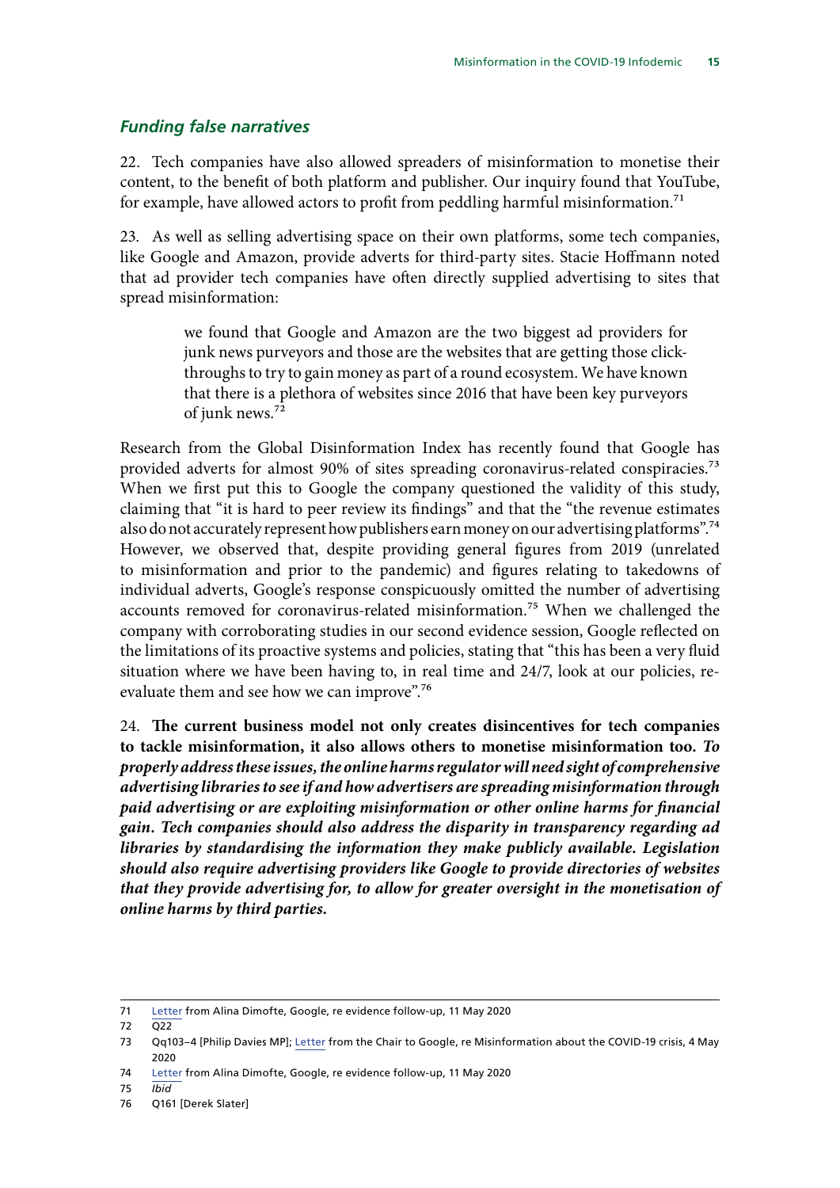### *Funding false narratives*

22. Tech companies have also allowed spreaders of misinformation to monetise their content, to the benefit of both platform and publisher. Our inquiry found that YouTube, for example, have allowed actors to profit from peddling harmful misinformation.[71]

23. As well as selling advertising space on their own platforms, some tech companies, like Google and Amazon, provide adverts for third-party sites. Stacie Hoffmann noted that ad provider tech companies have often directly supplied advertising to sites that spread misinformation:

> we found that Google and Amazon are the two biggest ad providers for junk news purveyors and those are the websites that are getting those click-throughs to try to gain money as part of a round ecosystem. We have known that there is a plethora of websites since 2016 that have been key purveyors of junk news.[72]

Research from the Global Disinformation Index has recently found that Google has provided adverts for almost 90% of sites spreading coronavirus-related conspiracies.[73] When we first put this to Google the company questioned the validity of this study, claiming that "it is hard to peer review its findings" and that the "the revenue estimates also do not accurately represent how publishers earn money on our advertising platforms".[74] However, we observed that, despite providing general figures from 2019 (unrelated to misinformation and prior to the pandemic) and figures relating to takedowns of individual adverts, Google's response conspicuously omitted the number of advertising accounts removed for coronavirus-related misinformation.[75] When we challenged the company with corroborating studies in our second evidence session, Google reflected on the limitations of its proactive systems and policies, stating that "this has been a very fluid situation where we have been having to, in real time and 24/7, look at our policies, re-evaluate them and see how we can improve".[76]

24. **The current business model not only creates disincentives for tech companies to tackle misinformation, it also allows others to monetise misinformation too.** ***To properly address these issues, the online harms regulator will need sight of comprehensive advertising libraries to see if and how advertisers are spreading misinformation through paid advertising or are exploiting misinformation or other online harms for financial gain. Tech companies should also address the disparity in transparency regarding ad libraries by standardising the information they make publicly available. Legislation should also require advertising providers like Google to provide directories of websites that they provide advertising for, to allow for greater oversight in the monetisation of online harms by third parties.***

---

71 Letter from Alina Dimofte, Google, re evidence follow-up, 11 May 2020

72 Q22

73 Qq103–4 [Philip Davies MP]; Letter from the Chair to Google, re Misinformation about the COVID-19 crisis, 4 May 2020

74 Letter from Alina Dimofte, Google, re evidence follow-up, 11 May 2020

75 *Ibid*

76 Q161 [Derek Slater]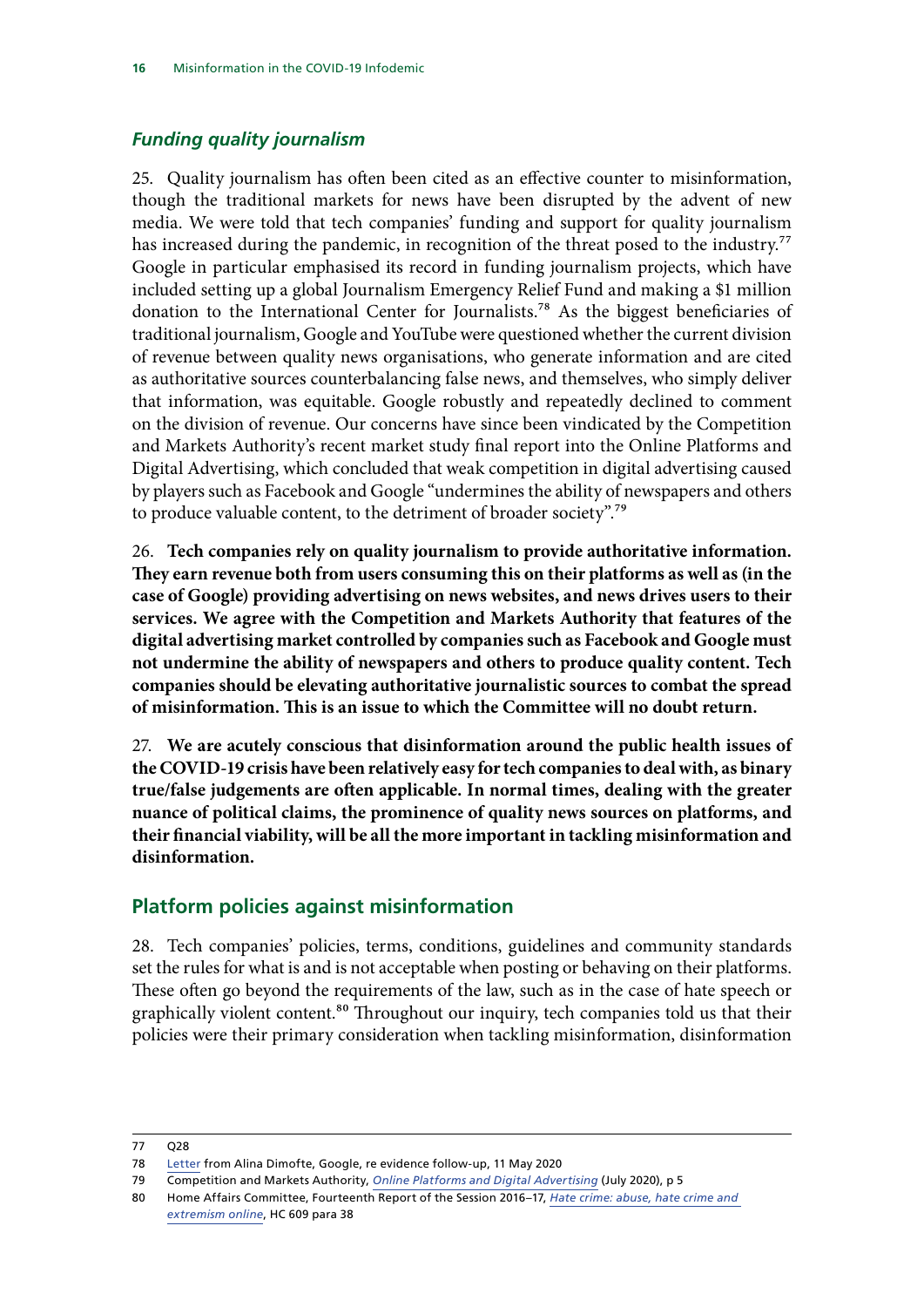### *Funding quality journalism*

25. Quality journalism has often been cited as an effective counter to misinformation, though the traditional markets for news have been disrupted by the advent of new media. We were told that tech companies' funding and support for quality journalism has increased during the pandemic, in recognition of the threat posed to the industry.[77] Google in particular emphasised its record in funding journalism projects, which have included setting up a global Journalism Emergency Relief Fund and making a $1 million donation to the International Center for Journalists.[78] As the biggest beneficiaries of traditional journalism, Google and YouTube were questioned whether the current division of revenue between quality news organisations, who generate information and are cited as authoritative sources counterbalancing false news, and themselves, who simply deliver that information, was equitable. Google robustly and repeatedly declined to comment on the division of revenue. Our concerns have since been vindicated by the Competition and Markets Authority's recent market study final report into the Online Platforms and Digital Advertising, which concluded that weak competition in digital advertising caused by players such as Facebook and Google "undermines the ability of newspapers and others to produce valuable content, to the detriment of broader society".[79]

26. **Tech companies rely on quality journalism to provide authoritative information. They earn revenue both from users consuming this on their platforms as well as (in the case of Google) providing advertising on news websites, and news drives users to their services. We agree with the Competition and Markets Authority that features of the digital advertising market controlled by companies such as Facebook and Google must not undermine the ability of newspapers and others to produce quality content. Tech companies should be elevating authoritative journalistic sources to combat the spread of misinformation. This is an issue to which the Committee will no doubt return.**

27. **We are acutely conscious that disinformation around the public health issues of the COVID-19 crisis have been relatively easy for tech companies to deal with, as binary true/false judgements are often applicable. In normal times, dealing with the greater nuance of political claims, the prominence of quality news sources on platforms, and their financial viability, will be all the more important in tackling misinformation and disinformation.**

## Platform policies against misinformation

28. Tech companies' policies, terms, conditions, guidelines and community standards set the rules for what is and is not acceptable when posting or behaving on their platforms. These often go beyond the requirements of the law, such as in the case of hate speech or graphically violent content.[80] Throughout our inquiry, tech companies told us that their policies were their primary consideration when tackling misinformation, disinformation

---

77 Q28

78 Letter from Alina Dimofte, Google, re evidence follow-up, 11 May 2020

79 Competition and Markets Authority, *Online Platforms and Digital Advertising* (July 2020), p 5

80 Home Affairs Committee, Fourteenth Report of the Session 2016–17, *Hate crime: abuse, hate crime and extremism online*, HC 609 para 38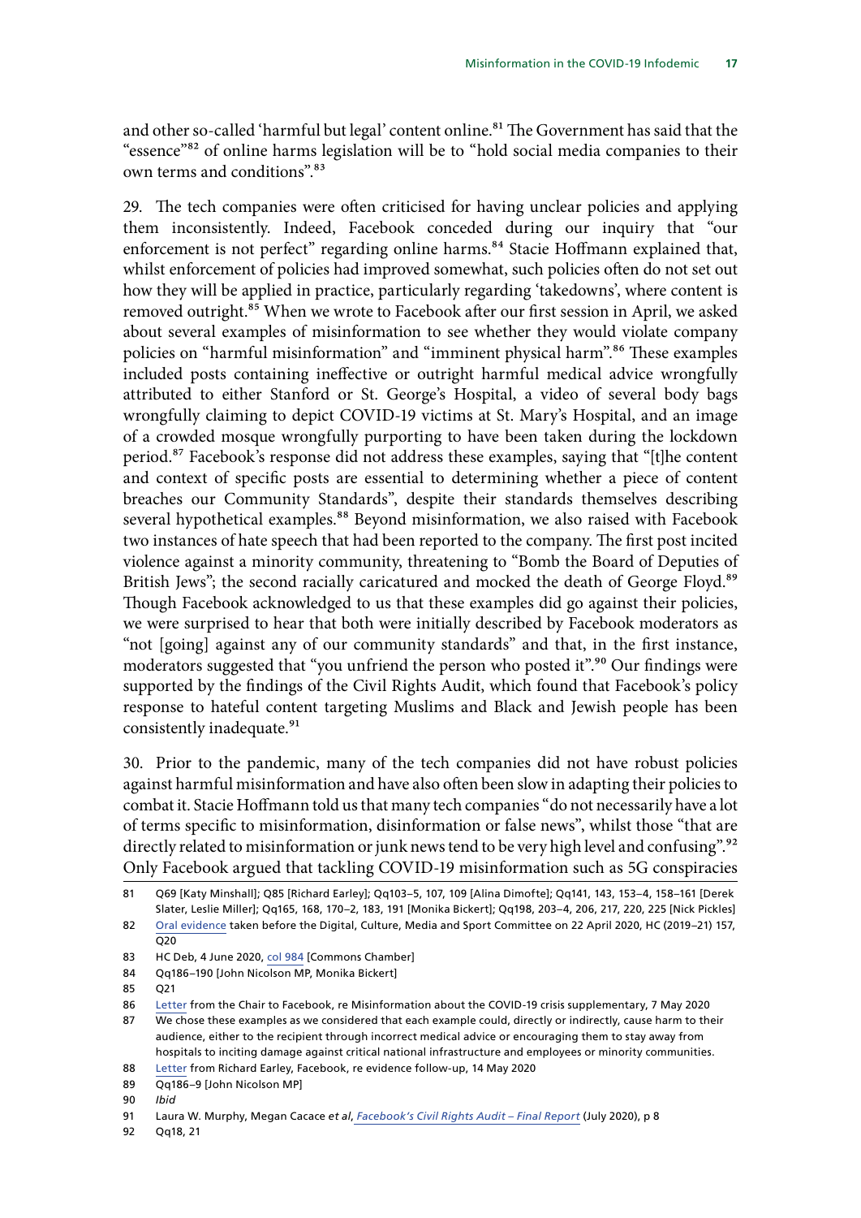and other so-called 'harmful but legal' content online.[81] The Government has said that the "essence"[82] of online harms legislation will be to "hold social media companies to their own terms and conditions".[83]

29. The tech companies were often criticised for having unclear policies and applying them inconsistently. Indeed, Facebook conceded during our inquiry that "our enforcement is not perfect" regarding online harms.[84] Stacie Hoffmann explained that, whilst enforcement of policies had improved somewhat, such policies often do not set out how they will be applied in practice, particularly regarding 'takedowns', where content is removed outright.[85] When we wrote to Facebook after our first session in April, we asked about several examples of misinformation to see whether they would violate company policies on "harmful misinformation" and "imminent physical harm".[86] These examples included posts containing ineffective or outright harmful medical advice wrongfully attributed to either Stanford or St. George's Hospital, a video of several body bags wrongfully claiming to depict COVID-19 victims at St. Mary's Hospital, and an image of a crowded mosque wrongfully purporting to have been taken during the lockdown period.[87] Facebook's response did not address these examples, saying that "[t]he content and context of specific posts are essential to determining whether a piece of content breaches our Community Standards", despite their standards themselves describing several hypothetical examples.[88] Beyond misinformation, we also raised with Facebook two instances of hate speech that had been reported to the company. The first post incited violence against a minority community, threatening to "Bomb the Board of Deputies of British Jews"; the second racially caricatured and mocked the death of George Floyd.[89] Though Facebook acknowledged to us that these examples did go against their policies, we were surprised to hear that both were initially described by Facebook moderators as "not [going] against any of our community standards" and that, in the first instance, moderators suggested that "you unfriend the person who posted it".[90] Our findings were supported by the findings of the Civil Rights Audit, which found that Facebook's policy response to hateful content targeting Muslims and Black and Jewish people has been consistently inadequate.[91]

30. Prior to the pandemic, many of the tech companies did not have robust policies against harmful misinformation and have also often been slow in adapting their policies to combat it. Stacie Hoffmann told us that many tech companies "do not necessarily have a lot of terms specific to misinformation, disinformation or false news", whilst those "that are directly related to misinformation or junk news tend to be very high level and confusing".[92] Only Facebook argued that tackling COVID-19 misinformation such as 5G conspiracies

---

81 Q69 [Katy Minshall]; Q85 [Richard Earley]; Qq103–5, 107, 109 [Alina Dimofte]; Qq141, 143, 153–4, 158–161 [Derek Slater, Leslie Miller]; Qq165, 168, 170–2, 183, 191 [Monika Bickert]; Qq198, 203–4, 206, 217, 220, 225 [Nick Pickles]

82 Oral evidence taken before the Digital, Culture, Media and Sport Committee on 22 April 2020, HC (2019–21) 157, Q20

83 HC Deb, 4 June 2020, col 984 [Commons Chamber]

84 Qq186–190 [John Nicolson MP, Monika Bickert]

85 Q21

86 Letter from the Chair to Facebook, re Misinformation about the COVID-19 crisis supplementary, 7 May 2020

87 We chose these examples as we considered that each example could, directly or indirectly, cause harm to their audience, either to the recipient through incorrect medical advice or encouraging them to stay away from hospitals to inciting damage against critical national infrastructure and employees or minority communities.

88 Letter from Richard Earley, Facebook, re evidence follow-up, 14 May 2020

89 Qq186–9 [John Nicolson MP]

90 *Ibid*

91 Laura W. Murphy, Megan Cacace *et al*, *Facebook's Civil Rights Audit – Final Report* (July 2020), p 8

92 Qq18, 21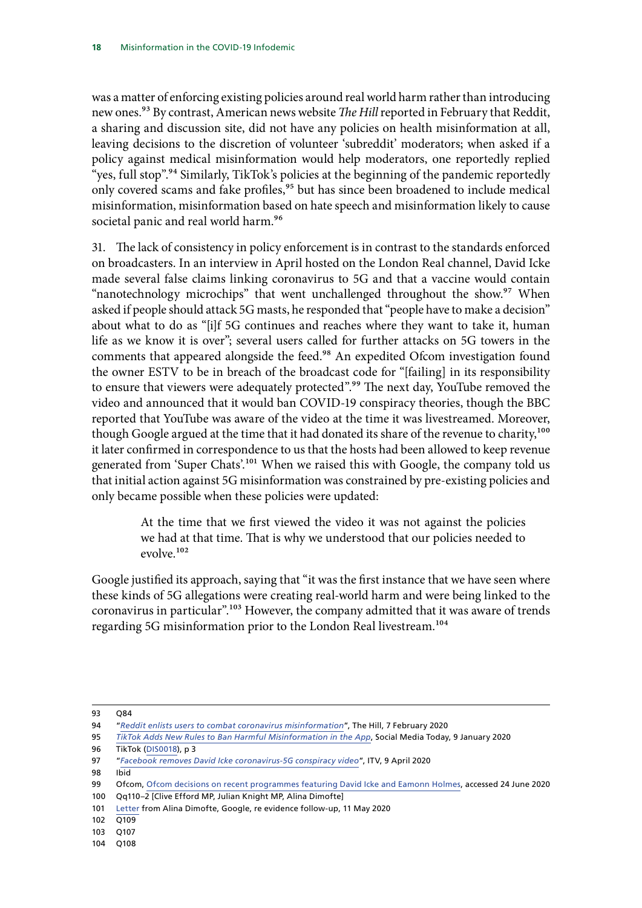was a matter of enforcing existing policies around real world harm rather than introducing new ones.[93] By contrast, American news website *The Hill* reported in February that Reddit, a sharing and discussion site, did not have any policies on health misinformation at all, leaving decisions to the discretion of volunteer 'subreddit' moderators; when asked if a policy against medical misinformation would help moderators, one reportedly replied "yes, full stop".[94] Similarly, TikTok's policies at the beginning of the pandemic reportedly only covered scams and fake profiles,[95] but has since been broadened to include medical misinformation, misinformation based on hate speech and misinformation likely to cause societal panic and real world harm.[96]

31. The lack of consistency in policy enforcement is in contrast to the standards enforced on broadcasters. In an interview in April hosted on the London Real channel, David Icke made several false claims linking coronavirus to 5G and that a vaccine would contain "nanotechnology microchips" that went unchallenged throughout the show.[97] When asked if people should attack 5G masts, he responded that "people have to make a decision" about what to do as "[i]f 5G continues and reaches where they want to take it, human life as we know it is over"; several users called for further attacks on 5G towers in the comments that appeared alongside the feed.[98] An expedited Ofcom investigation found the owner ESTV to be in breach of the broadcast code for "[failing] in its responsibility to ensure that viewers were adequately protected".[99] The next day, YouTube removed the video and announced that it would ban COVID-19 conspiracy theories, though the BBC reported that YouTube was aware of the video at the time it was livestreamed. Moreover, though Google argued at the time that it had donated its share of the revenue to charity,[100] it later confirmed in correspondence to us that the hosts had been allowed to keep revenue generated from 'Super Chats'.[101] When we raised this with Google, the company told us that initial action against 5G misinformation was constrained by pre-existing policies and only became possible when these policies were updated:

> At the time that we first viewed the video it was not against the policies we had at that time. That is why we understood that our policies needed to evolve.[102]

Google justified its approach, saying that "it was the first instance that we have seen where these kinds of 5G allegations were creating real-world harm and were being linked to the coronavirus in particular".[103] However, the company admitted that it was aware of trends regarding 5G misinformation prior to the London Real livestream.[104]

---

93 Q84

94 "*Reddit enlists users to combat coronavirus misinformation*", The Hill, 7 February 2020

95 *TikTok Adds New Rules to Ban Harmful Misinformation in the App*, Social Media Today, 9 January 2020

96 TikTok (DIS0018), p 3

97 "*Facebook removes David Icke coronavirus-5G conspiracy video*", ITV, 9 April 2020

98 Ibid

99 Ofcom, Ofcom decisions on recent programmes featuring David Icke and Eamonn Holmes, accessed 24 June 2020

100 Qq110–2 [Clive Efford MP, Julian Knight MP, Alina Dimofte]

101 Letter from Alina Dimofte, Google, re evidence follow-up, 11 May 2020

102 Q109

103 Q107

104 Q108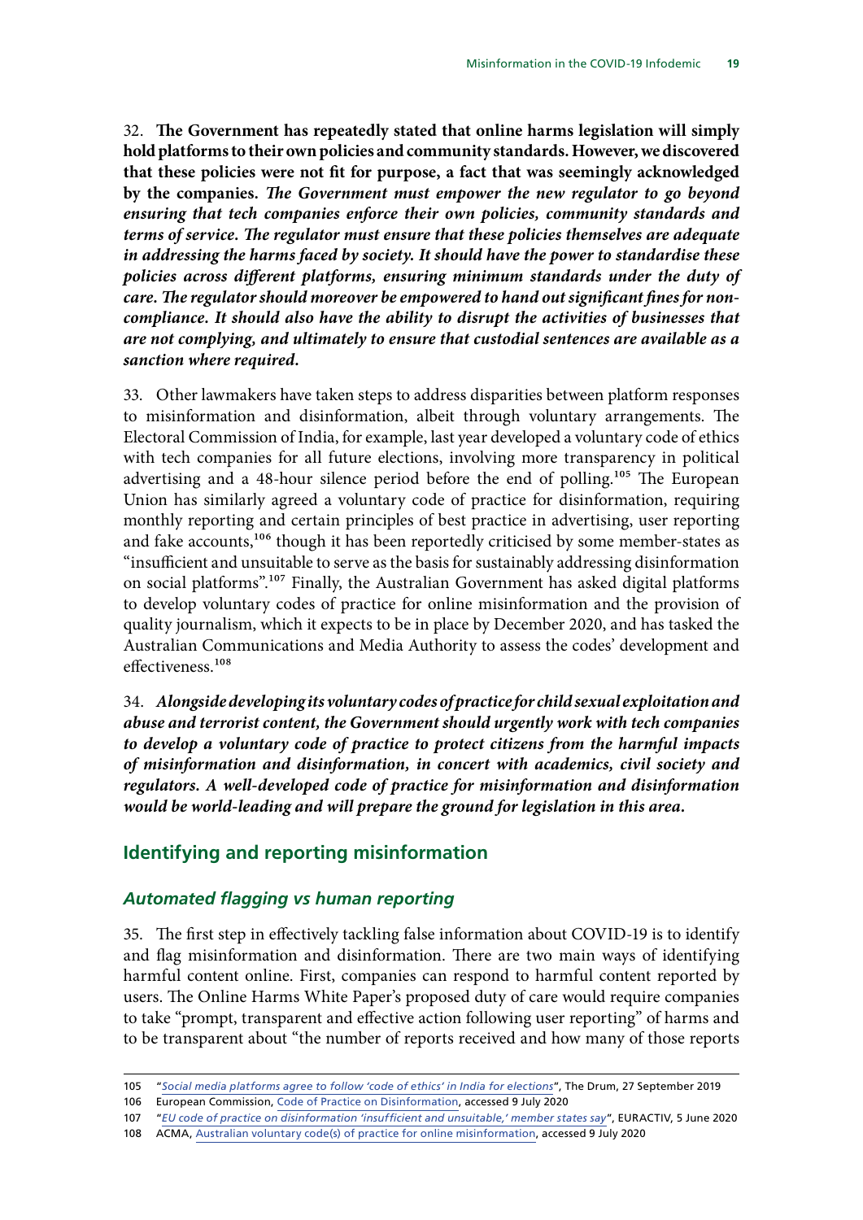32. **The Government has repeatedly stated that online harms legislation will simply hold platforms to their own policies and community standards. However, we discovered that these policies were not fit for purpose, a fact that was seemingly acknowledged by the companies.** ***The Government must empower the new regulator to go beyond ensuring that tech companies enforce their own policies, community standards and terms of service. The regulator must ensure that these policies themselves are adequate in addressing the harms faced by society. It should have the power to standardise these policies across different platforms, ensuring minimum standards under the duty of care. The regulator should moreover be empowered to hand out significant fines for non-compliance. It should also have the ability to disrupt the activities of businesses that are not complying, and ultimately to ensure that custodial sentences are available as a sanction where required.***

33. Other lawmakers have taken steps to address disparities between platform responses to misinformation and disinformation, albeit through voluntary arrangements. The Electoral Commission of India, for example, last year developed a voluntary code of ethics with tech companies for all future elections, involving more transparency in political advertising and a 48-hour silence period before the end of polling.[105] The European Union has similarly agreed a voluntary code of practice for disinformation, requiring monthly reporting and certain principles of best practice in advertising, user reporting and fake accounts,[106] though it has been reportedly criticised by some member-states as "insufficient and unsuitable to serve as the basis for sustainably addressing disinformation on social platforms".[107] Finally, the Australian Government has asked digital platforms to develop voluntary codes of practice for online misinformation and the provision of quality journalism, which it expects to be in place by December 2020, and has tasked the Australian Communications and Media Authority to assess the codes' development and effectiveness.[108]

34. ***Alongside developing its voluntary codes of practice for child sexual exploitation and abuse and terrorist content, the Government should urgently work with tech companies to develop a voluntary code of practice to protect citizens from the harmful impacts of misinformation and disinformation, in concert with academics, civil society and regulators. A well-developed code of practice for misinformation and disinformation would be world-leading and will prepare the ground for legislation in this area.***

## Identifying and reporting misinformation

### *Automated flagging vs human reporting*

35. The first step in effectively tackling false information about COVID-19 is to identify and flag misinformation and disinformation. There are two main ways of identifying harmful content online. First, companies can respond to harmful content reported by users. The Online Harms White Paper's proposed duty of care would require companies to take "prompt, transparent and effective action following user reporting" of harms and to be transparent about "the number of reports received and how many of those reports

---

105 "*Social media platforms agree to follow 'code of ethics' in India for elections*", The Drum, 27 September 2019

106 European Commission, Code of Practice on Disinformation, accessed 9 July 2020

107 "*EU code of practice on disinformation 'insufficient and unsuitable,' member states say*", EURACTIV, 5 June 2020

108 ACMA, Australian voluntary code(s) of practice for online misinformation, accessed 9 July 2020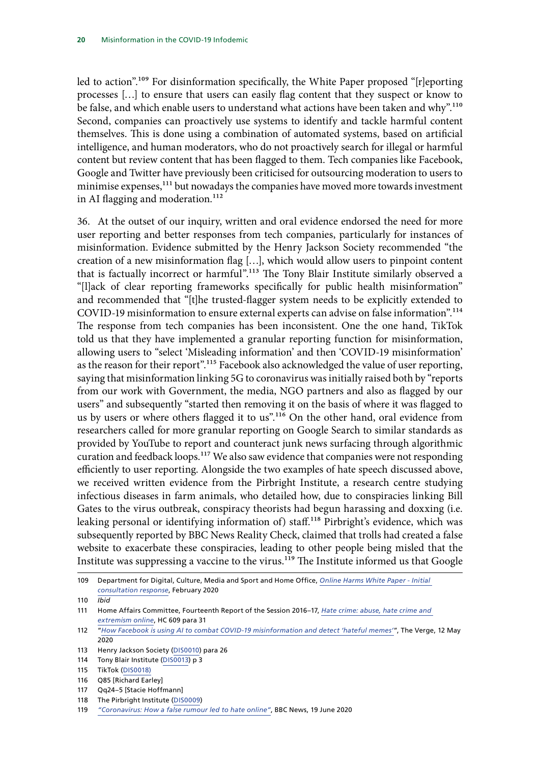led to action".[109] For disinformation specifically, the White Paper proposed "[r]eporting processes […] to ensure that users can easily flag content that they suspect or know to be false, and which enable users to understand what actions have been taken and why".[110] Second, companies can proactively use systems to identify and tackle harmful content themselves. This is done using a combination of automated systems, based on artificial intelligence, and human moderators, who do not proactively search for illegal or harmful content but review content that has been flagged to them. Tech companies like Facebook, Google and Twitter have previously been criticised for outsourcing moderation to users to minimise expenses,[111] but nowadays the companies have moved more towards investment in AI flagging and moderation.[112]

36. At the outset of our inquiry, written and oral evidence endorsed the need for more user reporting and better responses from tech companies, particularly for instances of misinformation. Evidence submitted by the Henry Jackson Society recommended "the creation of a new misinformation flag […], which would allow users to pinpoint content that is factually incorrect or harmful".[113] The Tony Blair Institute similarly observed a "[l]ack of clear reporting frameworks specifically for public health misinformation" and recommended that "[t]he trusted-flagger system needs to be explicitly extended to COVID-19 misinformation to ensure external experts can advise on false information".[114] The response from tech companies has been inconsistent. One the one hand, TikTok told us that they have implemented a granular reporting function for misinformation, allowing users to "select 'Misleading information' and then 'COVID-19 misinformation' as the reason for their report".[115] Facebook also acknowledged the value of user reporting, saying that misinformation linking 5G to coronavirus was initially raised both by "reports from our work with Government, the media, NGO partners and also as flagged by our users" and subsequently "started then removing it on the basis of where it was flagged to us by users or where others flagged it to us".[116] On the other hand, oral evidence from researchers called for more granular reporting on Google Search to similar standards as provided by YouTube to report and counteract junk news surfacing through algorithmic curation and feedback loops.[117] We also saw evidence that companies were not responding efficiently to user reporting. Alongside the two examples of hate speech discussed above, we received written evidence from the Pirbright Institute, a research centre studying infectious diseases in farm animals, who detailed how, due to conspiracies linking Bill Gates to the virus outbreak, conspiracy theorists had begun harassing and doxxing (i.e. leaking personal or identifying information of) staff.[118] Pirbright's evidence, which was subsequently reported by BBC News Reality Check, claimed that trolls had created a false website to exacerbate these conspiracies, leading to other people being misled that the Institute was suppressing a vaccine to the virus.[119] The Institute informed us that Google

109 Department for Digital, Culture, Media and Sport and Home Office, *Online Harms White Paper - Initial consultation response*, February 2020

110 *Ibid*

111 Home Affairs Committee, Fourteenth Report of the Session 2016–17, *Hate crime: abuse, hate crime and extremism online*, HC 609 para 31

112 "*How Facebook is using AI to combat COVID-19 misinformation and detect 'hateful memes'*", The Verge, 12 May 2020

113 Henry Jackson Society (DIS0010) para 26

114 Tony Blair Institute (DIS0013) p 3

115 TikTok (DIS0018)

116 Q85 [Richard Earley]

117 Qq24–5 [Stacie Hoffmann]

118 The Pirbright Institute (DIS0009)

119 *"Coronavirus: How a false rumour led to hate online"*, BBC News, 19 June 2020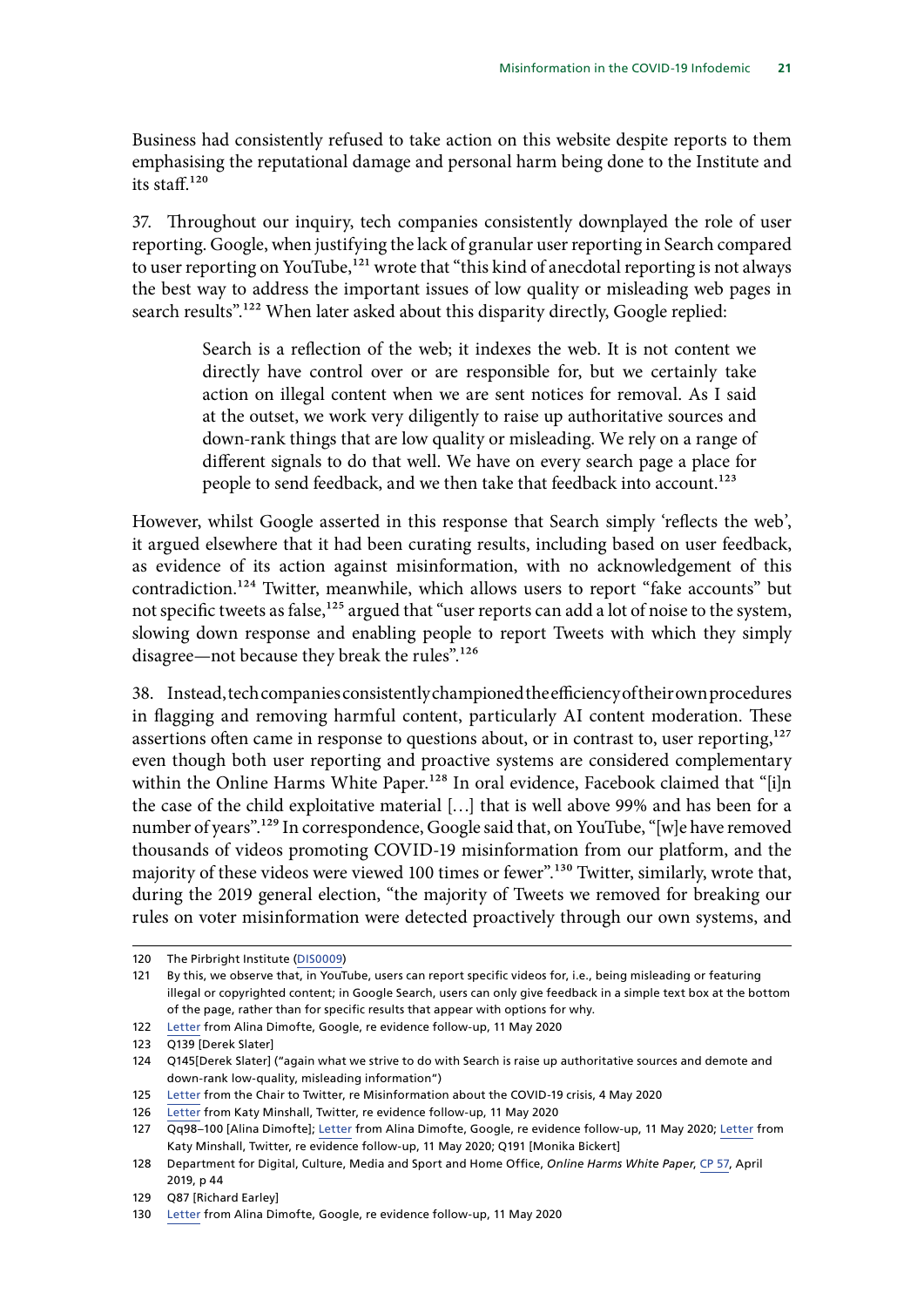Business had consistently refused to take action on this website despite reports to them emphasising the reputational damage and personal harm being done to the Institute and its staff.[120]

37. Throughout our inquiry, tech companies consistently downplayed the role of user reporting. Google, when justifying the lack of granular user reporting in Search compared to user reporting on YouTube,[121] wrote that "this kind of anecdotal reporting is not always the best way to address the important issues of low quality or misleading web pages in search results".[122] When later asked about this disparity directly, Google replied:

> Search is a reflection of the web; it indexes the web. It is not content we directly have control over or are responsible for, but we certainly take action on illegal content when we are sent notices for removal. As I said at the outset, we work very diligently to raise up authoritative sources and down-rank things that are low quality or misleading. We rely on a range of different signals to do that well. We have on every search page a place for people to send feedback, and we then take that feedback into account.[123]

However, whilst Google asserted in this response that Search simply 'reflects the web', it argued elsewhere that it had been curating results, including based on user feedback, as evidence of its action against misinformation, with no acknowledgement of this contradiction.[124] Twitter, meanwhile, which allows users to report "fake accounts" but not specific tweets as false,[125] argued that "user reports can add a lot of noise to the system, slowing down response and enabling people to report Tweets with which they simply disagree—not because they break the rules".[126]

38. Instead, tech companies consistently championed the efficiency of their own procedures in flagging and removing harmful content, particularly AI content moderation. These assertions often came in response to questions about, or in contrast to, user reporting,[127] even though both user reporting and proactive systems are considered complementary within the Online Harms White Paper.[128] In oral evidence, Facebook claimed that "[i]n the case of the child exploitative material […] that is well above 99% and has been for a number of years".[129] In correspondence, Google said that, on YouTube, "[w]e have removed thousands of videos promoting COVID-19 misinformation from our platform, and the majority of these videos were viewed 100 times or fewer".[130] Twitter, similarly, wrote that, during the 2019 general election, "the majority of Tweets we removed for breaking our rules on voter misinformation were detected proactively through our own systems, and

---

120 The Pirbright Institute (DIS0009)

121 By this, we observe that, in YouTube, users can report specific videos for, i.e., being misleading or featuring illegal or copyrighted content; in Google Search, users can only give feedback in a simple text box at the bottom of the page, rather than for specific results that appear with options for why.

122 Letter from Alina Dimofte, Google, re evidence follow-up, 11 May 2020

123 Q139 [Derek Slater]

124 Q145[Derek Slater] ("again what we strive to do with Search is raise up authoritative sources and demote and down-rank low-quality, misleading information")

125 Letter from the Chair to Twitter, re Misinformation about the COVID-19 crisis, 4 May 2020

126 Letter from Katy Minshall, Twitter, re evidence follow-up, 11 May 2020

127 Qq98–100 [Alina Dimofte]; Letter from Alina Dimofte, Google, re evidence follow-up, 11 May 2020; Letter from Katy Minshall, Twitter, re evidence follow-up, 11 May 2020; Q191 [Monika Bickert]

128 Department for Digital, Culture, Media and Sport and Home Office, *Online Harms White Paper*, CP 57, April 2019, p 44

129 Q87 [Richard Earley]

130 Letter from Alina Dimofte, Google, re evidence follow-up, 11 May 2020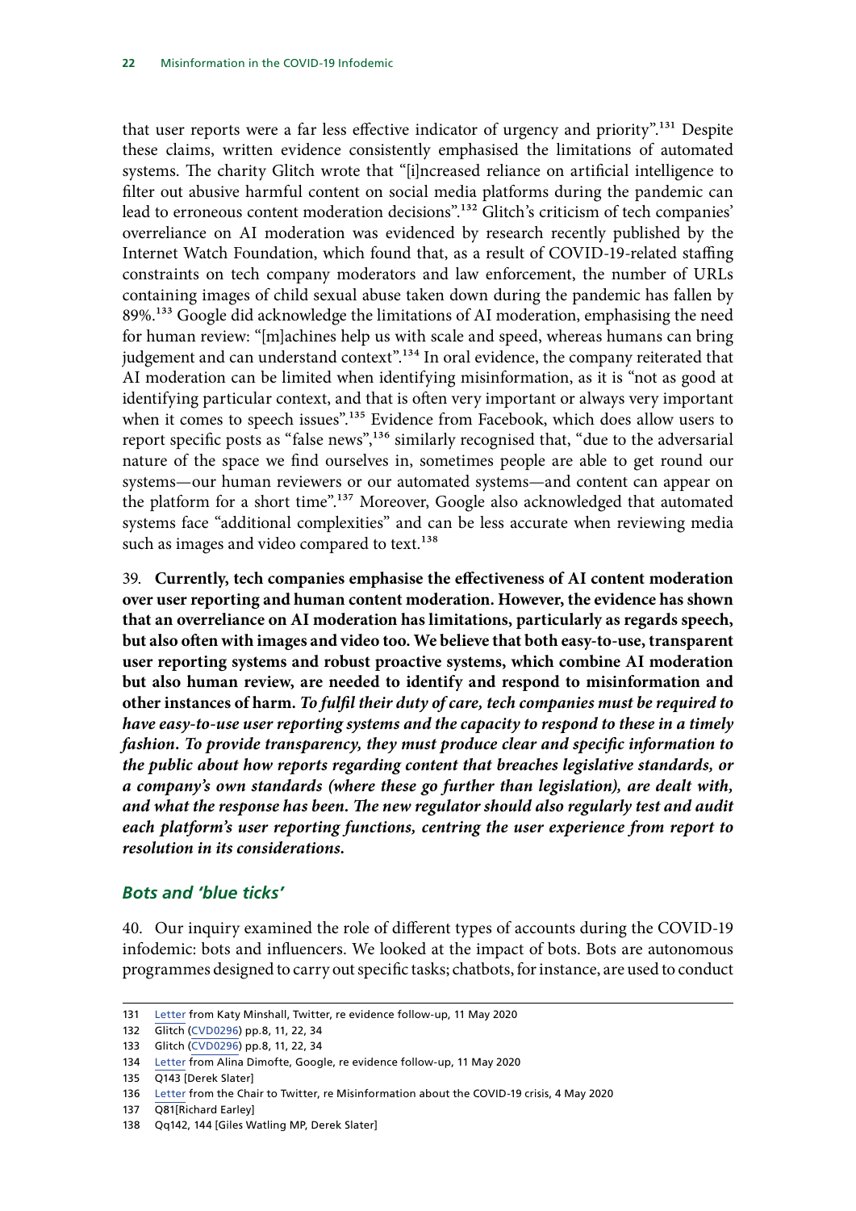that user reports were a far less effective indicator of urgency and priority".[131] Despite these claims, written evidence consistently emphasised the limitations of automated systems. The charity Glitch wrote that "[i]ncreased reliance on artificial intelligence to filter out abusive harmful content on social media platforms during the pandemic can lead to erroneous content moderation decisions".[132] Glitch's criticism of tech companies' overreliance on AI moderation was evidenced by research recently published by the Internet Watch Foundation, which found that, as a result of COVID-19-related staffing constraints on tech company moderators and law enforcement, the number of URLs containing images of child sexual abuse taken down during the pandemic has fallen by 89%.[133] Google did acknowledge the limitations of AI moderation, emphasising the need for human review: "[m]achines help us with scale and speed, whereas humans can bring judgement and can understand context".[134] In oral evidence, the company reiterated that AI moderation can be limited when identifying misinformation, as it is "not as good at identifying particular context, and that is often very important or always very important when it comes to speech issues".[135] Evidence from Facebook, which does allow users to report specific posts as "false news",[136] similarly recognised that, "due to the adversarial nature of the space we find ourselves in, sometimes people are able to get round our systems—our human reviewers or our automated systems—and content can appear on the platform for a short time".[137] Moreover, Google also acknowledged that automated systems face "additional complexities" and can be less accurate when reviewing media such as images and video compared to text.[138]

39. **Currently, tech companies emphasise the effectiveness of AI content moderation over user reporting and human content moderation. However, the evidence has shown that an overreliance on AI moderation has limitations, particularly as regards speech, but also often with images and video too. We believe that both easy-to-use, transparent user reporting systems and robust proactive systems, which combine AI moderation but also human review, are needed to identify and respond to misinformation and other instances of harm.** ***To fulfil their duty of care, tech companies must be required to have easy-to-use user reporting systems and the capacity to respond to these in a timely fashion. To provide transparency, they must produce clear and specific information to the public about how reports regarding content that breaches legislative standards, or a company's own standards (where these go further than legislation), are dealt with, and what the response has been. The new regulator should also regularly test and audit each platform's user reporting functions, centring the user experience from report to resolution in its considerations.***

### *Bots and 'blue ticks'*

40. Our inquiry examined the role of different types of accounts during the COVID-19 infodemic: bots and influencers. We looked at the impact of bots. Bots are autonomous programmes designed to carry out specific tasks; chatbots, for instance, are used to conduct

131 Letter from Katy Minshall, Twitter, re evidence follow-up, 11 May 2020

132 Glitch (CVD0296) pp.8, 11, 22, 34

133 Glitch (CVD0296) pp.8, 11, 22, 34

134 Letter from Alina Dimofte, Google, re evidence follow-up, 11 May 2020

135 Q143 [Derek Slater]

136 Letter from the Chair to Twitter, re Misinformation about the COVID-19 crisis, 4 May 2020

137 Q81[Richard Earley]

138 Qq142, 144 [Giles Watling MP, Derek Slater]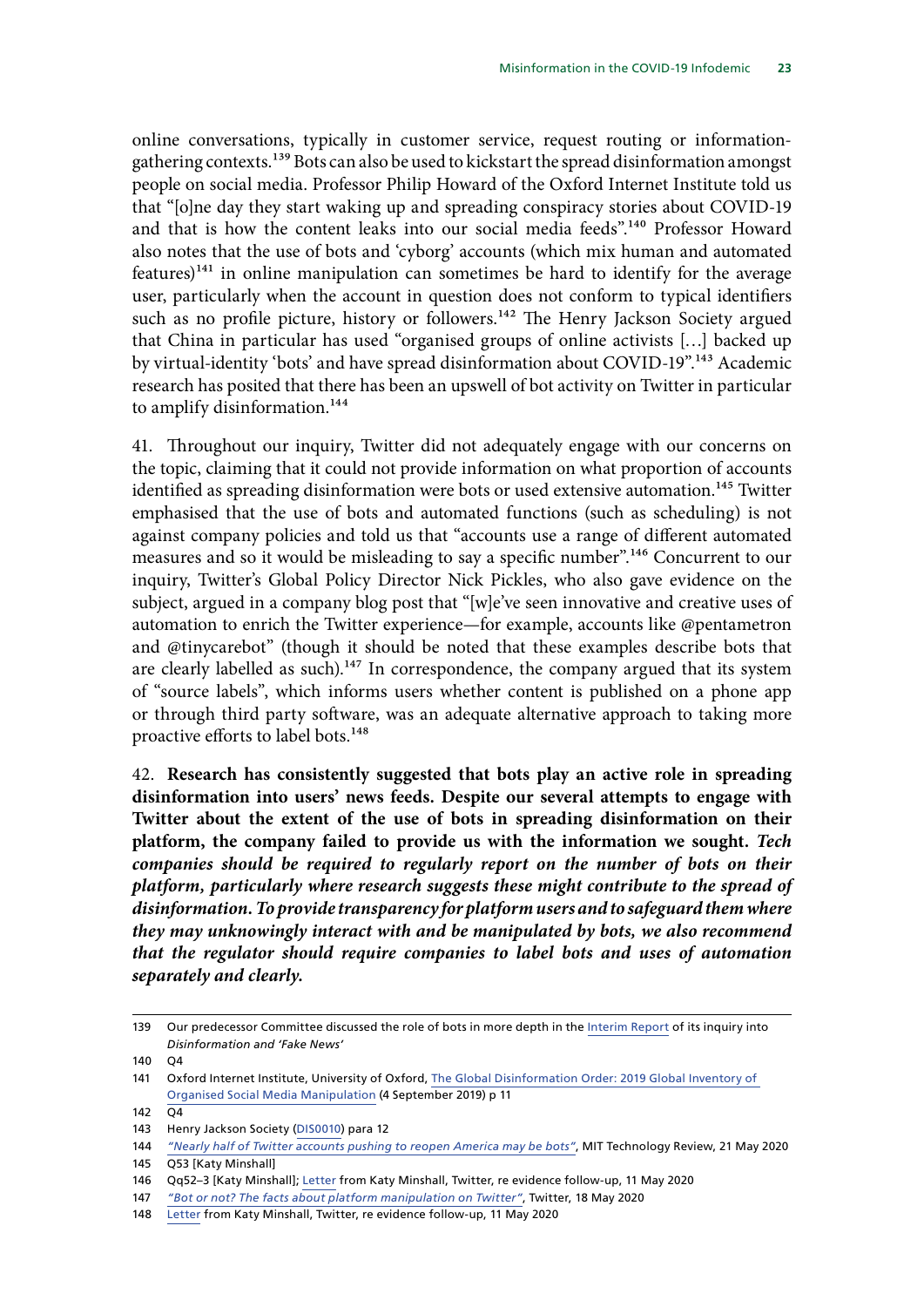online conversations, typically in customer service, request routing or information-gathering contexts.[139] Bots can also be used to kickstart the spread disinformation amongst people on social media. Professor Philip Howard of the Oxford Internet Institute told us that "[o]ne day they start waking up and spreading conspiracy stories about COVID-19 and that is how the content leaks into our social media feeds".[140] Professor Howard also notes that the use of bots and 'cyborg' accounts (which mix human and automated features)[141] in online manipulation can sometimes be hard to identify for the average user, particularly when the account in question does not conform to typical identifiers such as no profile picture, history or followers.[142] The Henry Jackson Society argued that China in particular has used "organised groups of online activists […] backed up by virtual-identity 'bots' and have spread disinformation about COVID-19".[143] Academic research has posited that there has been an upswell of bot activity on Twitter in particular to amplify disinformation.[144]

41. Throughout our inquiry, Twitter did not adequately engage with our concerns on the topic, claiming that it could not provide information on what proportion of accounts identified as spreading disinformation were bots or used extensive automation.[145] Twitter emphasised that the use of bots and automated functions (such as scheduling) is not against company policies and told us that "accounts use a range of different automated measures and so it would be misleading to say a specific number".[146] Concurrent to our inquiry, Twitter's Global Policy Director Nick Pickles, who also gave evidence on the subject, argued in a company blog post that "[w]e've seen innovative and creative uses of automation to enrich the Twitter experience—for example, accounts like @pentametron and @tinycarebot" (though it should be noted that these examples describe bots that are clearly labelled as such).[147] In correspondence, the company argued that its system of "source labels", which informs users whether content is published on a phone app or through third party software, was an adequate alternative approach to taking more proactive efforts to label bots.[148]

42. **Research has consistently suggested that bots play an active role in spreading disinformation into users' news feeds. Despite our several attempts to engage with Twitter about the extent of the use of bots in spreading disinformation on their platform, the company failed to provide us with the information we sought.** ***Tech companies should be required to regularly report on the number of bots on their platform, particularly where research suggests these might contribute to the spread of disinformation. To provide transparency for platform users and to safeguard them where they may unknowingly interact with and be manipulated by bots, we also recommend that the regulator should require companies to label bots and uses of automation separately and clearly.***

---

139 Our predecessor Committee discussed the role of bots in more depth in the Interim Report of its inquiry into *Disinformation and 'Fake News'*

140 Q4

141 Oxford Internet Institute, University of Oxford, The Global Disinformation Order: 2019 Global Inventory of Organised Social Media Manipulation (4 September 2019) p 11

142 Q4

143 Henry Jackson Society (DIS0010) para 12

144 *"Nearly half of Twitter accounts pushing to reopen America may be bots"*, MIT Technology Review, 21 May 2020

145 Q53 [Katy Minshall]

146 Qq52–3 [Katy Minshall]; Letter from Katy Minshall, Twitter, re evidence follow-up, 11 May 2020

147 *"Bot or not? The facts about platform manipulation on Twitter"*, Twitter, 18 May 2020

148 Letter from Katy Minshall, Twitter, re evidence follow-up, 11 May 2020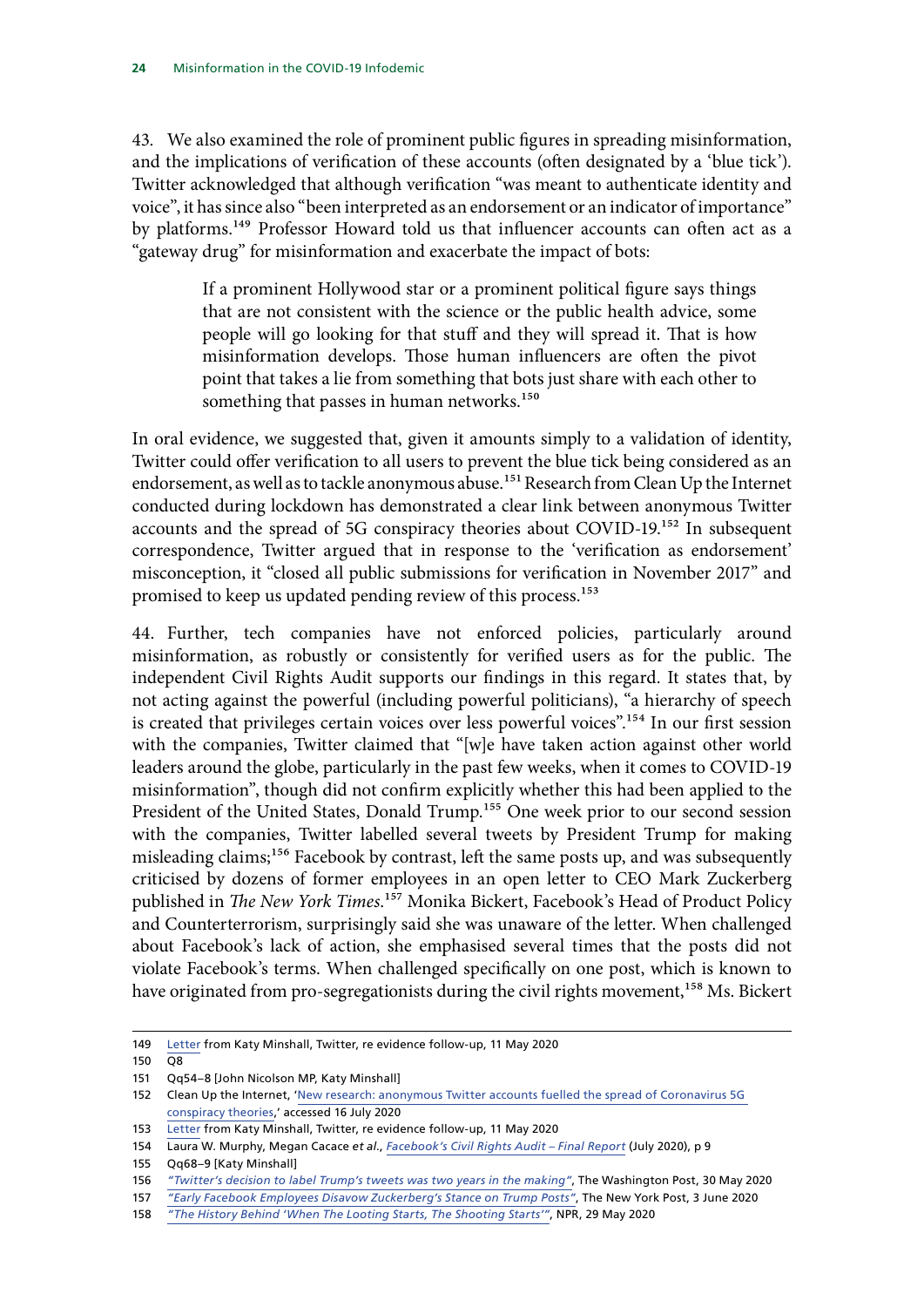43. We also examined the role of prominent public figures in spreading misinformation, and the implications of verification of these accounts (often designated by a 'blue tick'). Twitter acknowledged that although verification "was meant to authenticate identity and voice", it has since also "been interpreted as an endorsement or an indicator of importance" by platforms.[149] Professor Howard told us that influencer accounts can often act as a "gateway drug" for misinformation and exacerbate the impact of bots:

> If a prominent Hollywood star or a prominent political figure says things that are not consistent with the science or the public health advice, some people will go looking for that stuff and they will spread it. That is how misinformation develops. Those human influencers are often the pivot point that takes a lie from something that bots just share with each other to something that passes in human networks.[150]

In oral evidence, we suggested that, given it amounts simply to a validation of identity, Twitter could offer verification to all users to prevent the blue tick being considered as an endorsement, as well as to tackle anonymous abuse.[151] Research from Clean Up the Internet conducted during lockdown has demonstrated a clear link between anonymous Twitter accounts and the spread of 5G conspiracy theories about COVID-19.[152] In subsequent correspondence, Twitter argued that in response to the 'verification as endorsement' misconception, it "closed all public submissions for verification in November 2017" and promised to keep us updated pending review of this process.[153]

44. Further, tech companies have not enforced policies, particularly around misinformation, as robustly or consistently for verified users as for the public. The independent Civil Rights Audit supports our findings in this regard. It states that, by not acting against the powerful (including powerful politicians), "a hierarchy of speech is created that privileges certain voices over less powerful voices".[154] In our first session with the companies, Twitter claimed that "[w]e have taken action against other world leaders around the globe, particularly in the past few weeks, when it comes to COVID-19 misinformation", though did not confirm explicitly whether this had been applied to the President of the United States, Donald Trump.[155] One week prior to our second session with the companies, Twitter labelled several tweets by President Trump for making misleading claims;[156] Facebook by contrast, left the same posts up, and was subsequently criticised by dozens of former employees in an open letter to CEO Mark Zuckerberg published in *The New York Times*.[157] Monika Bickert, Facebook's Head of Product Policy and Counterterrorism, surprisingly said she was unaware of the letter. When challenged about Facebook's lack of action, she emphasised several times that the posts did not violate Facebook's terms. When challenged specifically on one post, which is known to have originated from pro-segregationists during the civil rights movement,[158] Ms. Bickert

---

149 Letter from Katy Minshall, Twitter, re evidence follow-up, 11 May 2020

150 Q8

151 Qq54–8 [John Nicolson MP, Katy Minshall]

152 Clean Up the Internet, 'New research: anonymous Twitter accounts fuelled the spread of Coronavirus 5G conspiracy theories,' accessed 16 July 2020

153 Letter from Katy Minshall, Twitter, re evidence follow-up, 11 May 2020

154 Laura W. Murphy, Megan Cacace *et al*., *Facebook's Civil Rights Audit – Final Report* (July 2020), p 9

155 Qq68–9 [Katy Minshall]

156 *"Twitter's decision to label Trump's tweets was two years in the making"*, The Washington Post, 30 May 2020

157 *"Early Facebook Employees Disavow Zuckerberg's Stance on Trump Posts"*, The New York Post, 3 June 2020

158 *"The History Behind 'When The Looting Starts, The Shooting Starts'"*, NPR, 29 May 2020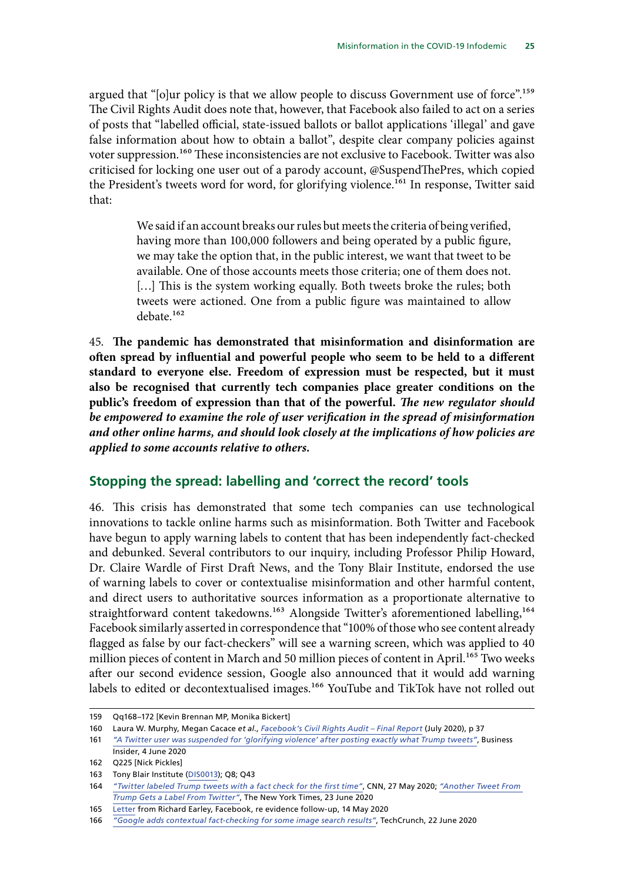argued that "[o]ur policy is that we allow people to discuss Government use of force".[159] The Civil Rights Audit does note that, however, that Facebook also failed to act on a series of posts that "labelled official, state-issued ballots or ballot applications 'illegal' and gave false information about how to obtain a ballot", despite clear company policies against voter suppression.[160] These inconsistencies are not exclusive to Facebook. Twitter was also criticised for locking one user out of a parody account, @SuspendThePres, which copied the President's tweets word for word, for glorifying violence.[161] In response, Twitter said that:

> We said if an account breaks our rules but meets the criteria of being verified, having more than 100,000 followers and being operated by a public figure, we may take the option that, in the public interest, we want that tweet to be available. One of those accounts meets those criteria; one of them does not. […] This is the system working equally. Both tweets broke the rules; both tweets were actioned. One from a public figure was maintained to allow debate.[162]

45. **The pandemic has demonstrated that misinformation and disinformation are often spread by influential and powerful people who seem to be held to a different standard to everyone else. Freedom of expression must be respected, but it must also be recognised that currently tech companies place greater conditions on the public's freedom of expression than that of the powerful.** ***The new regulator should be empowered to examine the role of user verification in the spread of misinformation and other online harms, and should look closely at the implications of how policies are applied to some accounts relative to others.***

## Stopping the spread: labelling and 'correct the record' tools

46. This crisis has demonstrated that some tech companies can use technological innovations to tackle online harms such as misinformation. Both Twitter and Facebook have begun to apply warning labels to content that has been independently fact-checked and debunked. Several contributors to our inquiry, including Professor Philip Howard, Dr. Claire Wardle of First Draft News, and the Tony Blair Institute, endorsed the use of warning labels to cover or contextualise misinformation and other harmful content, and direct users to authoritative sources information as a proportionate alternative to straightforward content takedowns.[163] Alongside Twitter's aforementioned labelling,[164] Facebook similarly asserted in correspondence that "100% of those who see content already flagged as false by our fact-checkers" will see a warning screen, which was applied to 40 million pieces of content in March and 50 million pieces of content in April.[165] Two weeks after our second evidence session, Google also announced that it would add warning labels to edited or decontextualised images.[166] YouTube and TikTok have not rolled out

---

159 Qq168–172 [Kevin Brennan MP, Monika Bickert]

160 Laura W. Murphy, Megan Cacace *et al.*, *Facebook's Civil Rights Audit – Final Report* (July 2020), p 37

161 *"A Twitter user was suspended for 'glorifying violence' after posting exactly what Trump tweets"*, Business Insider, 4 June 2020

162 Q225 [Nick Pickles]

163 Tony Blair Institute (DIS0013); Q8; Q43

164 *"Twitter labeled Trump tweets with a fact check for the first time"*, CNN, 27 May 2020; *"Another Tweet From Trump Gets a Label From Twitter"*, The New York Times, 23 June 2020

165 Letter from Richard Earley, Facebook, re evidence follow-up, 14 May 2020

166 *"Google adds contextual fact-checking for some image search results"*, TechCrunch, 22 June 2020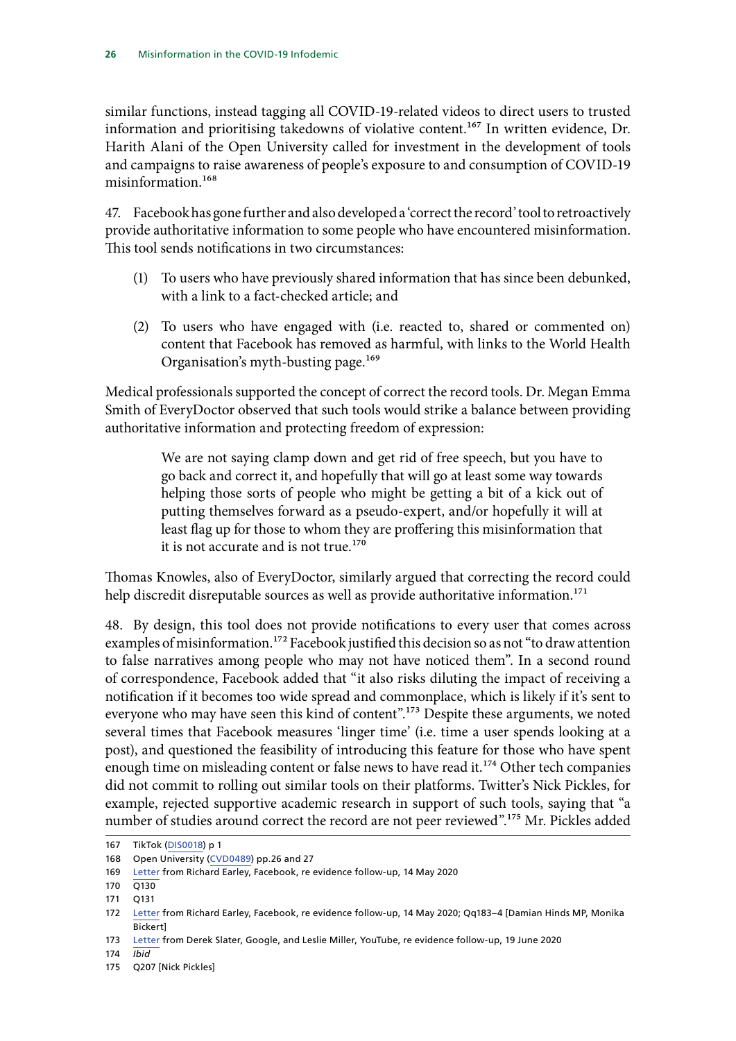similar functions, instead tagging all COVID-19-related videos to direct users to trusted information and prioritising takedowns of violative content.[167] In written evidence, Dr. Harith Alani of the Open University called for investment in the development of tools and campaigns to raise awareness of people's exposure to and consumption of COVID-19 misinformation.[168]

47. Facebook has gone further and also developed a 'correct the record' tool to retroactively provide authoritative information to some people who have encountered misinformation. This tool sends notifications in two circumstances:

(1) To users who have previously shared information that has since been debunked, with a link to a fact-checked article; and

(2) To users who have engaged with (i.e. reacted to, shared or commented on) content that Facebook has removed as harmful, with links to the World Health Organisation's myth-busting page.[169]

Medical professionals supported the concept of correct the record tools. Dr. Megan Emma Smith of EveryDoctor observed that such tools would strike a balance between providing authoritative information and protecting freedom of expression:

> We are not saying clamp down and get rid of free speech, but you have to go back and correct it, and hopefully that will go at least some way towards helping those sorts of people who might be getting a bit of a kick out of putting themselves forward as a pseudo-expert, and/or hopefully it will at least flag up for those to whom they are proffering this misinformation that it is not accurate and is not true.[170]

Thomas Knowles, also of EveryDoctor, similarly argued that correcting the record could help discredit disreputable sources as well as provide authoritative information.[171]

48. By design, this tool does not provide notifications to every user that comes across examples of misinformation.[172] Facebook justified this decision so as not "to draw attention to false narratives among people who may not have noticed them". In a second round of correspondence, Facebook added that "it also risks diluting the impact of receiving a notification if it becomes too wide spread and commonplace, which is likely if it's sent to everyone who may have seen this kind of content".[173] Despite these arguments, we noted several times that Facebook measures 'linger time' (i.e. time a user spends looking at a post), and questioned the feasibility of introducing this feature for those who have spent enough time on misleading content or false news to have read it.[174] Other tech companies did not commit to rolling out similar tools on their platforms. Twitter's Nick Pickles, for example, rejected supportive academic research in support of such tools, saying that "a number of studies around correct the record are not peer reviewed".[175] Mr. Pickles added

---

167 TikTok (DIS0018) p 1

168 Open University (CVD0489) pp.26 and 27

169 Letter from Richard Earley, Facebook, re evidence follow-up, 14 May 2020

170 Q130

171 Q131

172 Letter from Richard Earley, Facebook, re evidence follow-up, 14 May 2020; Qq183–4 [Damian Hinds MP, Monika Bickert]

173 Letter from Derek Slater, Google, and Leslie Miller, YouTube, re evidence follow-up, 19 June 2020

174 *Ibid*

175 Q207 [Nick Pickles]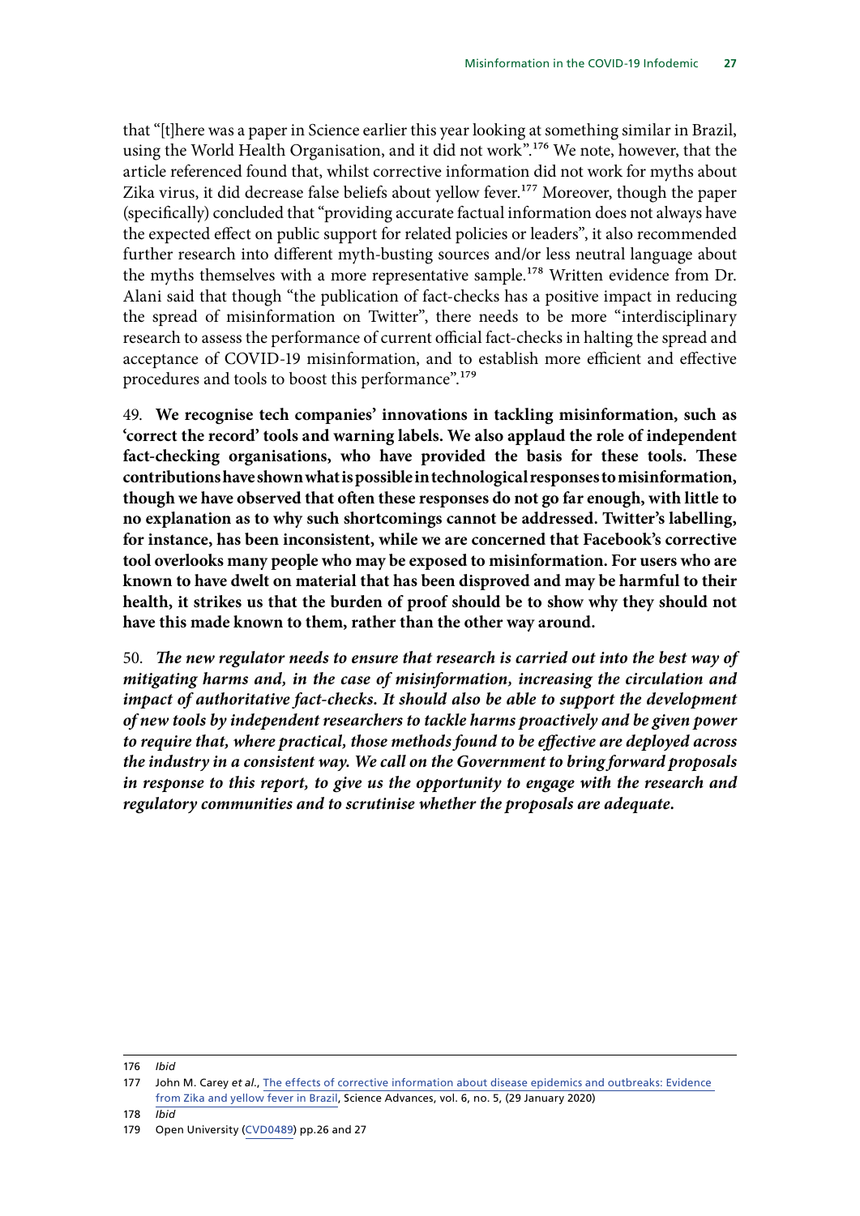that "[t]here was a paper in Science earlier this year looking at something similar in Brazil, using the World Health Organisation, and it did not work".[176] We note, however, that the article referenced found that, whilst corrective information did not work for myths about Zika virus, it did decrease false beliefs about yellow fever.[177] Moreover, though the paper (specifically) concluded that "providing accurate factual information does not always have the expected effect on public support for related policies or leaders", it also recommended further research into different myth-busting sources and/or less neutral language about the myths themselves with a more representative sample.[178] Written evidence from Dr. Alani said that though "the publication of fact-checks has a positive impact in reducing the spread of misinformation on Twitter", there needs to be more "interdisciplinary research to assess the performance of current official fact-checks in halting the spread and acceptance of COVID-19 misinformation, and to establish more efficient and effective procedures and tools to boost this performance".[179]

49. **We recognise tech companies' innovations in tackling misinformation, such as 'correct the record' tools and warning labels. We also applaud the role of independent fact-checking organisations, who have provided the basis for these tools. These contributions have shown what is possible in technological responses to misinformation, though we have observed that often these responses do not go far enough, with little to no explanation as to why such shortcomings cannot be addressed. Twitter's labelling, for instance, has been inconsistent, while we are concerned that Facebook's corrective tool overlooks many people who may be exposed to misinformation. For users who are known to have dwelt on material that has been disproved and may be harmful to their health, it strikes us that the burden of proof should be to show why they should not have this made known to them, rather than the other way around.**

50. ***The new regulator needs to ensure that research is carried out into the best way of mitigating harms and, in the case of misinformation, increasing the circulation and impact of authoritative fact-checks. It should also be able to support the development of new tools by independent researchers to tackle harms proactively and be given power to require that, where practical, those methods found to be effective are deployed across the industry in a consistent way. We call on the Government to bring forward proposals in response to this report, to give us the opportunity to engage with the research and regulatory communities and to scrutinise whether the proposals are adequate.***

---

176 *Ibid*

177 John M. Carey *et al*., The effects of corrective information about disease epidemics and outbreaks: Evidence from Zika and yellow fever in Brazil, Science Advances, vol. 6, no. 5, (29 January 2020)

178 *Ibid*

179 Open University (CVD0489) pp.26 and 27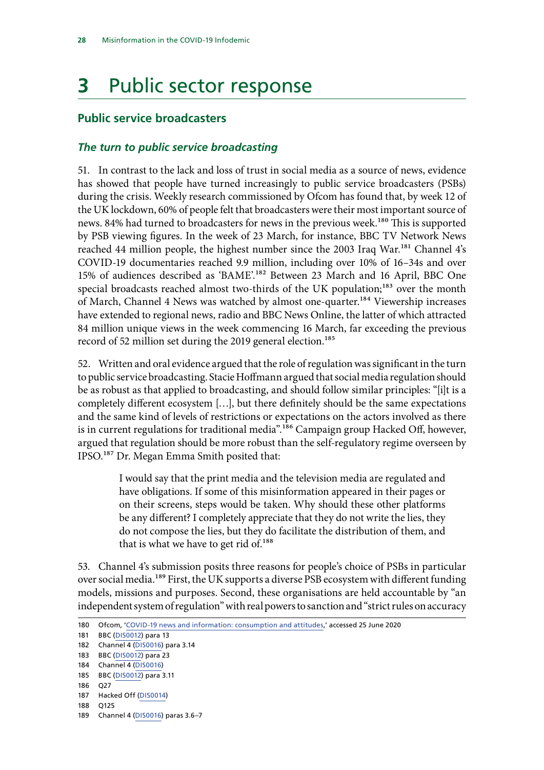# 3 Public sector response

## Public service broadcasters

### *The turn to public service broadcasting*

51. In contrast to the lack and loss of trust in social media as a source of news, evidence has showed that people have turned increasingly to public service broadcasters (PSBs) during the crisis. Weekly research commissioned by Ofcom has found that, by week 12 of the UK lockdown, 60% of people felt that broadcasters were their most important source of news. 84% had turned to broadcasters for news in the previous week.[180] This is supported by PSB viewing figures. In the week of 23 March, for instance, BBC TV Network News reached 44 million people, the highest number since the 2003 Iraq War.[181] Channel 4's COVID-19 documentaries reached 9.9 million, including over 10% of 16–34s and over 15% of audiences described as 'BAME'.[182] Between 23 March and 16 April, BBC One special broadcasts reached almost two-thirds of the UK population;[183] over the month of March, Channel 4 News was watched by almost one-quarter.[184] Viewership increases have extended to regional news, radio and BBC News Online, the latter of which attracted 84 million unique views in the week commencing 16 March, far exceeding the previous record of 52 million set during the 2019 general election.[185]

52. Written and oral evidence argued that the role of regulation was significant in the turn to public service broadcasting. Stacie Hoffmann argued that social media regulation should be as robust as that applied to broadcasting, and should follow similar principles: "[i]t is a completely different ecosystem […], but there definitely should be the same expectations and the same kind of levels of restrictions or expectations on the actors involved as there is in current regulations for traditional media".[186] Campaign group Hacked Off, however, argued that regulation should be more robust than the self-regulatory regime overseen by IPSO.[187] Dr. Megan Emma Smith posited that:

> I would say that the print media and the television media are regulated and have obligations. If some of this misinformation appeared in their pages or on their screens, steps would be taken. Why should these other platforms be any different? I completely appreciate that they do not write the lies, they do not compose the lies, but they do facilitate the distribution of them, and that is what we have to get rid of.[188]

53. Channel 4's submission posits three reasons for people's choice of PSBs in particular over social media.[189] First, the UK supports a diverse PSB ecosystem with different funding models, missions and purposes. Second, these organisations are held accountable by "an independent system of regulation" with real powers to sanction and "strict rules on accuracy

180 Ofcom, 'COVID-19 news and information: consumption and attitudes,' accessed 25 June 2020

181 BBC (DIS0012) para 13

182 Channel 4 (DIS0016) para 3.14

183 BBC (DIS0012) para 23

184 Channel 4 (DIS0016)

185 BBC (DIS0012) para 3.11

186 Q27

187 Hacked Off (DIS0014)

188 Q125

189 Channel 4 (DIS0016) paras 3.6–7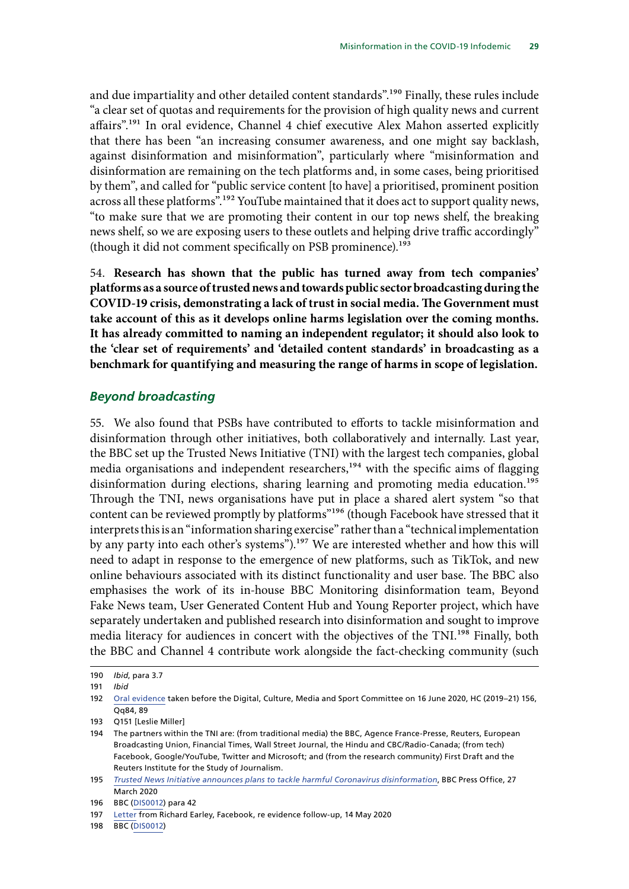and due impartiality and other detailed content standards”.[190] Finally, these rules include “a clear set of quotas and requirements for the provision of high quality news and current affairs”.[191] In oral evidence, Channel 4 chief executive Alex Mahon asserted explicitly that there has been “an increasing consumer awareness, and one might say backlash, against disinformation and misinformation”, particularly where “misinformation and disinformation are remaining on the tech platforms and, in some cases, being prioritised by them”, and called for “public service content [to have] a prioritised, prominent position across all these platforms”.[192] YouTube maintained that it does act to support quality news, “to make sure that we are promoting their content in our top news shelf, the breaking news shelf, so we are exposing users to these outlets and helping drive traffic accordingly” (though it did not comment specifically on PSB prominence).[193]

54. **Research has shown that the public has turned away from tech companies' platforms as a source of trusted news and towards public sector broadcasting during the COVID-19 crisis, demonstrating a lack of trust in social media. The Government must take account of this as it develops online harms legislation over the coming months. It has already committed to naming an independent regulator; it should also look to the 'clear set of requirements' and 'detailed content standards' in broadcasting as a benchmark for quantifying and measuring the range of harms in scope of legislation.**

### *Beyond broadcasting*

55. We also found that PSBs have contributed to efforts to tackle misinformation and disinformation through other initiatives, both collaboratively and internally. Last year, the BBC set up the Trusted News Initiative (TNI) with the largest tech companies, global media organisations and independent researchers,[194] with the specific aims of flagging disinformation during elections, sharing learning and promoting media education.[195] Through the TNI, news organisations have put in place a shared alert system “so that content can be reviewed promptly by platforms”[196] (though Facebook have stressed that it interprets this is an “information sharing exercise” rather than a “technical implementation by any party into each other's systems”).[197] We are interested whether and how this will need to adapt in response to the emergence of new platforms, such as TikTok, and new online behaviours associated with its distinct functionality and user base. The BBC also emphasises the work of its in-house BBC Monitoring disinformation team, Beyond Fake News team, User Generated Content Hub and Young Reporter project, which have separately undertaken and published research into disinformation and sought to improve media literacy for audiences in concert with the objectives of the TNI.[198] Finally, both the BBC and Channel 4 contribute work alongside the fact-checking community (such

---

190 *Ibid*, para 3.7

191 *Ibid*

192 Oral evidence taken before the Digital, Culture, Media and Sport Committee on 16 June 2020, HC (2019–21) 156, Qq84, 89

193 Q151 [Leslie Miller]

194 The partners within the TNI are: (from traditional media) the BBC, Agence France-Presse, Reuters, European Broadcasting Union, Financial Times, Wall Street Journal, the Hindu and CBC/Radio-Canada; (from tech) Facebook, Google/YouTube, Twitter and Microsoft; and (from the research community) First Draft and the Reuters Institute for the Study of Journalism.

195 *Trusted News Initiative announces plans to tackle harmful Coronavirus disinformation*, BBC Press Office, 27 March 2020

196 BBC (DIS0012) para 42

197 Letter from Richard Earley, Facebook, re evidence follow-up, 14 May 2020

198 BBC (DIS0012)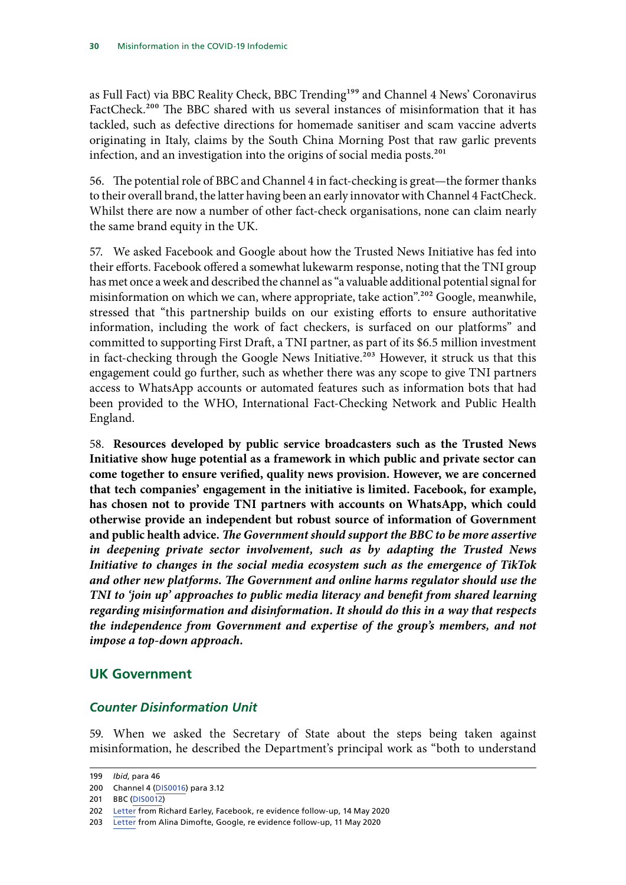as Full Fact) via BBC Reality Check, BBC Trending[199] and Channel 4 News' Coronavirus FactCheck.[200] The BBC shared with us several instances of misinformation that it has tackled, such as defective directions for homemade sanitiser and scam vaccine adverts originating in Italy, claims by the South China Morning Post that raw garlic prevents infection, and an investigation into the origins of social media posts.[201]

56. The potential role of BBC and Channel 4 in fact-checking is great—the former thanks to their overall brand, the latter having been an early innovator with Channel 4 FactCheck. Whilst there are now a number of other fact-check organisations, none can claim nearly the same brand equity in the UK.

57. We asked Facebook and Google about how the Trusted News Initiative has fed into their efforts. Facebook offered a somewhat lukewarm response, noting that the TNI group has met once a week and described the channel as "a valuable additional potential signal for misinformation on which we can, where appropriate, take action".[202] Google, meanwhile, stressed that "this partnership builds on our existing efforts to ensure authoritative information, including the work of fact checkers, is surfaced on our platforms" and committed to supporting First Draft, a TNI partner, as part of its $6.5 million investment in fact-checking through the Google News Initiative.[203] However, it struck us that this engagement could go further, such as whether there was any scope to give TNI partners access to WhatsApp accounts or automated features such as information bots that had been provided to the WHO, International Fact-Checking Network and Public Health England.

58. **Resources developed by public service broadcasters such as the Trusted News Initiative show huge potential as a framework in which public and private sector can come together to ensure verified, quality news provision. However, we are concerned that tech companies' engagement in the initiative is limited. Facebook, for example, has chosen not to provide TNI partners with accounts on WhatsApp, which could otherwise provide an independent but robust source of information of Government and public health advice.** ***The Government should support the BBC to be more assertive in deepening private sector involvement, such as by adapting the Trusted News Initiative to changes in the social media ecosystem such as the emergence of TikTok and other new platforms. The Government and online harms regulator should use the TNI to 'join up' approaches to public media literacy and benefit from shared learning regarding misinformation and disinformation. It should do this in a way that respects the independence from Government and expertise of the group's members, and not impose a top-down approach.***

## UK Government

### *Counter Disinformation Unit*

59. When we asked the Secretary of State about the steps being taken against misinformation, he described the Department's principal work as "both to understand

---

199 *Ibid*, para 46

200 Channel 4 (DIS0016) para 3.12

201 BBC (DIS0012)

202 Letter from Richard Earley, Facebook, re evidence follow-up, 14 May 2020

203 Letter from Alina Dimofte, Google, re evidence follow-up, 11 May 2020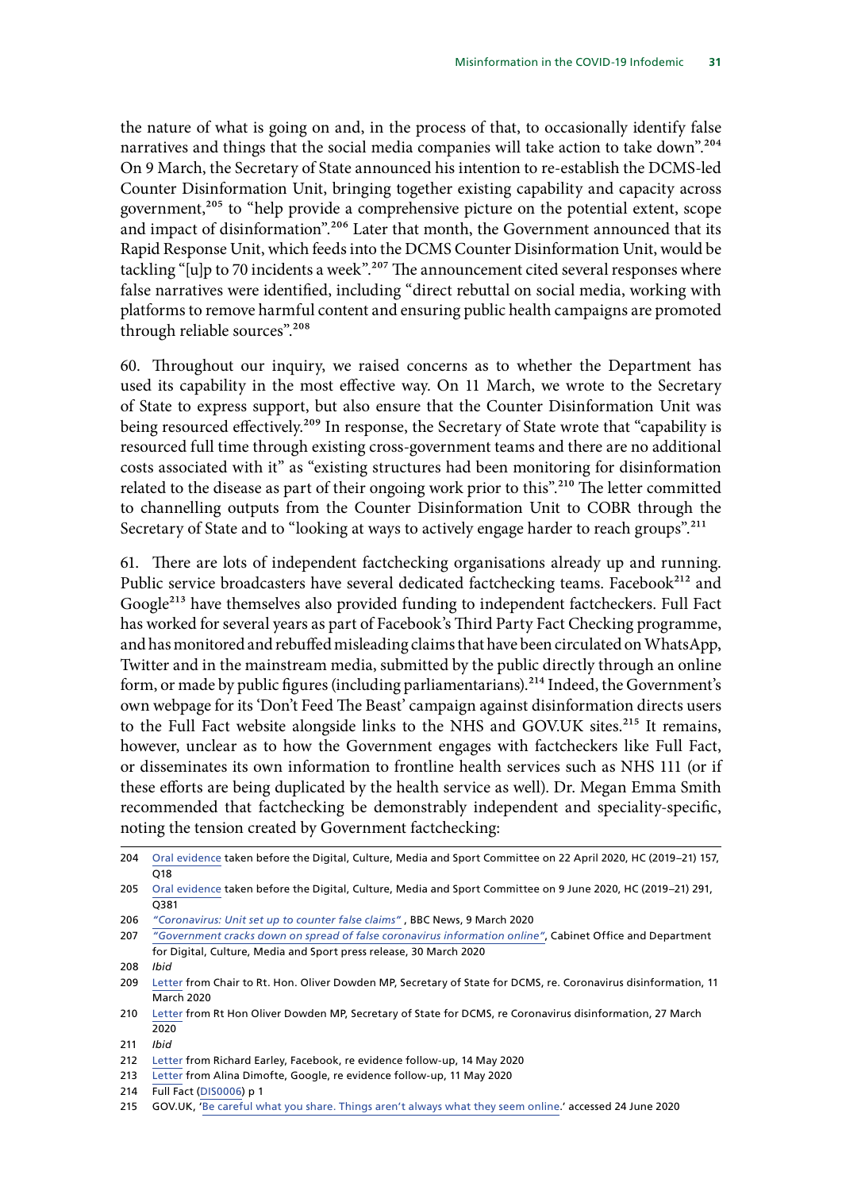the nature of what is going on and, in the process of that, to occasionally identify false narratives and things that the social media companies will take action to take down".[204] On 9 March, the Secretary of State announced his intention to re-establish the DCMS-led Counter Disinformation Unit, bringing together existing capability and capacity across government,[205] to "help provide a comprehensive picture on the potential extent, scope and impact of disinformation".[206] Later that month, the Government announced that its Rapid Response Unit, which feeds into the DCMS Counter Disinformation Unit, would be tackling "[u]p to 70 incidents a week".[207] The announcement cited several responses where false narratives were identified, including "direct rebuttal on social media, working with platforms to remove harmful content and ensuring public health campaigns are promoted through reliable sources".[208]

60. Throughout our inquiry, we raised concerns as to whether the Department has used its capability in the most effective way. On 11 March, we wrote to the Secretary of State to express support, but also ensure that the Counter Disinformation Unit was being resourced effectively.[209] In response, the Secretary of State wrote that "capability is resourced full time through existing cross-government teams and there are no additional costs associated with it" as "existing structures had been monitoring for disinformation related to the disease as part of their ongoing work prior to this".[210] The letter committed to channelling outputs from the Counter Disinformation Unit to COBR through the Secretary of State and to "looking at ways to actively engage harder to reach groups".[211]

61. There are lots of independent factchecking organisations already up and running. Public service broadcasters have several dedicated factchecking teams. Facebook[212] and Google[213] have themselves also provided funding to independent factcheckers. Full Fact has worked for several years as part of Facebook's Third Party Fact Checking programme, and has monitored and rebuffed misleading claims that have been circulated on WhatsApp, Twitter and in the mainstream media, submitted by the public directly through an online form, or made by public figures (including parliamentarians).[214] Indeed, the Government's own webpage for its 'Don't Feed The Beast' campaign against disinformation directs users to the Full Fact website alongside links to the NHS and GOV.UK sites.[215] It remains, however, unclear as to how the Government engages with factcheckers like Full Fact, or disseminates its own information to frontline health services such as NHS 111 (or if these efforts are being duplicated by the health service as well). Dr. Megan Emma Smith recommended that factchecking be demonstrably independent and speciality-specific, noting the tension created by Government factchecking:

---

204 Oral evidence taken before the Digital, Culture, Media and Sport Committee on 22 April 2020, HC (2019–21) 157, Q18

205 Oral evidence taken before the Digital, Culture, Media and Sport Committee on 9 June 2020, HC (2019–21) 291, Q381

206 *"Coronavirus: Unit set up to counter false claims"*, BBC News, 9 March 2020

207 *"Government cracks down on spread of false coronavirus information online"*, Cabinet Office and Department for Digital, Culture, Media and Sport press release, 30 March 2020

208 *Ibid*

209 Letter from Chair to Rt. Hon. Oliver Dowden MP, Secretary of State for DCMS, re. Coronavirus disinformation, 11 March 2020

210 Letter from Rt Hon Oliver Dowden MP, Secretary of State for DCMS, re Coronavirus disinformation, 27 March 2020

211 *Ibid*

212 Letter from Richard Earley, Facebook, re evidence follow-up, 14 May 2020

213 Letter from Alina Dimofte, Google, re evidence follow-up, 11 May 2020

214 Full Fact (DIS0006) p 1

215 GOV.UK, 'Be careful what you share. Things aren't always what they seem online.' accessed 24 June 2020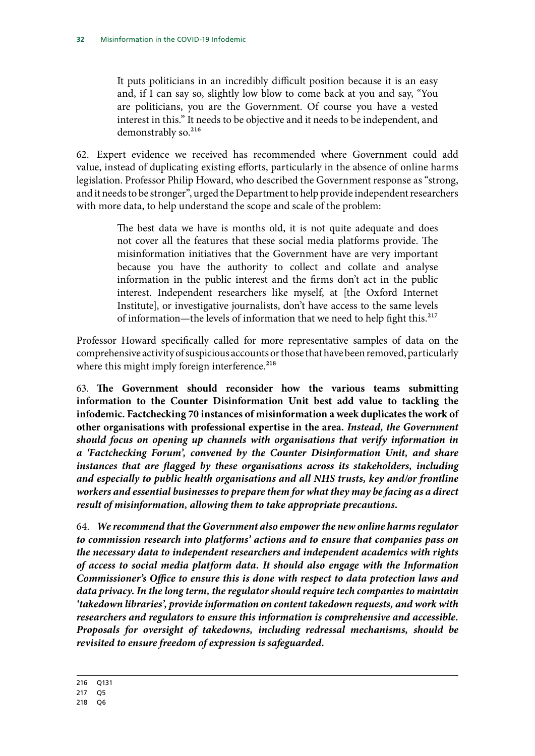> It puts politicians in an incredibly difficult position because it is an easy and, if I can say so, slightly low blow to come back at you and say, "You are politicians, you are the Government. Of course you have a vested interest in this." It needs to be objective and it needs to be independent, and demonstrably so.[216]

62. Expert evidence we received has recommended where Government could add value, instead of duplicating existing efforts, particularly in the absence of online harms legislation. Professor Philip Howard, who described the Government response as "strong, and it needs to be stronger", urged the Department to help provide independent researchers with more data, to help understand the scope and scale of the problem:

> The best data we have is months old, it is not quite adequate and does not cover all the features that these social media platforms provide. The misinformation initiatives that the Government have are very important because you have the authority to collect and collate and analyse information in the public interest and the firms don't act in the public interest. Independent researchers like myself, at [the Oxford Internet Institute], or investigative journalists, don't have access to the same levels of information—the levels of information that we need to help fight this.[217]

Professor Howard specifically called for more representative samples of data on the comprehensive activity of suspicious accounts or those that have been removed, particularly where this might imply foreign interference.[218]

63. **The Government should reconsider how the various teams submitting information to the Counter Disinformation Unit best add value to tackling the infodemic. Factchecking 70 instances of misinformation a week duplicates the work of other organisations with professional expertise in the area.** ***Instead, the Government should focus on opening up channels with organisations that verify information in a 'Factchecking Forum', convened by the Counter Disinformation Unit, and share instances that are flagged by these organisations across its stakeholders, including and especially to public health organisations and all NHS trusts, key and/or frontline workers and essential businesses to prepare them for what they may be facing as a direct result of misinformation, allowing them to take appropriate precautions.***

64. ***We recommend that the Government also empower the new online harms regulator to commission research into platforms' actions and to ensure that companies pass on the necessary data to independent researchers and independent academics with rights of access to social media platform data. It should also engage with the Information Commissioner's Office to ensure this is done with respect to data protection laws and data privacy. In the long term, the regulator should require tech companies to maintain 'takedown libraries', provide information on content takedown requests, and work with researchers and regulators to ensure this information is comprehensive and accessible. Proposals for oversight of takedowns, including redressal mechanisms, should be revisited to ensure freedom of expression is safeguarded.***

216 Q131

217 Q5

218 Q6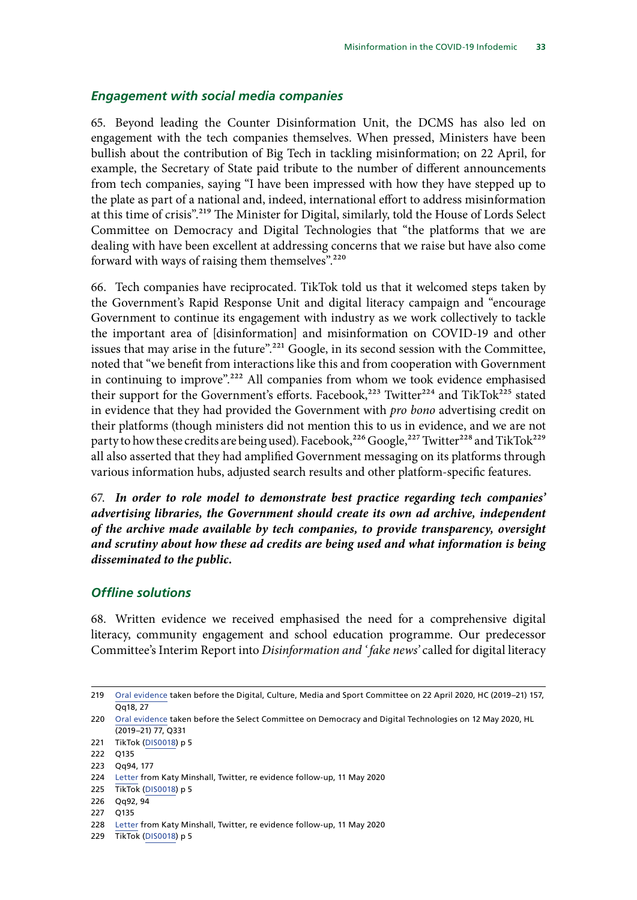### *Engagement with social media companies*

65. Beyond leading the Counter Disinformation Unit, the DCMS has also led on engagement with the tech companies themselves. When pressed, Ministers have been bullish about the contribution of Big Tech in tackling misinformation; on 22 April, for example, the Secretary of State paid tribute to the number of different announcements from tech companies, saying "I have been impressed with how they have stepped up to the plate as part of a national and, indeed, international effort to address misinformation at this time of crisis".[219] The Minister for Digital, similarly, told the House of Lords Select Committee on Democracy and Digital Technologies that "the platforms that we are dealing with have been excellent at addressing concerns that we raise but have also come forward with ways of raising them themselves".[220]

66. Tech companies have reciprocated. TikTok told us that it welcomed steps taken by the Government's Rapid Response Unit and digital literacy campaign and "encourage Government to continue its engagement with industry as we work collectively to tackle the important area of [disinformation] and misinformation on COVID-19 and other issues that may arise in the future".[221] Google, in its second session with the Committee, noted that "we benefit from interactions like this and from cooperation with Government in continuing to improve".[222] All companies from whom we took evidence emphasised their support for the Government's efforts. Facebook,[223] Twitter[224] and TikTok[225] stated in evidence that they had provided the Government with *pro bono* advertising credit on their platforms (though ministers did not mention this to us in evidence, and we are not party to how these credits are being used). Facebook,[226] Google,[227] Twitter[228] and TikTok[229] all also asserted that they had amplified Government messaging on its platforms through various information hubs, adjusted search results and other platform-specific features.

67. ***In order to role model to demonstrate best practice regarding tech companies' advertising libraries, the Government should create its own ad archive, independent of the archive made available by tech companies, to provide transparency, oversight and scrutiny about how these ad credits are being used and what information is being disseminated to the public.***

### *Offline solutions*

68. Written evidence we received emphasised the need for a comprehensive digital literacy, community engagement and school education programme. Our predecessor Committee's Interim Report into *Disinformation and 'fake news'* called for digital literacy

---

219 Oral evidence taken before the Digital, Culture, Media and Sport Committee on 22 April 2020, HC (2019–21) 157, Qq18, 27

220 Oral evidence taken before the Select Committee on Democracy and Digital Technologies on 12 May 2020, HL (2019–21) 77, Q331

221 TikTok (DIS0018) p 5

222 Q135

223 Qq94, 177

224 Letter from Katy Minshall, Twitter, re evidence follow-up, 11 May 2020

225 TikTok (DIS0018) p 5

226 Qq92, 94

227 Q135

228 Letter from Katy Minshall, Twitter, re evidence follow-up, 11 May 2020

229 TikTok (DIS0018) p 5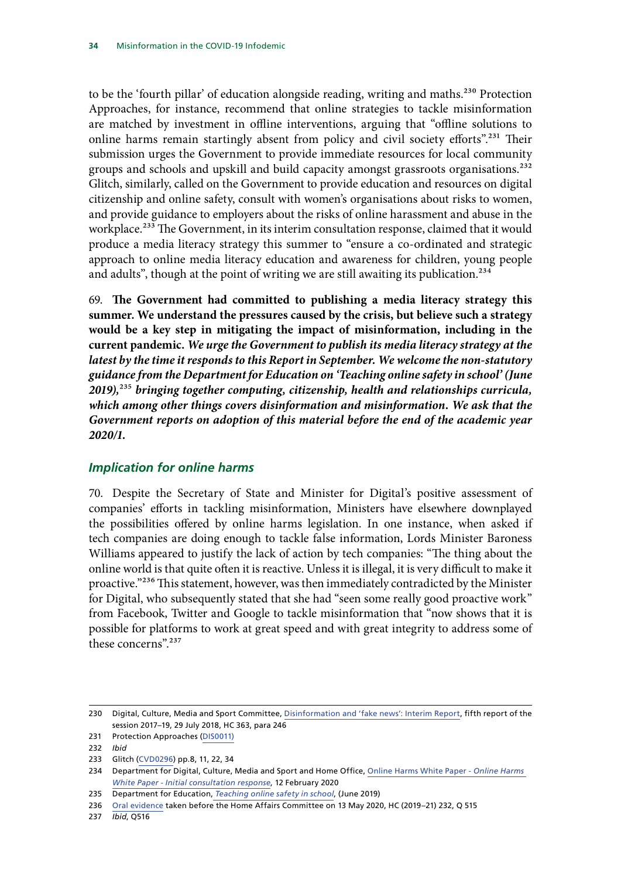to be the 'fourth pillar' of education alongside reading, writing and maths.[230] Protection Approaches, for instance, recommend that online strategies to tackle misinformation are matched by investment in offline interventions, arguing that "offline solutions to online harms remain startingly absent from policy and civil society efforts".[231] Their submission urges the Government to provide immediate resources for local community groups and schools and upskill and build capacity amongst grassroots organisations.[232] Glitch, similarly, called on the Government to provide education and resources on digital citizenship and online safety, consult with women's organisations about risks to women, and provide guidance to employers about the risks of online harassment and abuse in the workplace.[233] The Government, in its interim consultation response, claimed that it would produce a media literacy strategy this summer to "ensure a co-ordinated and strategic approach to online media literacy education and awareness for children, young people and adults", though at the point of writing we are still awaiting its publication.[234]

69. **The Government had committed to publishing a media literacy strategy this summer. We understand the pressures caused by the crisis, but believe such a strategy would be a key step in mitigating the impact of misinformation, including in the current pandemic.** ***We urge the Government to publish its media literacy strategy at the latest by the time it responds to this Report in September. We welcome the non-statutory guidance from the Department for Education on 'Teaching online safety in school' (June 2019),[235] bringing together computing, citizenship, health and relationships curricula, which among other things covers disinformation and misinformation. We ask that the Government reports on adoption of this material before the end of the academic year 2020/1.***

### *Implication for online harms*

70. Despite the Secretary of State and Minister for Digital's positive assessment of companies' efforts in tackling misinformation, Ministers have elsewhere downplayed the possibilities offered by online harms legislation. In one instance, when asked if tech companies are doing enough to tackle false information, Lords Minister Baroness Williams appeared to justify the lack of action by tech companies: "The thing about the online world is that quite often it is reactive. Unless it is illegal, it is very difficult to make it proactive."[236] This statement, however, was then immediately contradicted by the Minister for Digital, who subsequently stated that she had "seen some really good proactive work" from Facebook, Twitter and Google to tackle misinformation that "now shows that it is possible for platforms to work at great speed and with great integrity to address some of these concerns".[237]

---

230 Digital, Culture, Media and Sport Committee, Disinformation and 'fake news': Interim Report, fifth report of the session 2017–19, 29 July 2018, HC 363, para 246

231 Protection Approaches (DIS0011)

232 *Ibid*

233 Glitch (CVD0296) pp.8, 11, 22, 34

234 Department for Digital, Culture, Media and Sport and Home Office, Online Harms White Paper - *Online Harms White Paper - Initial consultation response*, 12 February 2020

235 Department for Education, *Teaching online safety in school*, (June 2019)

236 Oral evidence taken before the Home Affairs Committee on 13 May 2020, HC (2019–21) 232, Q 515

237 *Ibid*, Q516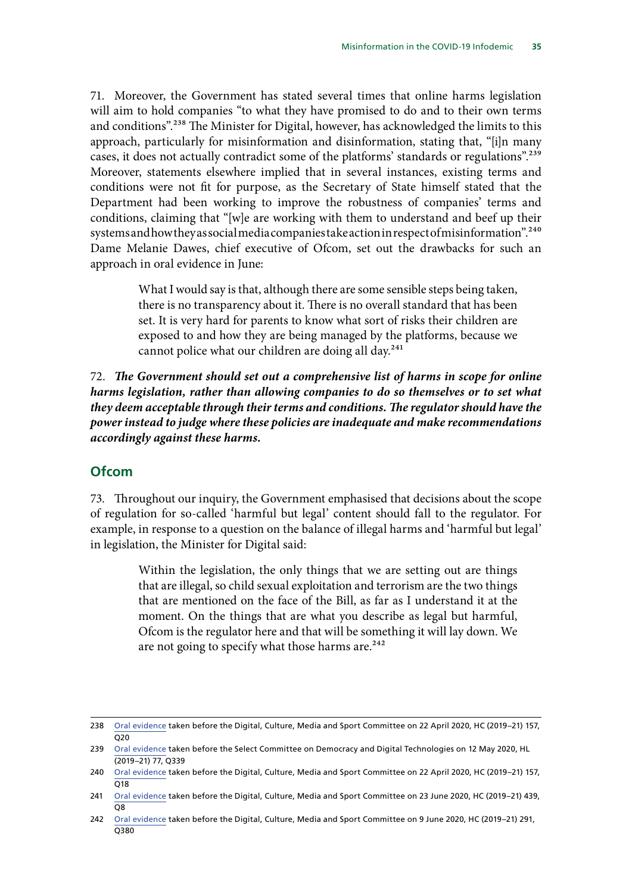71. Moreover, the Government has stated several times that online harms legislation will aim to hold companies "to what they have promised to do and to their own terms and conditions".[238] The Minister for Digital, however, has acknowledged the limits to this approach, particularly for misinformation and disinformation, stating that, "[i]n many cases, it does not actually contradict some of the platforms' standards or regulations".[239] Moreover, statements elsewhere implied that in several instances, existing terms and conditions were not fit for purpose, as the Secretary of State himself stated that the Department had been working to improve the robustness of companies' terms and conditions, claiming that "[w]e are working with them to understand and beef up their systems and how they as social media companies take action in respect of misinformation".[240] Dame Melanie Dawes, chief executive of Ofcom, set out the drawbacks for such an approach in oral evidence in June:

> What I would say is that, although there are some sensible steps being taken, there is no transparency about it. There is no overall standard that has been set. It is very hard for parents to know what sort of risks their children are exposed to and how they are being managed by the platforms, because we cannot police what our children are doing all day.[241]

72. ***The Government should set out a comprehensive list of harms in scope for online harms legislation, rather than allowing companies to do so themselves or to set what they deem acceptable through their terms and conditions. The regulator should have the power instead to judge where these policies are inadequate and make recommendations accordingly against these harms.***

## Ofcom

73. Throughout our inquiry, the Government emphasised that decisions about the scope of regulation for so-called 'harmful but legal' content should fall to the regulator. For example, in response to a question on the balance of illegal harms and 'harmful but legal' in legislation, the Minister for Digital said:

> Within the legislation, the only things that we are setting out are things that are illegal, so child sexual exploitation and terrorism are the two things that are mentioned on the face of the Bill, as far as I understand it at the moment. On the things that are what you describe as legal but harmful, Ofcom is the regulator here and that will be something it will lay down. We are not going to specify what those harms are.[242]

---

238 Oral evidence taken before the Digital, Culture, Media and Sport Committee on 22 April 2020, HC (2019–21) 157, Q20

239 Oral evidence taken before the Select Committee on Democracy and Digital Technologies on 12 May 2020, HL (2019–21) 77, Q339

240 Oral evidence taken before the Digital, Culture, Media and Sport Committee on 22 April 2020, HC (2019–21) 157, Q18

241 Oral evidence taken before the Digital, Culture, Media and Sport Committee on 23 June 2020, HC (2019–21) 439, Q8

242 Oral evidence taken before the Digital, Culture, Media and Sport Committee on 9 June 2020, HC (2019–21) 291, Q380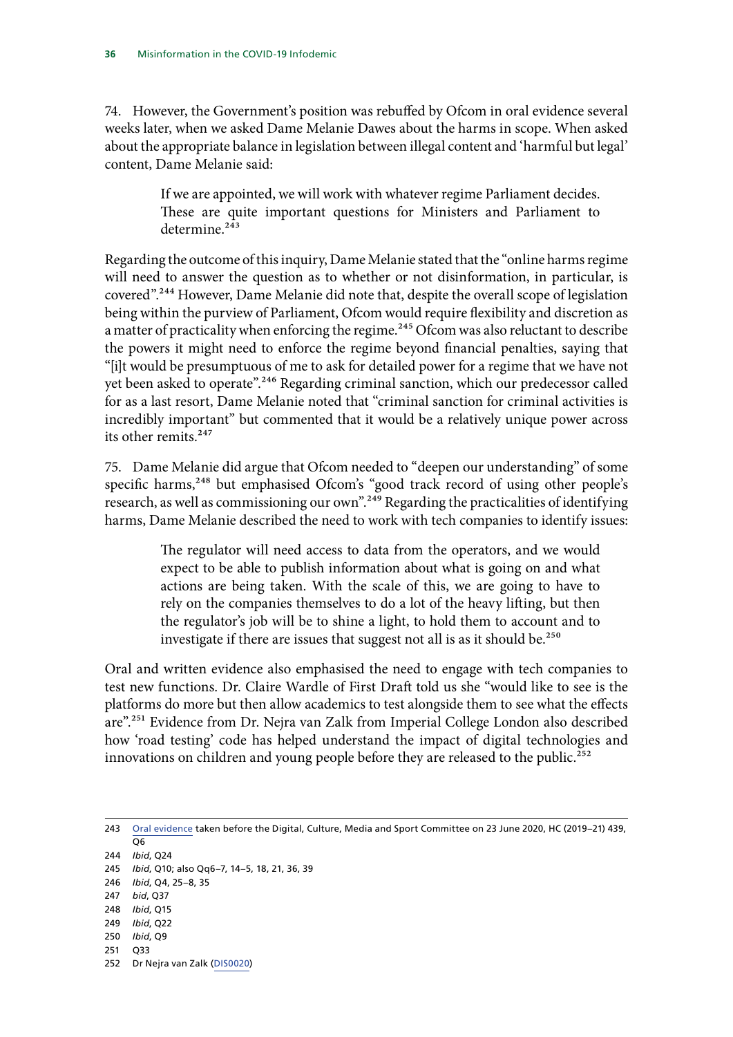74. However, the Government's position was rebuffed by Ofcom in oral evidence several weeks later, when we asked Dame Melanie Dawes about the harms in scope. When asked about the appropriate balance in legislation between illegal content and 'harmful but legal' content, Dame Melanie said:

> If we are appointed, we will work with whatever regime Parliament decides. These are quite important questions for Ministers and Parliament to determine.[243]

Regarding the outcome of this inquiry, Dame Melanie stated that the "online harms regime will need to answer the question as to whether or not disinformation, in particular, is covered".[244] However, Dame Melanie did note that, despite the overall scope of legislation being within the purview of Parliament, Ofcom would require flexibility and discretion as a matter of practicality when enforcing the regime.[245] Ofcom was also reluctant to describe the powers it might need to enforce the regime beyond financial penalties, saying that "[i]t would be presumptuous of me to ask for detailed power for a regime that we have not yet been asked to operate".[246] Regarding criminal sanction, which our predecessor called for as a last resort, Dame Melanie noted that "criminal sanction for criminal activities is incredibly important" but commented that it would be a relatively unique power across its other remits.[247]

75. Dame Melanie did argue that Ofcom needed to "deepen our understanding" of some specific harms,[248] but emphasised Ofcom's "good track record of using other people's research, as well as commissioning our own".[249] Regarding the practicalities of identifying harms, Dame Melanie described the need to work with tech companies to identify issues:

> The regulator will need access to data from the operators, and we would expect to be able to publish information about what is going on and what actions are being taken. With the scale of this, we are going to have to rely on the companies themselves to do a lot of the heavy lifting, but then the regulator's job will be to shine a light, to hold them to account and to investigate if there are issues that suggest not all is as it should be.[250]

Oral and written evidence also emphasised the need to engage with tech companies to test new functions. Dr. Claire Wardle of First Draft told us she "would like to see is the platforms do more but then allow academics to test alongside them to see what the effects are".[251] Evidence from Dr. Nejra van Zalk from Imperial College London also described how 'road testing' code has helped understand the impact of digital technologies and innovations on children and young people before they are released to the public.[252]

---

243 Oral evidence taken before the Digital, Culture, Media and Sport Committee on 23 June 2020, HC (2019–21) 439, Q6
244 *Ibid*, Q24
245 *Ibid*, Q10; also Qq6–7, 14–5, 18, 21, 36, 39
246 *Ibid*, Q4, 25–8, 35
247 *bid*, Q37
248 *Ibid*, Q15
249 *Ibid*, Q22
250 *Ibid*, Q9
251 Q33
252 Dr Nejra van Zalk (DIS0020)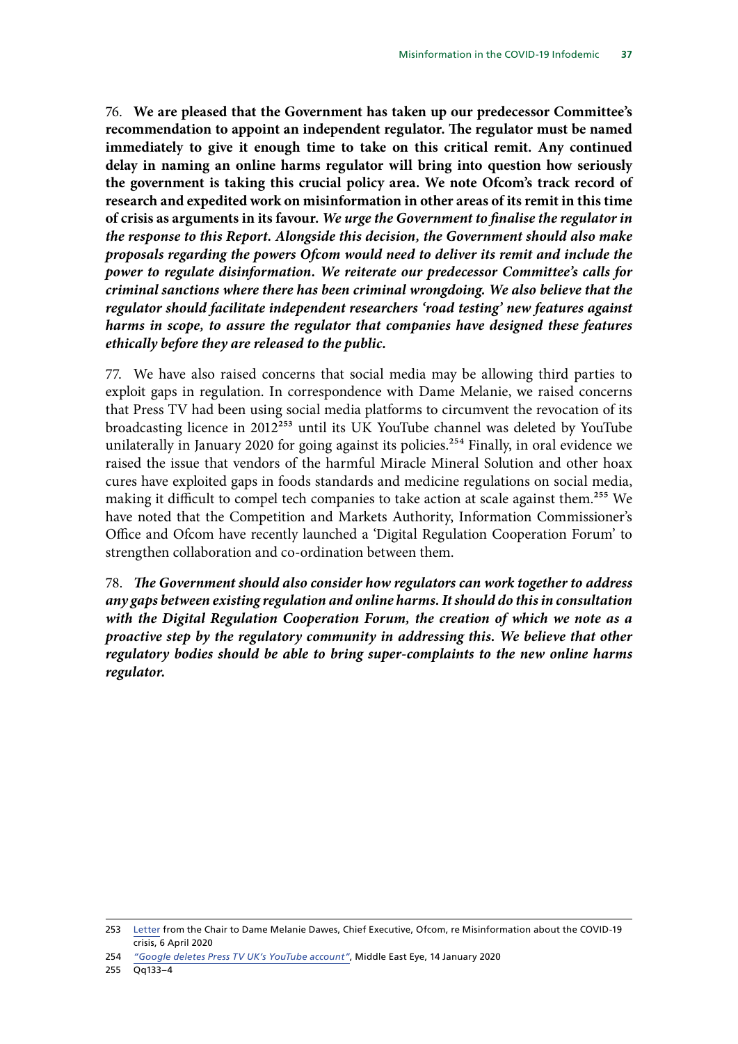76. **We are pleased that the Government has taken up our predecessor Committee's recommendation to appoint an independent regulator. The regulator must be named immediately to give it enough time to take on this critical remit. Any continued delay in naming an online harms regulator will bring into question how seriously the government is taking this crucial policy area. We note Ofcom's track record of research and expedited work on misinformation in other areas of its remit in this time of crisis as arguments in its favour.** ***We urge the Government to finalise the regulator in the response to this Report. Alongside this decision, the Government should also make proposals regarding the powers Ofcom would need to deliver its remit and include the power to regulate disinformation. We reiterate our predecessor Committee's calls for criminal sanctions where there has been criminal wrongdoing. We also believe that the regulator should facilitate independent researchers 'road testing' new features against harms in scope, to assure the regulator that companies have designed these features ethically before they are released to the public.***

77. We have also raised concerns that social media may be allowing third parties to exploit gaps in regulation. In correspondence with Dame Melanie, we raised concerns that Press TV had been using social media platforms to circumvent the revocation of its broadcasting licence in 2012[253] until its UK YouTube channel was deleted by YouTube unilaterally in January 2020 for going against its policies.[254] Finally, in oral evidence we raised the issue that vendors of the harmful Miracle Mineral Solution and other hoax cures have exploited gaps in foods standards and medicine regulations on social media, making it difficult to compel tech companies to take action at scale against them.[255] We have noted that the Competition and Markets Authority, Information Commissioner's Office and Ofcom have recently launched a 'Digital Regulation Cooperation Forum' to strengthen collaboration and co-ordination between them.

78. ***The Government should also consider how regulators can work together to address any gaps between existing regulation and online harms. It should do this in consultation with the Digital Regulation Cooperation Forum, the creation of which we note as a proactive step by the regulatory community in addressing this. We believe that other regulatory bodies should be able to bring super-complaints to the new online harms regulator.***

---

253 Letter from the Chair to Dame Melanie Dawes, Chief Executive, Ofcom, re Misinformation about the COVID-19 crisis, 6 April 2020

254 *"Google deletes Press TV UK's YouTube account"*, Middle East Eye, 14 January 2020

255 Qq133–4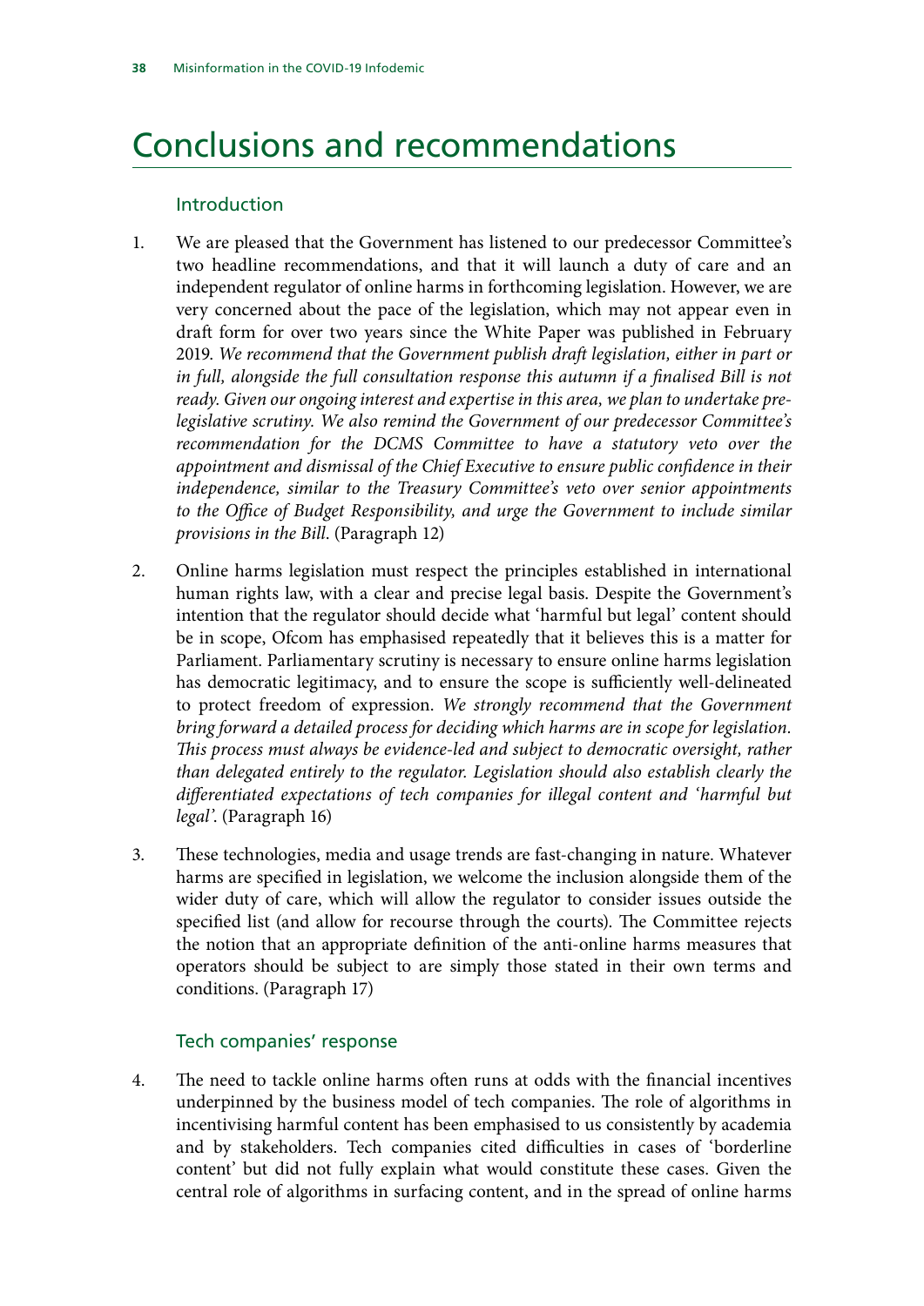# Conclusions and recommendations

## Introduction

1. We are pleased that the Government has listened to our predecessor Committee's two headline recommendations, and that it will launch a duty of care and an independent regulator of online harms in forthcoming legislation. However, we are very concerned about the pace of the legislation, which may not appear even in draft form for over two years since the White Paper was published in February 2019. *We recommend that the Government publish draft legislation, either in part or in full, alongside the full consultation response this autumn if a finalised Bill is not ready. Given our ongoing interest and expertise in this area, we plan to undertake pre-legislative scrutiny. We also remind the Government of our predecessor Committee's recommendation for the DCMS Committee to have a statutory veto over the appointment and dismissal of the Chief Executive to ensure public confidence in their independence, similar to the Treasury Committee's veto over senior appointments to the Office of Budget Responsibility, and urge the Government to include similar provisions in the Bill*. (Paragraph 12)

2. Online harms legislation must respect the principles established in international human rights law, with a clear and precise legal basis. Despite the Government's intention that the regulator should decide what 'harmful but legal' content should be in scope, Ofcom has emphasised repeatedly that it believes this is a matter for Parliament. Parliamentary scrutiny is necessary to ensure online harms legislation has democratic legitimacy, and to ensure the scope is sufficiently well-delineated to protect freedom of expression. *We strongly recommend that the Government bring forward a detailed process for deciding which harms are in scope for legislation. This process must always be evidence-led and subject to democratic oversight, rather than delegated entirely to the regulator. Legislation should also establish clearly the differentiated expectations of tech companies for illegal content and 'harmful but legal'*. (Paragraph 16)

3. These technologies, media and usage trends are fast-changing in nature. Whatever harms are specified in legislation, we welcome the inclusion alongside them of the wider duty of care, which will allow the regulator to consider issues outside the specified list (and allow for recourse through the courts). The Committee rejects the notion that an appropriate definition of the anti-online harms measures that operators should be subject to are simply those stated in their own terms and conditions. (Paragraph 17)

## Tech companies' response

4. The need to tackle online harms often runs at odds with the financial incentives underpinned by the business model of tech companies. The role of algorithms in incentivising harmful content has been emphasised to us consistently by academia and by stakeholders. Tech companies cited difficulties in cases of 'borderline content' but did not fully explain what would constitute these cases. Given the central role of algorithms in surfacing content, and in the spread of online harms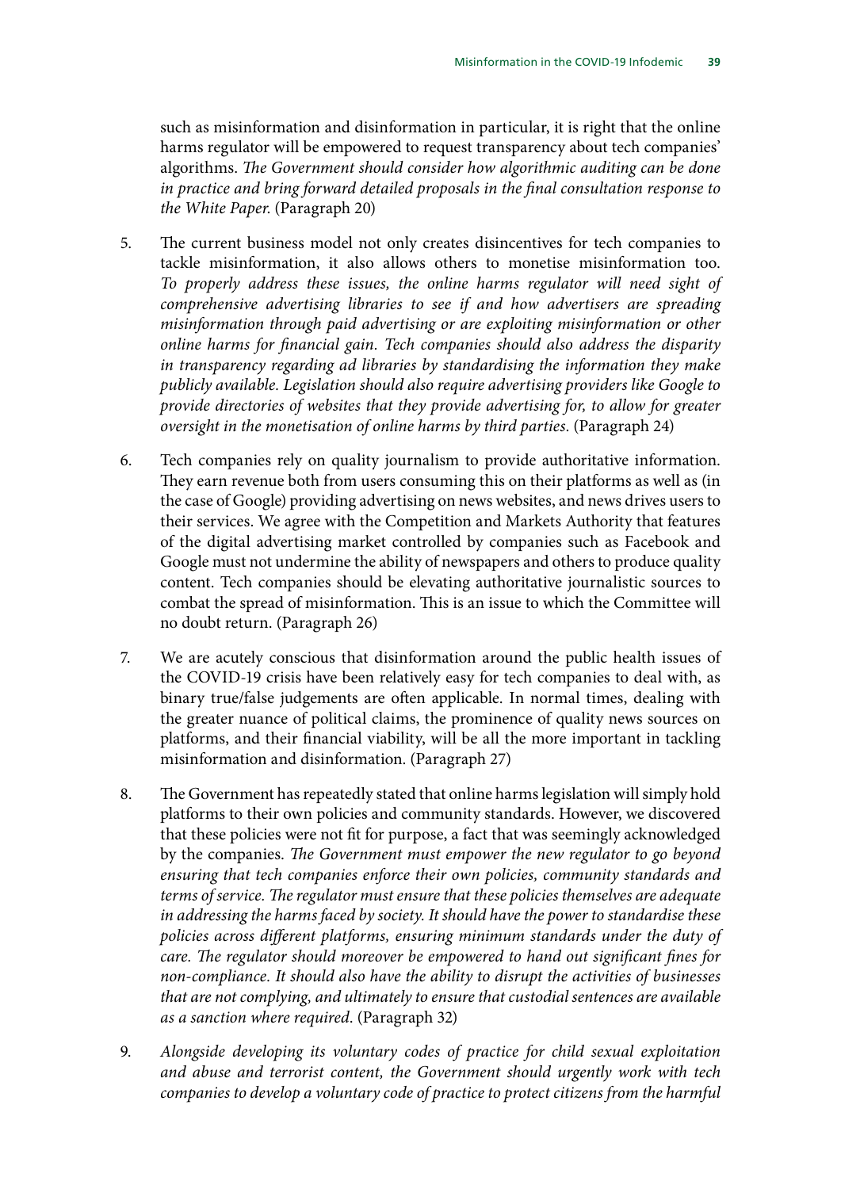such as misinformation and disinformation in particular, it is right that the online harms regulator will be empowered to request transparency about tech companies' algorithms. *The Government should consider how algorithmic auditing can be done in practice and bring forward detailed proposals in the final consultation response to the White Paper.* (Paragraph 20)

5. The current business model not only creates disincentives for tech companies to tackle misinformation, it also allows others to monetise misinformation too. *To properly address these issues, the online harms regulator will need sight of comprehensive advertising libraries to see if and how advertisers are spreading misinformation through paid advertising or are exploiting misinformation or other online harms for financial gain. Tech companies should also address the disparity in transparency regarding ad libraries by standardising the information they make publicly available. Legislation should also require advertising providers like Google to provide directories of websites that they provide advertising for, to allow for greater oversight in the monetisation of online harms by third parties.* (Paragraph 24)

6. Tech companies rely on quality journalism to provide authoritative information. They earn revenue both from users consuming this on their platforms as well as (in the case of Google) providing advertising on news websites, and news drives users to their services. We agree with the Competition and Markets Authority that features of the digital advertising market controlled by companies such as Facebook and Google must not undermine the ability of newspapers and others to produce quality content. Tech companies should be elevating authoritative journalistic sources to combat the spread of misinformation. This is an issue to which the Committee will no doubt return. (Paragraph 26)

7. We are acutely conscious that disinformation around the public health issues of the COVID-19 crisis have been relatively easy for tech companies to deal with, as binary true/false judgements are often applicable. In normal times, dealing with the greater nuance of political claims, the prominence of quality news sources on platforms, and their financial viability, will be all the more important in tackling misinformation and disinformation. (Paragraph 27)

8. The Government has repeatedly stated that online harms legislation will simply hold platforms to their own policies and community standards. However, we discovered that these policies were not fit for purpose, a fact that was seemingly acknowledged by the companies. *The Government must empower the new regulator to go beyond ensuring that tech companies enforce their own policies, community standards and terms of service. The regulator must ensure that these policies themselves are adequate in addressing the harms faced by society. It should have the power to standardise these policies across different platforms, ensuring minimum standards under the duty of care. The regulator should moreover be empowered to hand out significant fines for non-compliance. It should also have the ability to disrupt the activities of businesses that are not complying, and ultimately to ensure that custodial sentences are available as a sanction where required.* (Paragraph 32)

9. *Alongside developing its voluntary codes of practice for child sexual exploitation and abuse and terrorist content, the Government should urgently work with tech companies to develop a voluntary code of practice to protect citizens from the harmful*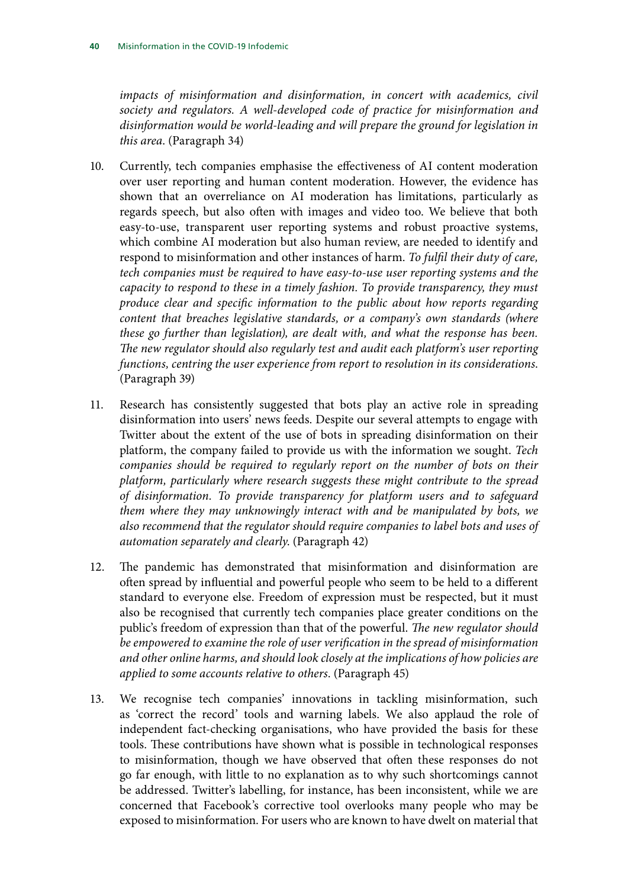*impacts of misinformation and disinformation, in concert with academics, civil society and regulators. A well-developed code of practice for misinformation and disinformation would be world-leading and will prepare the ground for legislation in this area*. (Paragraph 34)

10. Currently, tech companies emphasise the effectiveness of AI content moderation over user reporting and human content moderation. However, the evidence has shown that an overreliance on AI moderation has limitations, particularly as regards speech, but also often with images and video too. We believe that both easy-to-use, transparent user reporting systems and robust proactive systems, which combine AI moderation but also human review, are needed to identify and respond to misinformation and other instances of harm. *To fulfil their duty of care, tech companies must be required to have easy-to-use user reporting systems and the capacity to respond to these in a timely fashion. To provide transparency, they must produce clear and specific information to the public about how reports regarding content that breaches legislative standards, or a company's own standards (where these go further than legislation), are dealt with, and what the response has been. The new regulator should also regularly test and audit each platform's user reporting functions, centring the user experience from report to resolution in its considerations*. (Paragraph 39)

11. Research has consistently suggested that bots play an active role in spreading disinformation into users' news feeds. Despite our several attempts to engage with Twitter about the extent of the use of bots in spreading disinformation on their platform, the company failed to provide us with the information we sought. *Tech companies should be required to regularly report on the number of bots on their platform, particularly where research suggests these might contribute to the spread of disinformation. To provide transparency for platform users and to safeguard them where they may unknowingly interact with and be manipulated by bots, we also recommend that the regulator should require companies to label bots and uses of automation separately and clearly*. (Paragraph 42)

12. The pandemic has demonstrated that misinformation and disinformation are often spread by influential and powerful people who seem to be held to a different standard to everyone else. Freedom of expression must be respected, but it must also be recognised that currently tech companies place greater conditions on the public's freedom of expression than that of the powerful. *The new regulator should be empowered to examine the role of user verification in the spread of misinformation and other online harms, and should look closely at the implications of how policies are applied to some accounts relative to others*. (Paragraph 45)

13. We recognise tech companies' innovations in tackling misinformation, such as 'correct the record' tools and warning labels. We also applaud the role of independent fact-checking organisations, who have provided the basis for these tools. These contributions have shown what is possible in technological responses to misinformation, though we have observed that often these responses do not go far enough, with little to no explanation as to why such shortcomings cannot be addressed. Twitter's labelling, for instance, has been inconsistent, while we are concerned that Facebook's corrective tool overlooks many people who may be exposed to misinformation. For users who are known to have dwelt on material that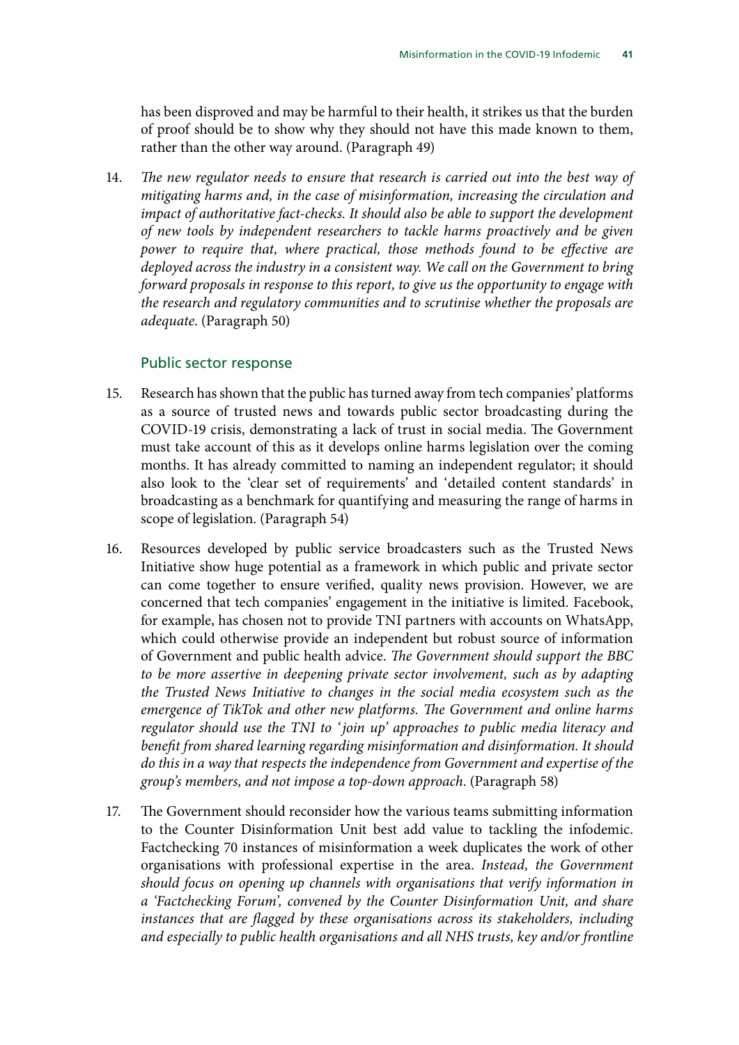has been disproved and may be harmful to their health, it strikes us that the burden of proof should be to show why they should not have this made known to them, rather than the other way around. (Paragraph 49)

14. *The new regulator needs to ensure that research is carried out into the best way of mitigating harms and, in the case of misinformation, increasing the circulation and impact of authoritative fact-checks. It should also be able to support the development of new tools by independent researchers to tackle harms proactively and be given power to require that, where practical, those methods found to be effective are deployed across the industry in a consistent way. We call on the Government to bring forward proposals in response to this report, to give us the opportunity to engage with the research and regulatory communities and to scrutinise whether the proposals are adequate.* (Paragraph 50)

### Public sector response

15. Research has shown that the public has turned away from tech companies' platforms as a source of trusted news and towards public sector broadcasting during the COVID-19 crisis, demonstrating a lack of trust in social media. The Government must take account of this as it develops online harms legislation over the coming months. It has already committed to naming an independent regulator; it should also look to the 'clear set of requirements' and 'detailed content standards' in broadcasting as a benchmark for quantifying and measuring the range of harms in scope of legislation. (Paragraph 54)

16. Resources developed by public service broadcasters such as the Trusted News Initiative show huge potential as a framework in which public and private sector can come together to ensure verified, quality news provision. However, we are concerned that tech companies' engagement in the initiative is limited. Facebook, for example, has chosen not to provide TNI partners with accounts on WhatsApp, which could otherwise provide an independent but robust source of information of Government and public health advice. *The Government should support the BBC to be more assertive in deepening private sector involvement, such as by adapting the Trusted News Initiative to changes in the social media ecosystem such as the emergence of TikTok and other new platforms. The Government and online harms regulator should use the TNI to 'join up' approaches to public media literacy and benefit from shared learning regarding misinformation and disinformation. It should do this in a way that respects the independence from Government and expertise of the group's members, and not impose a top-down approach.* (Paragraph 58)

17. The Government should reconsider how the various teams submitting information to the Counter Disinformation Unit best add value to tackling the infodemic. Factchecking 70 instances of misinformation a week duplicates the work of other organisations with professional expertise in the area. *Instead, the Government should focus on opening up channels with organisations that verify information in a 'Factchecking Forum', convened by the Counter Disinformation Unit, and share instances that are flagged by these organisations across its stakeholders, including and especially to public health organisations and all NHS trusts, key and/or frontline*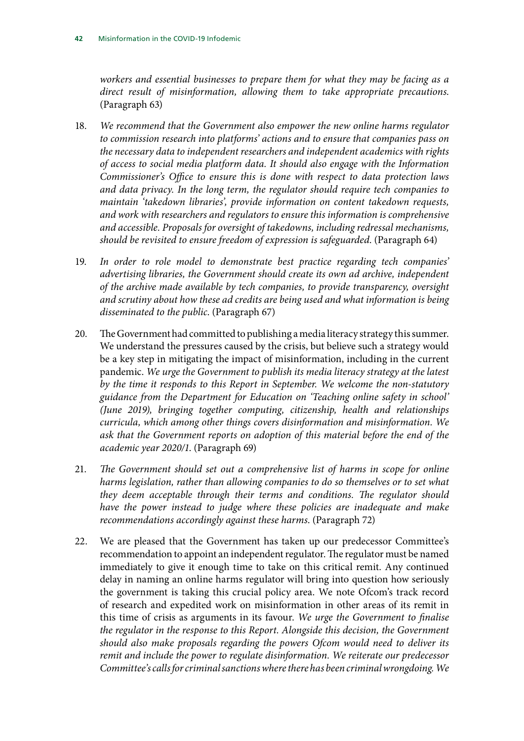*workers and essential businesses to prepare them for what they may be facing as a direct result of misinformation, allowing them to take appropriate precautions.* (Paragraph 63)

18. *We recommend that the Government also empower the new online harms regulator to commission research into platforms' actions and to ensure that companies pass on the necessary data to independent researchers and independent academics with rights of access to social media platform data. It should also engage with the Information Commissioner's Office to ensure this is done with respect to data protection laws and data privacy. In the long term, the regulator should require tech companies to maintain 'takedown libraries', provide information on content takedown requests, and work with researchers and regulators to ensure this information is comprehensive and accessible. Proposals for oversight of takedowns, including redressal mechanisms, should be revisited to ensure freedom of expression is safeguarded.* (Paragraph 64)

19. *In order to role model to demonstrate best practice regarding tech companies' advertising libraries, the Government should create its own ad archive, independent of the archive made available by tech companies, to provide transparency, oversight and scrutiny about how these ad credits are being used and what information is being disseminated to the public.* (Paragraph 67)

20. The Government had committed to publishing a media literacy strategy this summer. We understand the pressures caused by the crisis, but believe such a strategy would be a key step in mitigating the impact of misinformation, including in the current pandemic. *We urge the Government to publish its media literacy strategy at the latest by the time it responds to this Report in September. We welcome the non-statutory guidance from the Department for Education on 'Teaching online safety in school' (June 2019), bringing together computing, citizenship, health and relationships curricula, which among other things covers disinformation and misinformation. We ask that the Government reports on adoption of this material before the end of the academic year 2020/1.* (Paragraph 69)

21. *The Government should set out a comprehensive list of harms in scope for online harms legislation, rather than allowing companies to do so themselves or to set what they deem acceptable through their terms and conditions. The regulator should have the power instead to judge where these policies are inadequate and make recommendations accordingly against these harms.* (Paragraph 72)

22. We are pleased that the Government has taken up our predecessor Committee's recommendation to appoint an independent regulator. The regulator must be named immediately to give it enough time to take on this critical remit. Any continued delay in naming an online harms regulator will bring into question how seriously the government is taking this crucial policy area. We note Ofcom's track record of research and expedited work on misinformation in other areas of its remit in this time of crisis as arguments in its favour. *We urge the Government to finalise the regulator in the response to this Report. Alongside this decision, the Government should also make proposals regarding the powers Ofcom would need to deliver its remit and include the power to regulate disinformation. We reiterate our predecessor Committee's calls for criminal sanctions where there has been criminal wrongdoing. We*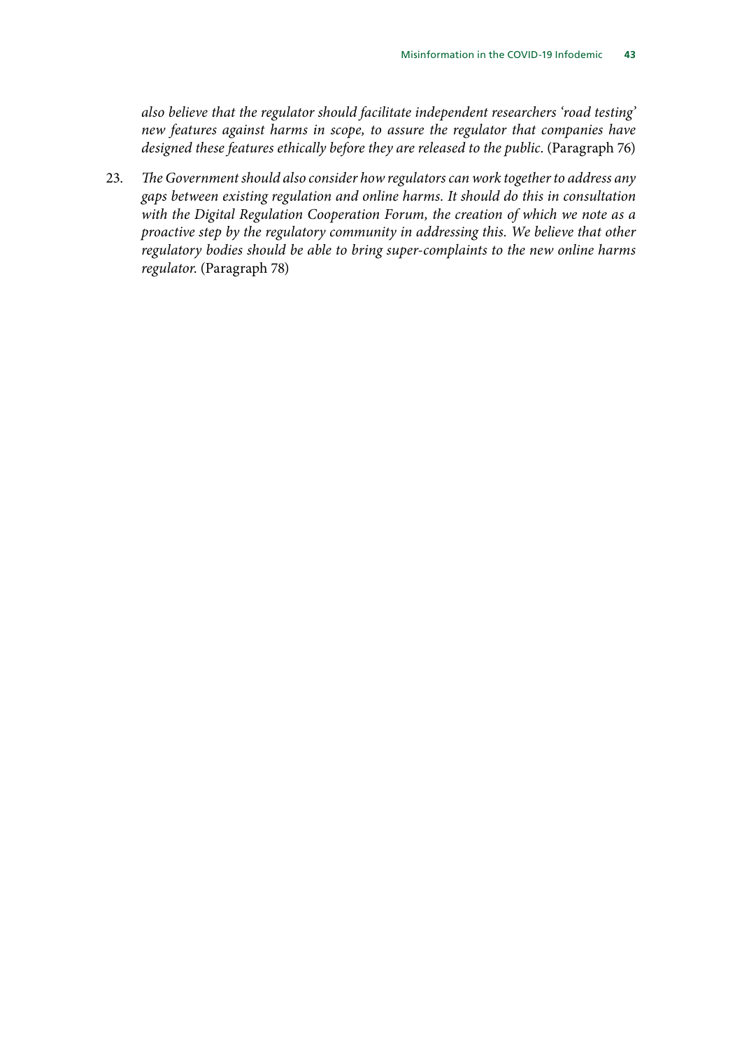*also believe that the regulator should facilitate independent researchers 'road testing' new features against harms in scope, to assure the regulator that companies have designed these features ethically before they are released to the public*. (Paragraph 76)

23. *The Government should also consider how regulators can work together to address any gaps between existing regulation and online harms. It should do this in consultation with the Digital Regulation Cooperation Forum, the creation of which we note as a proactive step by the regulatory community in addressing this. We believe that other regulatory bodies should be able to bring super-complaints to the new online harms regulator*. (Paragraph 78)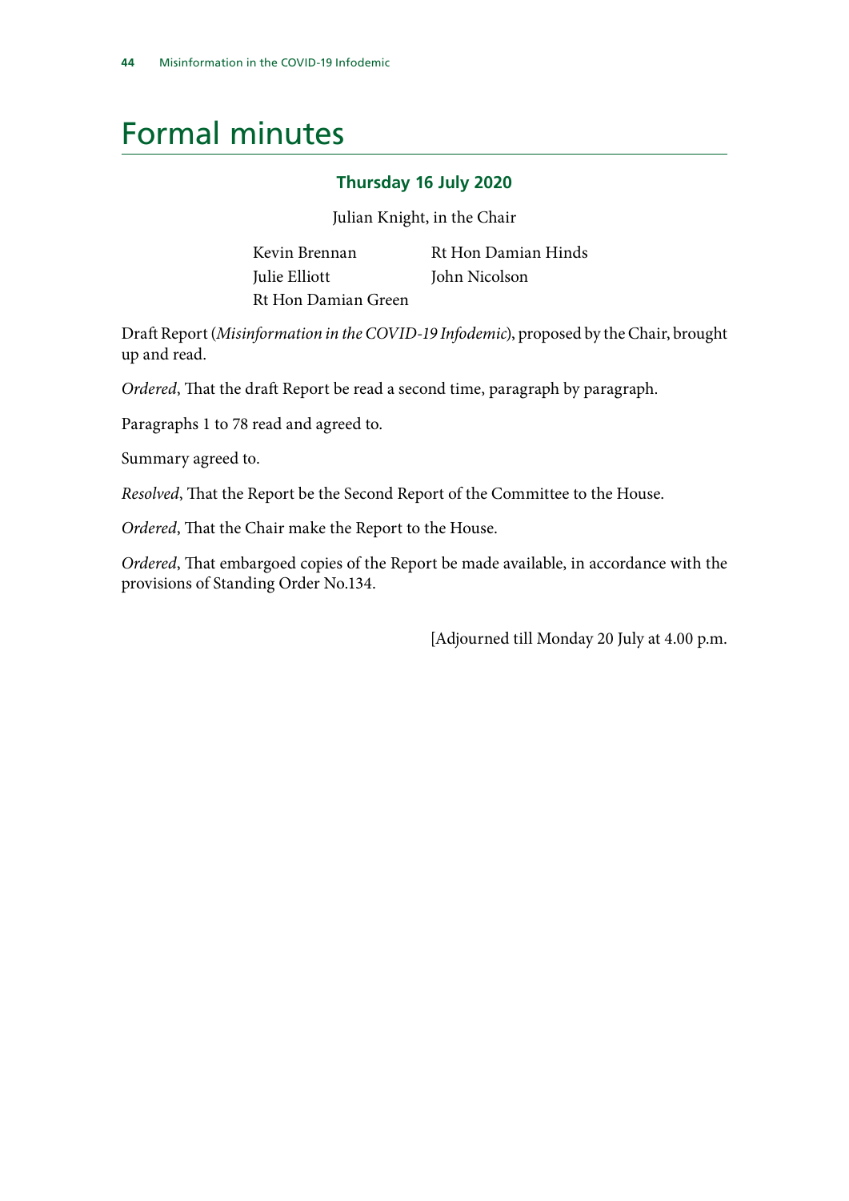# Formal minutes

### Thursday 16 July 2020

Julian Knight, in the Chair

Kevin Brennan
Julie Elliott
Rt Hon Damian Green
Rt Hon Damian Hinds
John Nicolson

Draft Report (*Misinformation in the COVID-19 Infodemic*), proposed by the Chair, brought up and read.

*Ordered*, That the draft Report be read a second time, paragraph by paragraph.

Paragraphs 1 to 78 read and agreed to.

Summary agreed to.

*Resolved*, That the Report be the Second Report of the Committee to the House.

*Ordered*, That the Chair make the Report to the House.

*Ordered*, That embargoed copies of the Report be made available, in accordance with the provisions of Standing Order No.134.

[Adjourned till Monday 20 July at 4.00 p.m.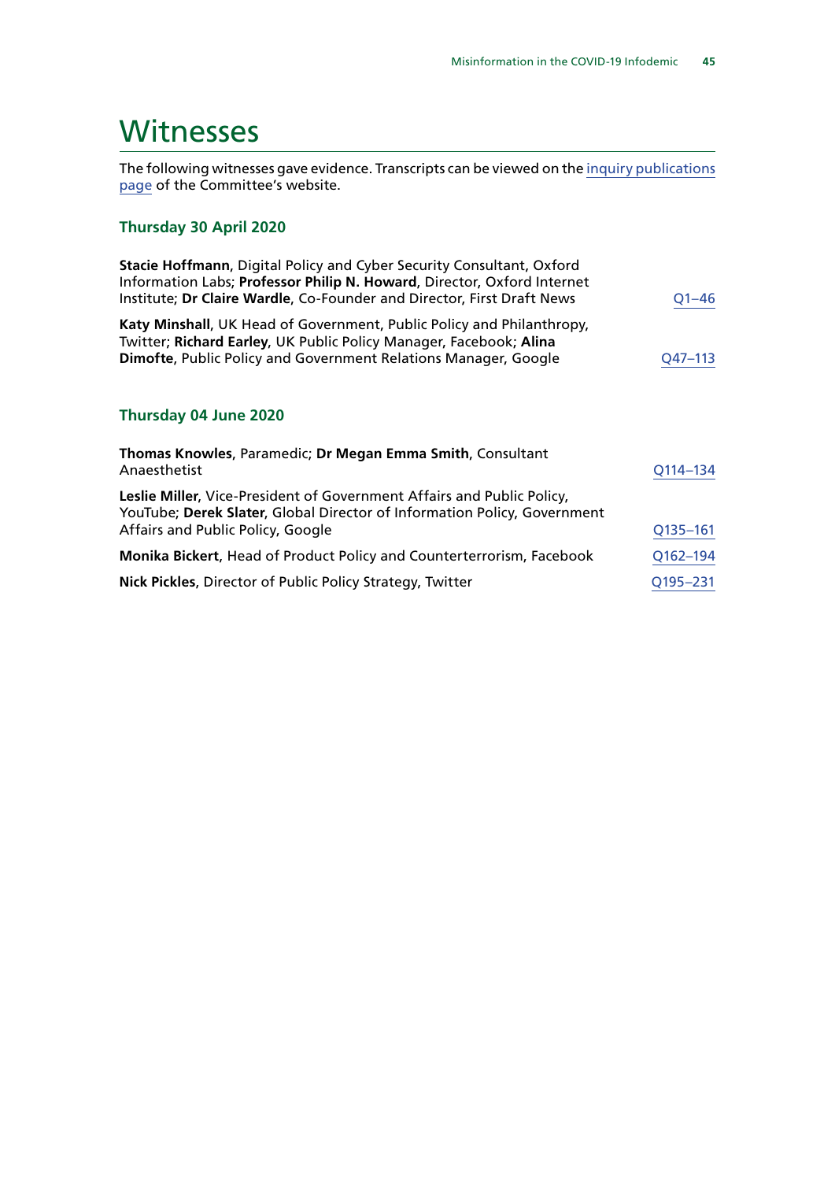# Witnesses

The following witnesses gave evidence. Transcripts can be viewed on the inquiry publications page of the Committee's website.

### Thursday 30 April 2020

**Stacie Hoffmann**, Digital Policy and Cyber Security Consultant, Oxford Information Labs; **Professor Philip N. Howard**, Director, Oxford Internet Institute; **Dr Claire Wardle**, Co-Founder and Director, First Draft News — Q1–46

**Katy Minshall**, UK Head of Government, Public Policy and Philanthropy, Twitter; **Richard Earley**, UK Public Policy Manager, Facebook; **Alina Dimofte**, Public Policy and Government Relations Manager, Google — Q47–113

### Thursday 04 June 2020

**Thomas Knowles**, Paramedic; **Dr Megan Emma Smith**, Consultant Anaesthetist — Q114–134

**Leslie Miller**, Vice-President of Government Affairs and Public Policy, YouTube; **Derek Slater**, Global Director of Information Policy, Government Affairs and Public Policy, Google — Q135–161

**Monika Bickert**, Head of Product Policy and Counterterrorism, Facebook — Q162–194

**Nick Pickles**, Director of Public Policy Strategy, Twitter — Q195–231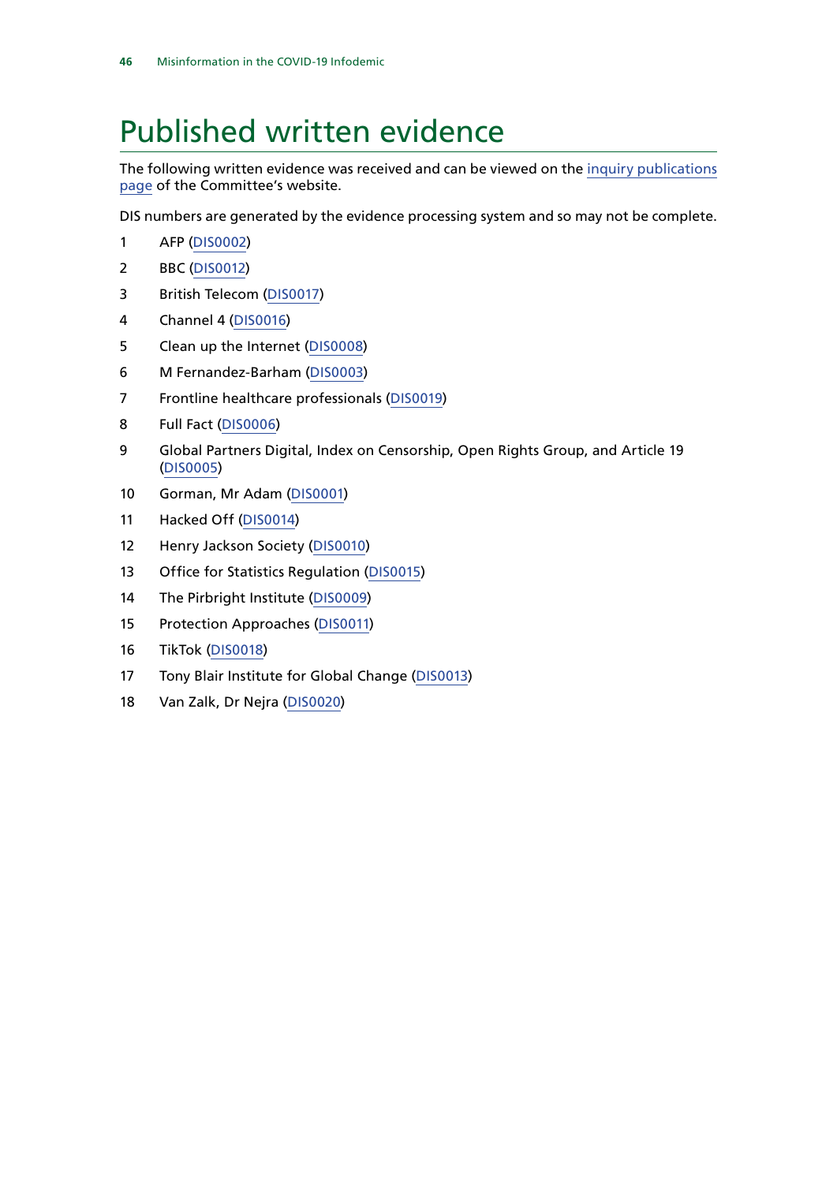# Published written evidence

The following written evidence was received and can be viewed on the inquiry publications page of the Committee's website.

DIS numbers are generated by the evidence processing system and so may not be complete.

1. AFP (DIS0002)
2. BBC (DIS0012)
3. British Telecom (DIS0017)
4. Channel 4 (DIS0016)
5. Clean up the Internet (DIS0008)
6. M Fernandez-Barham (DIS0003)
7. Frontline healthcare professionals (DIS0019)
8. Full Fact (DIS0006)
9. Global Partners Digital, Index on Censorship, Open Rights Group, and Article 19 (DIS0005)
10. Gorman, Mr Adam (DIS0001)
11. Hacked Off (DIS0014)
12. Henry Jackson Society (DIS0010)
13. Office for Statistics Regulation (DIS0015)
14. The Pirbright Institute (DIS0009)
15. Protection Approaches (DIS0011)
16. TikTok (DIS0018)
17. Tony Blair Institute for Global Change (DIS0013)
18. Van Zalk, Dr Nejra (DIS0020)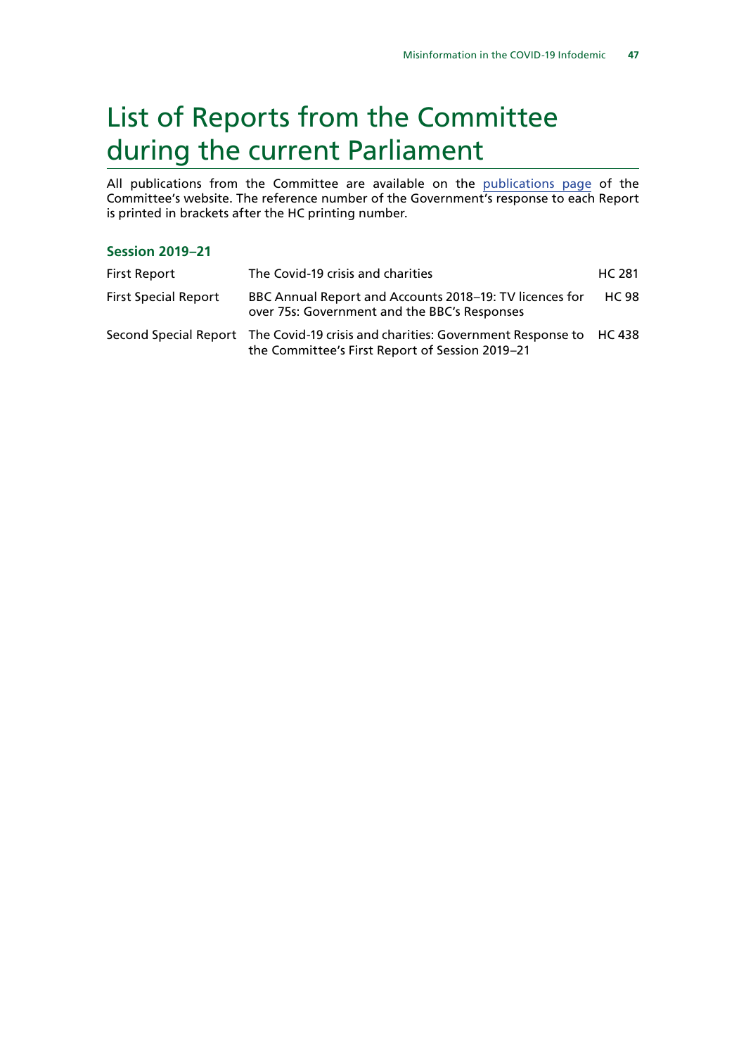# List of Reports from the Committee during the current Parliament

All publications from the Committee are available on the publications page of the Committee's website. The reference number of the Government's response to each Report is printed in brackets after the HC printing number.

### Session 2019–21

| | | |
|---|---|---|
| First Report | The Covid-19 crisis and charities | HC 281 |
| First Special Report | BBC Annual Report and Accounts 2018–19: TV licences for over 75s: Government and the BBC's Responses | HC 98 |
| Second Special Report | The Covid-19 crisis and charities: Government Response to the Committee's First Report of Session 2019–21 | HC 438 |